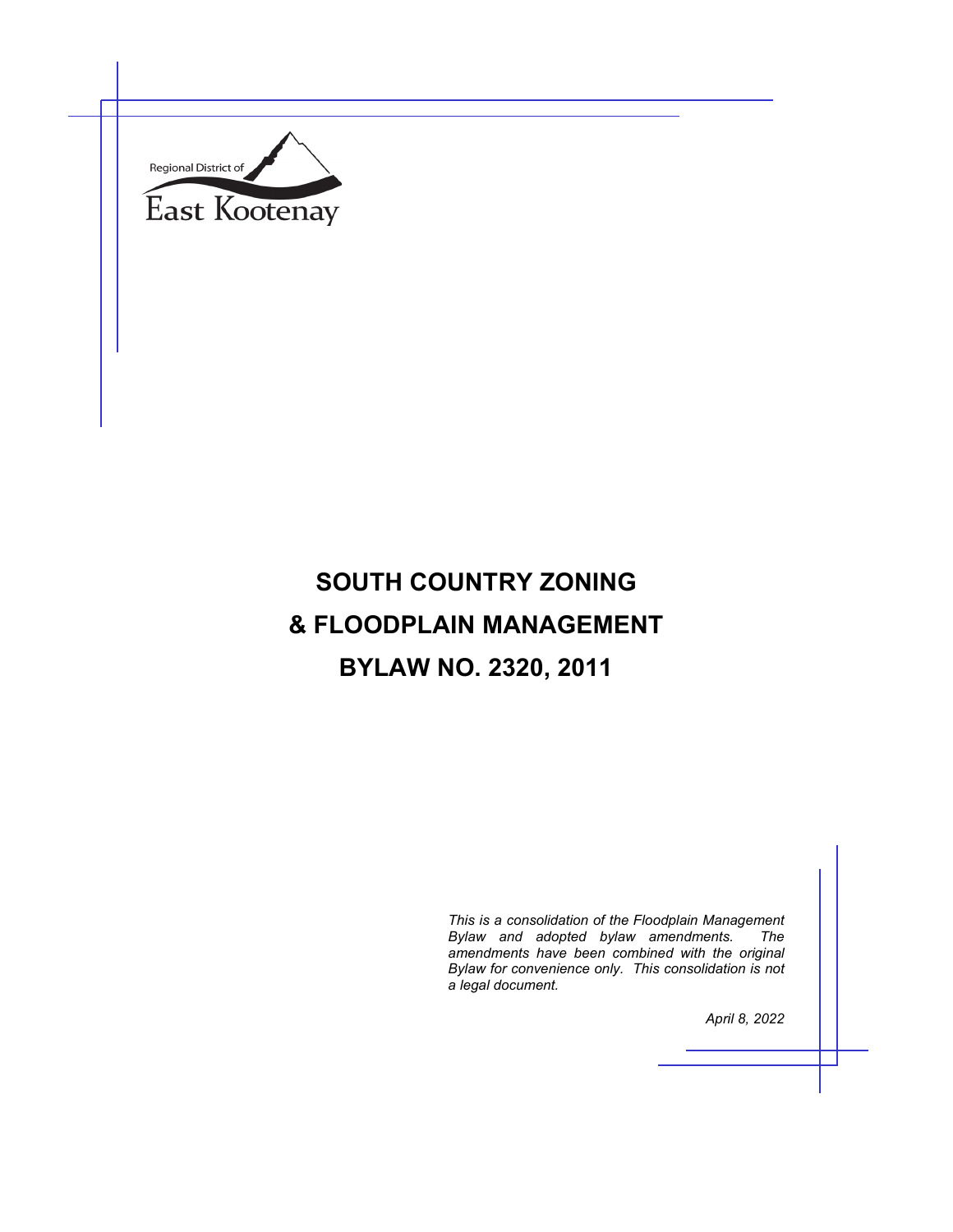Regional District of

East Kootenay

# SOUTH COUNTRY ZONING & FLOODPLAIN MANAGEMENT BYLAW NO. 2320, 2011

*This is a consolidation of the Floodplain Management Bylaw and adopted bylaw amendments. The amendments have been combined with the original Bylaw for convenience only. This consolidation is not a legal document.*

*April 8, 2022*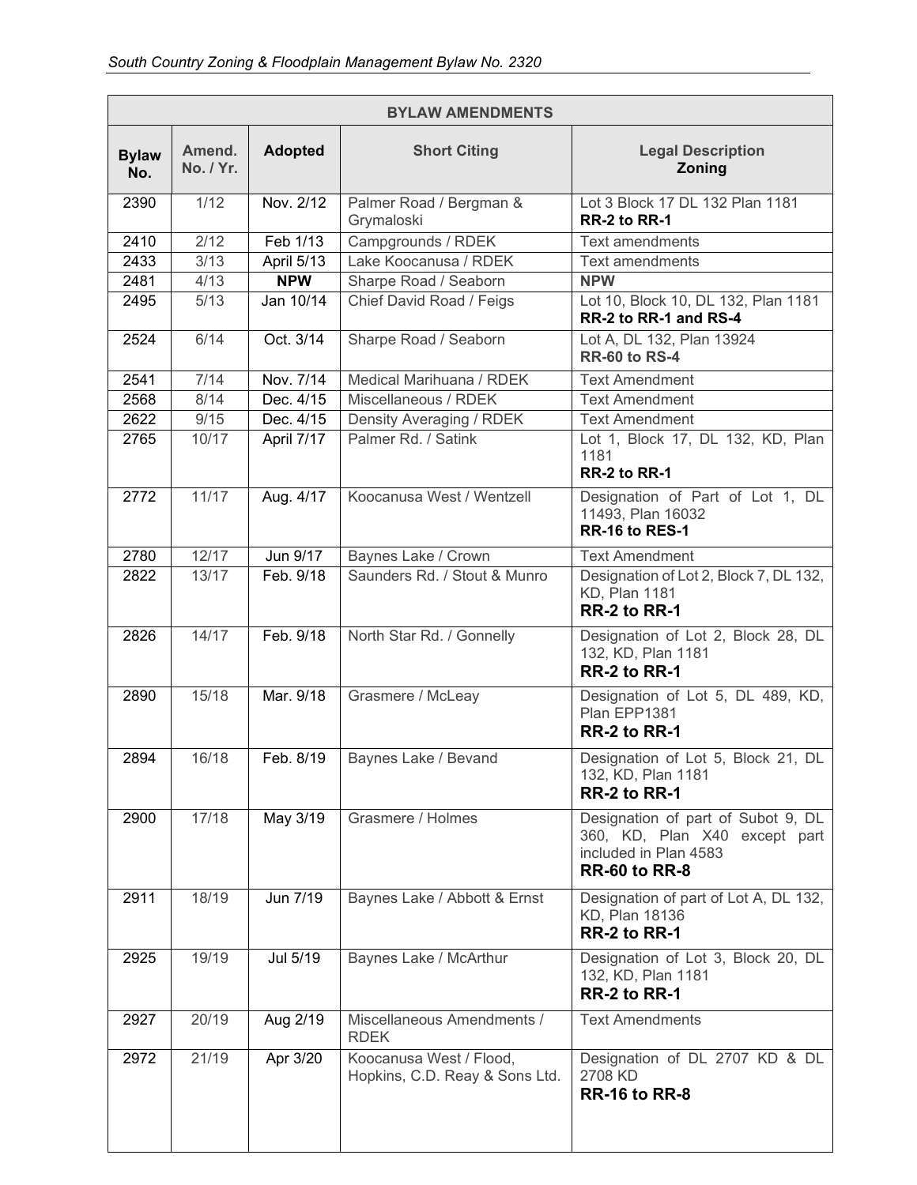| BYLAW AMENDMENTS | | | | |
|---|---|---|---|---|
| **Bylaw No.** | **Amend. No. / Yr.** | **Adopted** | **Short Citing** | **Legal Description Zoning** |
| 2390 | 1/12 | Nov. 2/12 | Palmer Road / Bergman & Grymaloski | Lot 3 Block 17 DL 132 Plan 1181 **RR-2 to RR-1** |
| 2410 | 2/12 | Feb 1/13 | Campgrounds / RDEK | Text amendments |
| 2433 | 3/13 | April 5/13 | Lake Koocanusa / RDEK | Text amendments |
| 2481 | 4/13 | **NPW** | Sharpe Road / Seaborn | **NPW** |
| 2495 | 5/13 | Jan 10/14 | Chief David Road / Feigs | Lot 10, Block 10, DL 132, Plan 1181 **RR-2 to RR-1 and RS-4** |
| 2524 | 6/14 | Oct. 3/14 | Sharpe Road / Seaborn | Lot A, DL 132, Plan 13924 **RR-60 to RS-4** |
| 2541 | 7/14 | Nov. 7/14 | Medical Marihuana / RDEK | Text Amendment |
| 2568 | 8/14 | Dec. 4/15 | Miscellaneous / RDEK | Text Amendment |
| 2622 | 9/15 | Dec. 4/15 | Density Averaging / RDEK | Text Amendment |
| 2765 | 10/17 | April 7/17 | Palmer Rd. / Satink | Lot 1, Block 17, DL 132, KD, Plan 1181 **RR-2 to RR-1** |
| 2772 | 11/17 | Aug. 4/17 | Koocanusa West / Wentzell | Designation of Part of Lot 1, DL 11493, Plan 16032 **RR-16 to RES-1** |
| 2780 | 12/17 | Jun 9/17 | Baynes Lake / Crown | Text Amendment |
| 2822 | 13/17 | Feb. 9/18 | Saunders Rd. / Stout & Munro | Designation of Lot 2, Block 7, DL 132, KD, Plan 1181 **RR-2 to RR-1** |
| 2826 | 14/17 | Feb. 9/18 | North Star Rd. / Gonnelly | Designation of Lot 2, Block 28, DL 132, KD, Plan 1181 **RR-2 to RR-1** |
| 2890 | 15/18 | Mar. 9/18 | Grasmere / McLeay | Designation of Lot 5, DL 489, KD, Plan EPP1381 **RR-2 to RR-1** |
| 2894 | 16/18 | Feb. 8/19 | Baynes Lake / Bevand | Designation of Lot 5, Block 21, DL 132, KD, Plan 1181 **RR-2 to RR-1** |
| 2900 | 17/18 | May 3/19 | Grasmere / Holmes | Designation of part of Subot 9, DL 360, KD, Plan X40 except part included in Plan 4583 **RR-60 to RR-8** |
| 2911 | 18/19 | Jun 7/19 | Baynes Lake / Abbott & Ernst | Designation of part of Lot A, DL 132, KD, Plan 18136 **RR-2 to RR-1** |
| 2925 | 19/19 | Jul 5/19 | Baynes Lake / McArthur | Designation of Lot 3, Block 20, DL 132, KD, Plan 1181 **RR-2 to RR-1** |
| 2927 | 20/19 | Aug 2/19 | Miscellaneous Amendments / RDEK | Text Amendments |
| 2972 | 21/19 | Apr 3/20 | Koocanusa West / Flood, Hopkins, C.D. Reay & Sons Ltd. | Designation of DL 2707 KD & DL 2708 KD **RR-16 to RR-8** |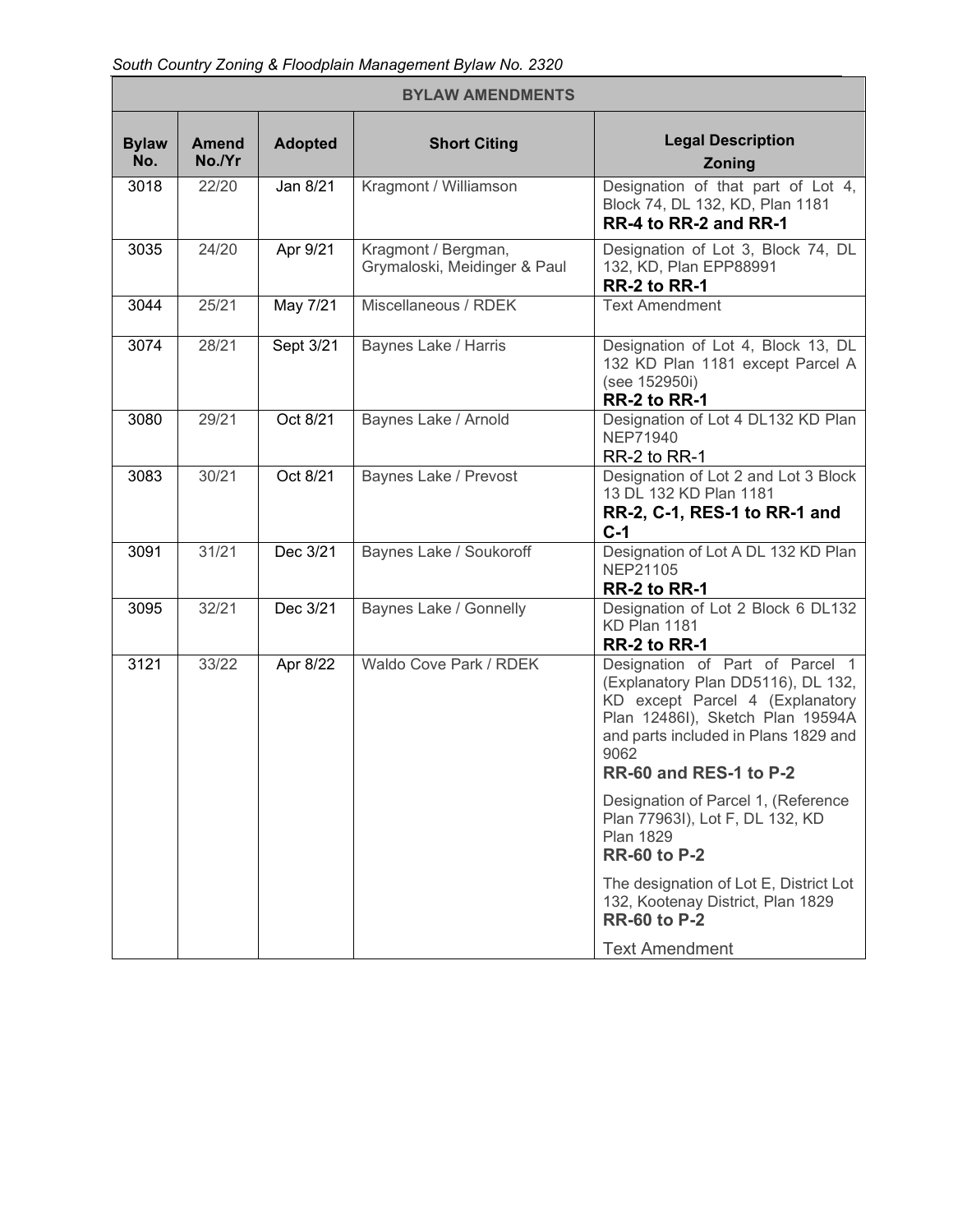| BYLAW AMENDMENTS | | | | |
|---|---|---|---|---|
| **Bylaw No.** | **Amend No./Yr** | **Adopted** | **Short Citing** | **Legal Description Zoning** |
| 3018 | 22/20 | Jan 8/21 | Kragmont / Williamson | Designation of that part of Lot 4, Block 74, DL 132, KD, Plan 1181 **RR-4 to RR-2 and RR-1** |
| 3035 | 24/20 | Apr 9/21 | Kragmont / Bergman, Grymaloski, Meidinger & Paul | Designation of Lot 3, Block 74, DL 132, KD, Plan EPP88991 **RR-2 to RR-1** |
| 3044 | 25/21 | May 7/21 | Miscellaneous / RDEK | Text Amendment |
| 3074 | 28/21 | Sept 3/21 | Baynes Lake / Harris | Designation of Lot 4, Block 13, DL 132 KD Plan 1181 except Parcel A (see 152950i) **RR-2 to RR-1** |
| 3080 | 29/21 | Oct 8/21 | Baynes Lake / Arnold | Designation of Lot 4 DL132 KD Plan NEP71940 RR-2 to RR-1 |
| 3083 | 30/21 | Oct 8/21 | Baynes Lake / Prevost | Designation of Lot 2 and Lot 3 Block 13 DL 132 KD Plan 1181 **RR-2, C-1, RES-1 to RR-1 and C-1** |
| 3091 | 31/21 | Dec 3/21 | Baynes Lake / Soukoroff | Designation of Lot A DL 132 KD Plan NEP21105 **RR-2 to RR-1** |
| 3095 | 32/21 | Dec 3/21 | Baynes Lake / Gonnelly | Designation of Lot 2 Block 6 DL132 KD Plan 1181 **RR-2 to RR-1** |
| 3121 | 33/22 | Apr 8/22 | Waldo Cove Park / RDEK | Designation of Part of Parcel 1 (Explanatory Plan DD5116), DL 132, KD except Parcel 4 (Explanatory Plan 12486I), Sketch Plan 19594A and parts included in Plans 1829 and 9062 **RR-60 and RES-1 to P-2**<br><br>Designation of Parcel 1, (Reference Plan 77963I), Lot F, DL 132, KD Plan 1829 **RR-60 to P-2**<br><br>The designation of Lot E, District Lot 132, Kootenay District, Plan 1829 **RR-60 to P-2**<br><br>Text Amendment |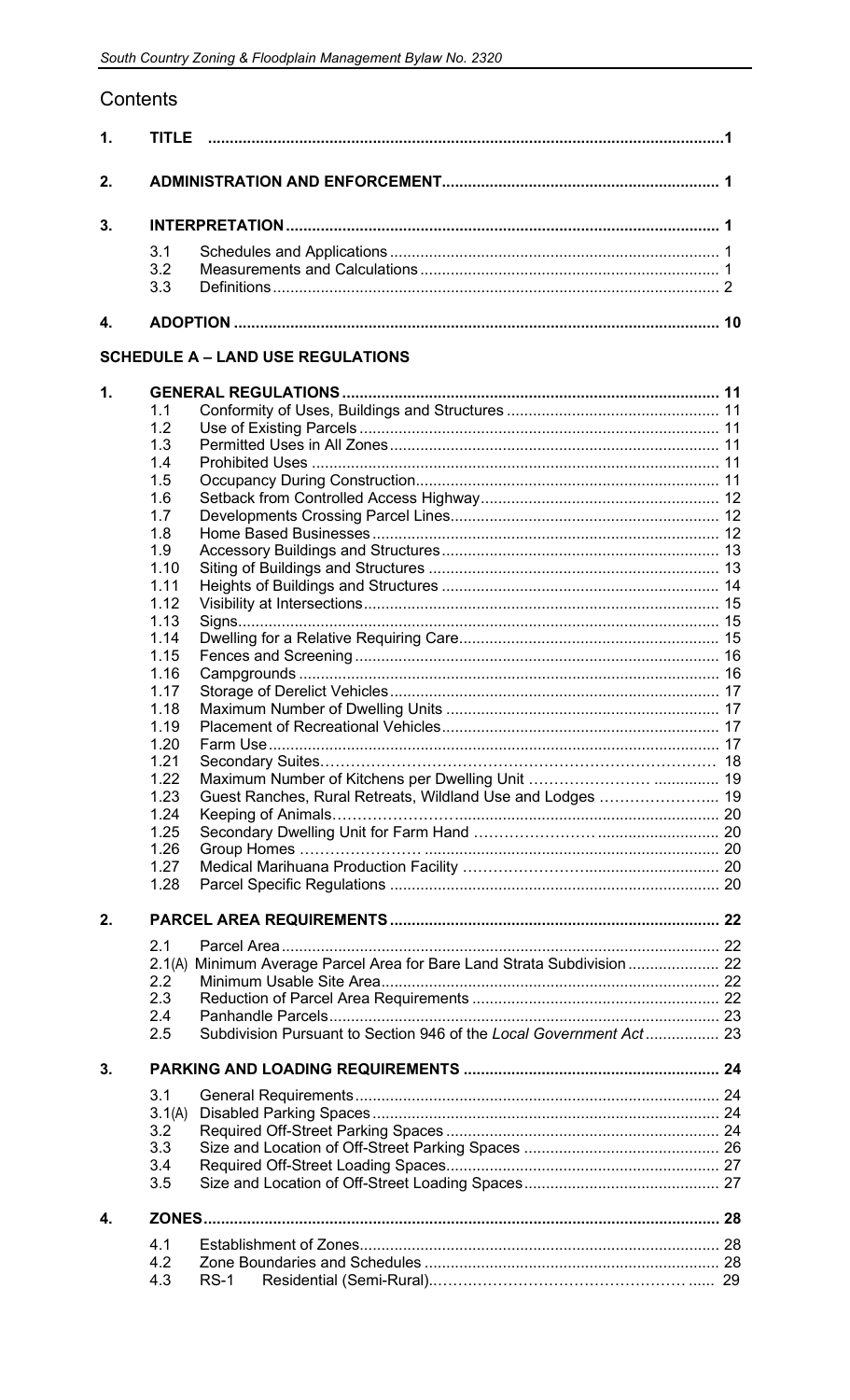# Contents

| | | | |
|---|---|---|---|
| **1.** | **TITLE** | | **1** |
| **2.** | **ADMINISTRATION AND ENFORCEMENT** | | **1** |
| **3.** | **INTERPRETATION** | | **1** |
| | 3.1 | Schedules and Applications | 1 |
| | 3.2 | Measurements and Calculations | 1 |
| | 3.3 | Definitions | 2 |
| **4.** | **ADOPTION** | | **10** |

**SCHEDULE A – LAND USE REGULATIONS**

| | | | |
|---|---|---|---|
| **1.** | **GENERAL REGULATIONS** | | **11** |
| | 1.1 | Conformity of Uses, Buildings and Structures | 11 |
| | 1.2 | Use of Existing Parcels | 11 |
| | 1.3 | Permitted Uses in All Zones | 11 |
| | 1.4 | Prohibited Uses | 11 |
| | 1.5 | Occupancy During Construction | 11 |
| | 1.6 | Setback from Controlled Access Highway | 12 |
| | 1.7 | Developments Crossing Parcel Lines | 12 |
| | 1.8 | Home Based Businesses | 12 |
| | 1.9 | Accessory Buildings and Structures | 13 |
| | 1.10 | Siting of Buildings and Structures | 13 |
| | 1.11 | Heights of Buildings and Structures | 14 |
| | 1.12 | Visibility at Intersections | 15 |
| | 1.13 | Signs | 15 |
| | 1.14 | Dwelling for a Relative Requiring Care | 15 |
| | 1.15 | Fences and Screening | 16 |
| | 1.16 | Campgrounds | 16 |
| | 1.17 | Storage of Derelict Vehicles | 17 |
| | 1.18 | Maximum Number of Dwelling Units | 17 |
| | 1.19 | Placement of Recreational Vehicles | 17 |
| | 1.20 | Farm Use | 17 |
| | 1.21 | Secondary Suites | 18 |
| | 1.22 | Maximum Number of Kitchens per Dwelling Unit | 19 |
| | 1.23 | Guest Ranches, Rural Retreats, Wildland Use and Lodges | 19 |
| | 1.24 | Keeping of Animals | 20 |
| | 1.25 | Secondary Dwelling Unit for Farm Hand | 20 |
| | 1.26 | Group Homes | 20 |
| | 1.27 | Medical Marihuana Production Facility | 20 |
| | 1.28 | Parcel Specific Regulations | 20 |
| **2.** | **PARCEL AREA REQUIREMENTS** | | **22** |
| | 2.1 | Parcel Area | 22 |
| | 2.1(A) | Minimum Average Parcel Area for Bare Land Strata Subdivision | 22 |
| | 2.2 | Minimum Usable Site Area | 22 |
| | 2.3 | Reduction of Parcel Area Requirements | 22 |
| | 2.4 | Panhandle Parcels | 23 |
| | 2.5 | Subdivision Pursuant to Section 946 of the *Local Government Act* | 23 |
| **3.** | **PARKING AND LOADING REQUIREMENTS** | | **24** |
| | 3.1 | General Requirements | 24 |
| | 3.1(A) | Disabled Parking Spaces | 24 |
| | 3.2 | Required Off-Street Parking Spaces | 24 |
| | 3.3 | Size and Location of Off-Street Parking Spaces | 26 |
| | 3.4 | Required Off-Street Loading Spaces | 27 |
| | 3.5 | Size and Location of Off-Street Loading Spaces | 27 |
| **4.** | **ZONES** | | **28** |
| | 4.1 | Establishment of Zones | 28 |
| | 4.2 | Zone Boundaries and Schedules | 28 |
| | 4.3 | RS-1 Residential (Semi-Rural) | 29 |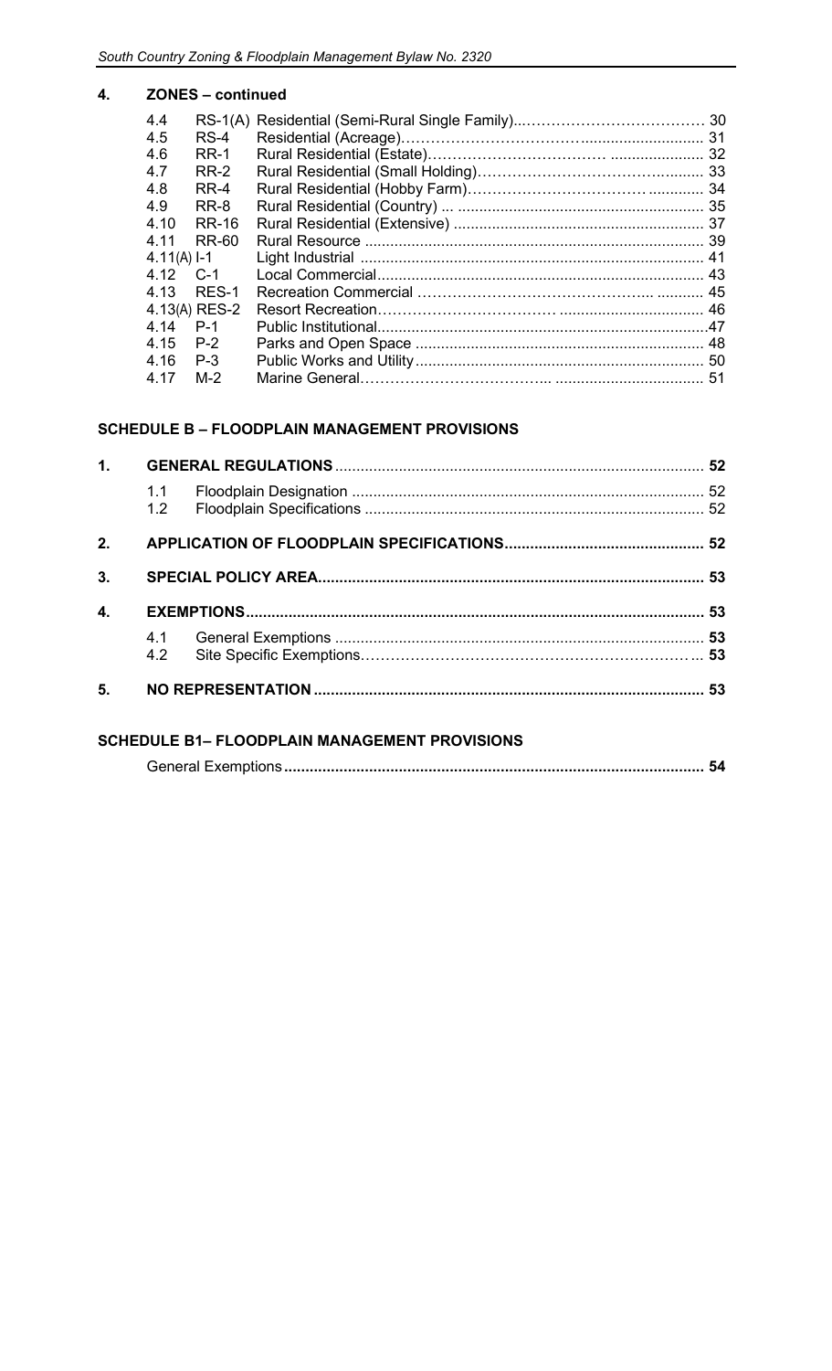## 4. ZONES – continued

| | | | |
|---|---|---|---|
| 4.4 | RS-1(A) | Residential (Semi-Rural Single Family) | 30 |
| 4.5 | RS-4 | Residential (Acreage) | 31 |
| 4.6 | RR-1 | Rural Residential (Estate) | 32 |
| 4.7 | RR-2 | Rural Residential (Small Holding) | 33 |
| 4.8 | RR-4 | Rural Residential (Hobby Farm) | 34 |
| 4.9 | RR-8 | Rural Residential (Country) ... | 35 |
| 4.10 | RR-16 | Rural Residential (Extensive) | 37 |
| 4.11 | RR-60 | Rural Resource | 39 |
| 4.11(A) | I-1 | Light Industrial | 41 |
| 4.12 | C-1 | Local Commercial | 43 |
| 4.13 | RES-1 | Recreation Commercial | 45 |
| 4.13(A) | RES-2 | Resort Recreation | 46 |
| 4.14 | P-1 | Public Institutional | 47 |
| 4.15 | P-2 | Parks and Open Space | 48 |
| 4.16 | P-3 | Public Works and Utility | 50 |
| 4.17 | M-2 | Marine General | 51 |

## SCHEDULE B – FLOODPLAIN MANAGEMENT PROVISIONS

| | | |
|---|---|---|
| **1.** | **GENERAL REGULATIONS** | **52** |
| 1.1 | Floodplain Designation | 52 |
| 1.2 | Floodplain Specifications | 52 |
| **2.** | **APPLICATION OF FLOODPLAIN SPECIFICATIONS** | **52** |
| **3.** | **SPECIAL POLICY AREA** | **53** |
| **4.** | **EXEMPTIONS** | **53** |
| 4.1 | General Exemptions | 53 |
| 4.2 | Site Specific Exemptions | 53 |
| **5.** | **NO REPRESENTATION** | **53** |

## SCHEDULE B1– FLOODPLAIN MANAGEMENT PROVISIONS

| | |
|---|---|
| General Exemptions | **54** |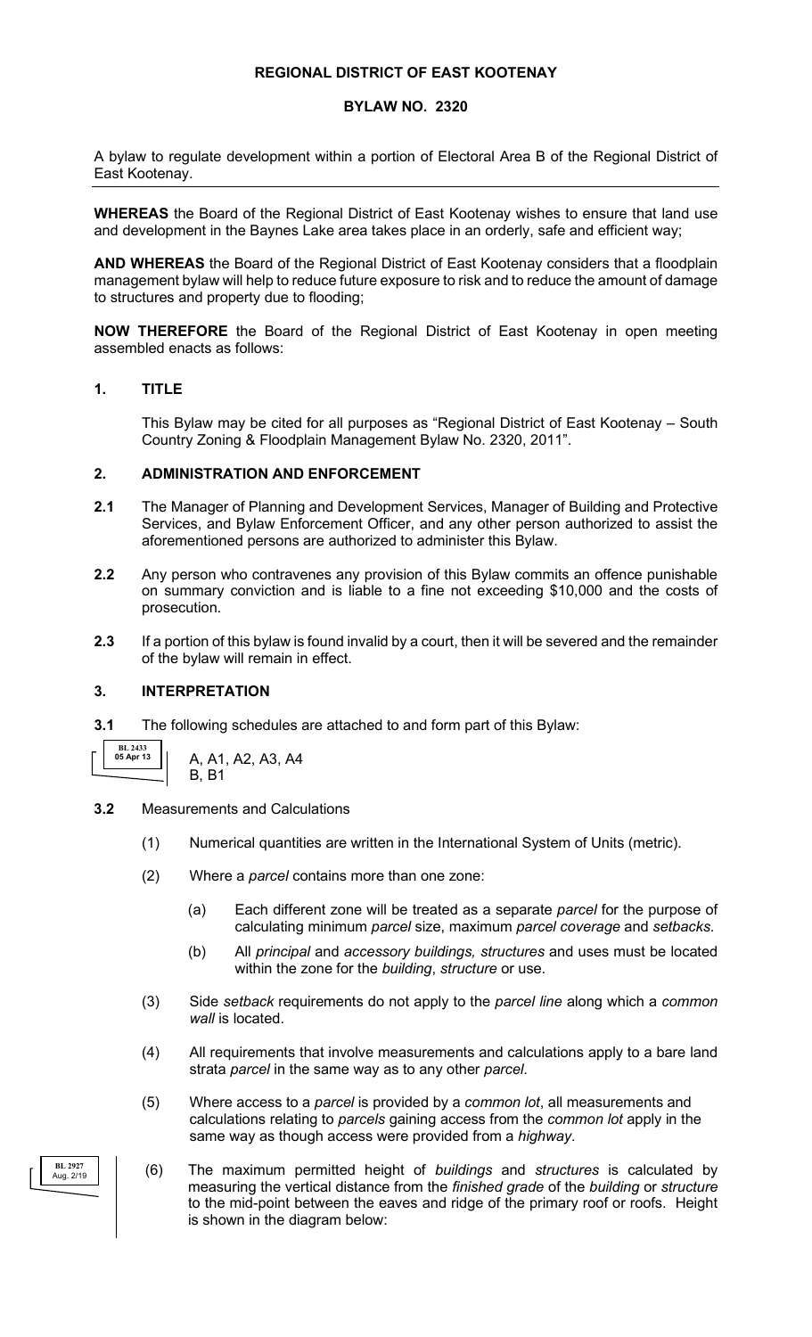**REGIONAL DISTRICT OF EAST KOOTENAY**

**BYLAW NO. 2320**

A bylaw to regulate development within a portion of Electoral Area B of the Regional District of East Kootenay.

**WHEREAS** the Board of the Regional District of East Kootenay wishes to ensure that land use and development in the Baynes Lake area takes place in an orderly, safe and efficient way;

**AND WHEREAS** the Board of the Regional District of East Kootenay considers that a floodplain management bylaw will help to reduce future exposure to risk and to reduce the amount of damage to structures and property due to flooding;

**NOW THEREFORE** the Board of the Regional District of East Kootenay in open meeting assembled enacts as follows:

## 1. TITLE

This Bylaw may be cited for all purposes as "Regional District of East Kootenay – South Country Zoning & Floodplain Management Bylaw No. 2320, 2011".

## 2. ADMINISTRATION AND ENFORCEMENT

**2.1** The Manager of Planning and Development Services, Manager of Building and Protective Services, and Bylaw Enforcement Officer, and any other person authorized to assist the aforementioned persons are authorized to administer this Bylaw.

**2.2** Any person who contravenes any provision of this Bylaw commits an offence punishable on summary conviction and is liable to a fine not exceeding $10,000 and the costs of prosecution.

**2.3** If a portion of this bylaw is found invalid by a court, then it will be severed and the remainder of the bylaw will remain in effect.

## 3. INTERPRETATION

**3.1** The following schedules are attached to and form part of this Bylaw:

BL 2433 05 Apr 13

A, A1, A2, A3, A4
B, B1

**3.2** Measurements and Calculations

(1) Numerical quantities are written in the International System of Units (metric).

(2) Where a *parcel* contains more than one zone:

(a) Each different zone will be treated as a separate *parcel* for the purpose of calculating minimum *parcel* size, maximum *parcel coverage* and *setbacks*.

(b) All *principal* and *accessory buildings, structures* and uses must be located within the zone for the *building*, *structure* or use.

(3) Side *setback* requirements do not apply to the *parcel line* along which a *common wall* is located.

(4) All requirements that involve measurements and calculations apply to a bare land strata *parcel* in the same way as to any other *parcel*.

(5) Where access to a *parcel* is provided by a *common lot*, all measurements and calculations relating to *parcels* gaining access from the *common lot* apply in the same way as though access were provided from a *highway*.

BL 2927 Aug. 2/19

(6) The maximum permitted height of *buildings* and *structures* is calculated by measuring the vertical distance from the *finished grade* of the *building* or *structure* to the mid-point between the eaves and ridge of the primary roof or roofs. Height is shown in the diagram below: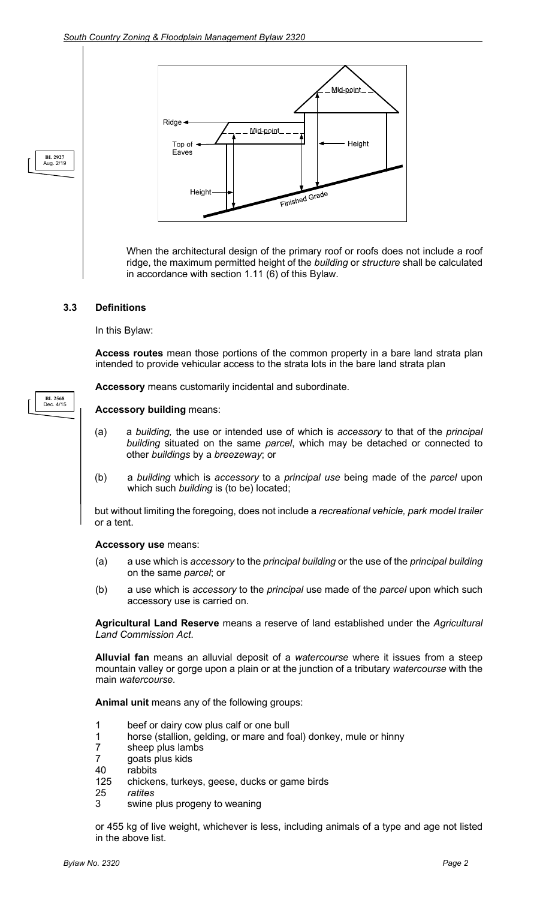When the architectural design of the primary roof or roofs does not include a roof ridge, the maximum permitted height of the *building* or *structure* shall be calculated in accordance with section 1.11 (6) of this Bylaw.

### 3.3 Definitions

In this Bylaw:

**Access routes** mean those portions of the common property in a bare land strata plan intended to provide vehicular access to the strata lots in the bare land strata plan

**Accessory** means customarily incidental and subordinate.

**Accessory building** means:

(a) a *building,* the use or intended use of which is *accessory* to that of the *principal building* situated on the same *parcel*, which may be detached or connected to other *buildings* by a *breezeway*; or

(b) a *building* which is *accessory* to a *principal use* being made of the *parcel* upon which such *building* is (to be) located;

but without limiting the foregoing, does not include a *recreational vehicle, park model trailer* or a tent.

**Accessory use** means:

(a) a use which is *accessory* to the *principal building* or the use of the *principal building* on the same *parcel*; or

(b) a use which is *accessory* to the *principal* use made of the *parcel* upon which such accessory use is carried on.

**Agricultural Land Reserve** means a reserve of land established under the *Agricultural Land Commission Act*.

**Alluvial fan** means an alluvial deposit of a *watercourse* where it issues from a steep mountain valley or gorge upon a plain or at the junction of a tributary *watercourse* with the main *watercourse.*

**Animal unit** means any of the following groups:

1 beef or dairy cow plus calf or one bull
1 horse (stallion, gelding, or mare and foal) donkey, mule or hinny
7 sheep plus lambs
7 goats plus kids
40 rabbits
125 chickens, turkeys, geese, ducks or game birds
25 *ratites*
3 swine plus progeny to weaning

or 455 kg of live weight, whichever is less, including animals of a type and age not listed in the above list.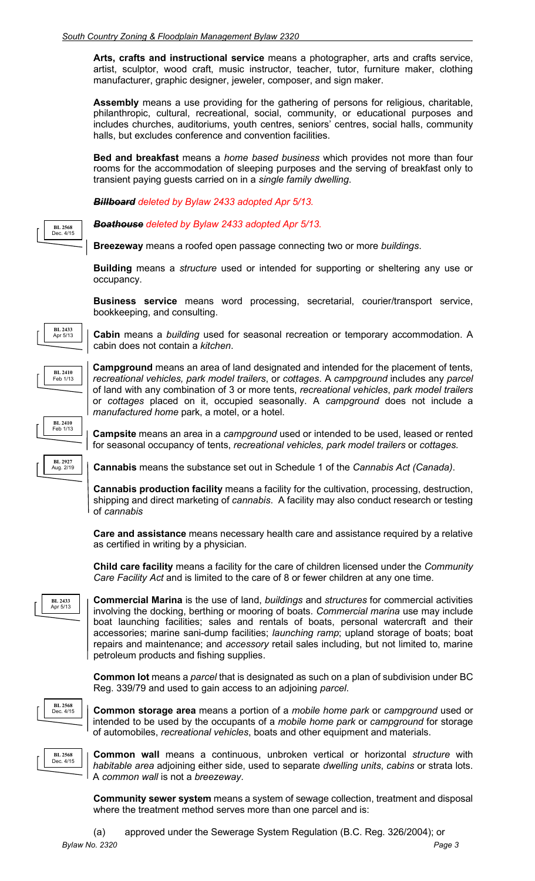**Arts, crafts and instructional service** means a photographer, arts and crafts service, artist, sculptor, wood craft, music instructor, teacher, tutor, furniture maker, clothing manufacturer, graphic designer, jeweler, composer, and sign maker.

**Assembly** means a use providing for the gathering of persons for religious, charitable, philanthropic, cultural, recreational, social, community, or educational purposes and includes churches, auditoriums, youth centres, seniors' centres, social halls, community halls, but excludes conference and convention facilities.

**Bed and breakfast** means a *home based business* which provides not more than four rooms for the accommodation of sleeping purposes and the serving of breakfast only to transient paying guests carried on in a *single family dwelling*.

***~~Billboard~~*** *deleted by Bylaw 2433 adopted Apr 5/13.*

BL 2568 Dec. 4/15

***~~Boathouse~~*** *deleted by Bylaw 2433 adopted Apr 5/13.*

**Breezeway** means a roofed open passage connecting two or more *buildings*.

**Building** means a *structure* used or intended for supporting or sheltering any use or occupancy.

**Business service** means word processing, secretarial, courier/transport service, bookkeeping, and consulting.

BL 2433 Apr 5/13

**Cabin** means a *building* used for seasonal recreation or temporary accommodation. A cabin does not contain a *kitchen*.

BL 2410 Feb 1/13

**Campground** means an area of land designated and intended for the placement of tents, *recreational vehicles, park model trailers*, or *cottages*. A *campground* includes any *parcel* of land with any combination of 3 or more tents, *recreational vehicles*, *park model trailers* or *cottages* placed on it, occupied seasonally. A *campground* does not include a *manufactured home* park, a motel, or a hotel.

BL 2410 Feb 1/13

**Campsite** means an area in a *campground* used or intended to be used, leased or rented for seasonal occupancy of tents, *recreational vehicles, park model trailers* or *cottages.*

BL 2927 Aug. 2/19

**Cannabis** means the substance set out in Schedule 1 of the *Cannabis Act (Canada)*.

**Cannabis production facility** means a facility for the cultivation, processing, destruction, shipping and direct marketing of *cannabis*. A facility may also conduct research or testing of *cannabis*

**Care and assistance** means necessary health care and assistance required by a relative as certified in writing by a physician.

**Child care facility** means a facility for the care of children licensed under the *Community Care Facility Act* and is limited to the care of 8 or fewer children at any one time.

BL 2433 Apr 5/13

**Commercial Marina** is the use of land, *buildings* and *structures* for commercial activities involving the docking, berthing or mooring of boats. *Commercial marina* use may include boat launching facilities; sales and rentals of boats, personal watercraft and their accessories; marine sani-dump facilities; *launching ramp*; upland storage of boats; boat repairs and maintenance; and *accessory* retail sales including, but not limited to, marine petroleum products and fishing supplies.

**Common lot** means a *parcel* that is designated as such on a plan of subdivision under BC Reg. 339/79 and used to gain access to an adjoining *parcel*.

BL 2568 Dec. 4/15

**Common storage area** means a portion of a *mobile home park* or *campground* used or intended to be used by the occupants of a *mobile home park* or *campground* for storage of automobiles, *recreational vehicles*, boats and other equipment and materials.

BL 2568 Dec. 4/15

**Common wall** means a continuous, unbroken vertical or horizontal *structure* with *habitable area* adjoining either side, used to separate *dwelling units*, *cabins* or strata lots. A *common wall* is not a *breezeway*.

**Community sewer system** means a system of sewage collection, treatment and disposal where the treatment method serves more than one parcel and is:

(a) approved under the Sewerage System Regulation (B.C. Reg. 326/2004); or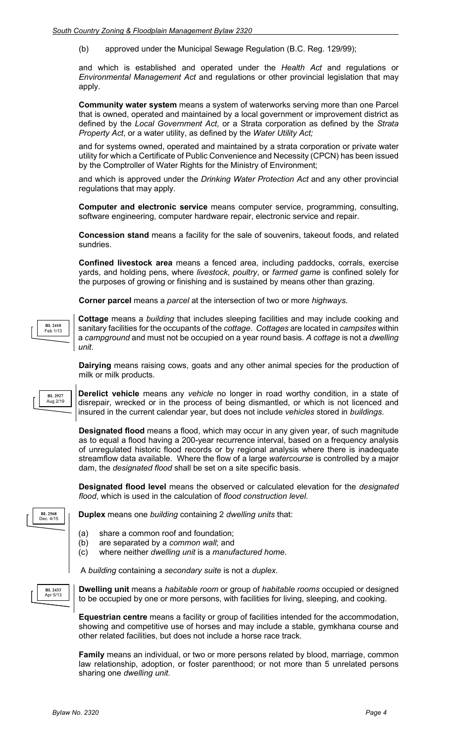(b) approved under the Municipal Sewage Regulation (B.C. Reg. 129/99);

and which is established and operated under the *Health Act* and regulations or *Environmental Management Act* and regulations or other provincial legislation that may apply.

**Community water system** means a system of waterworks serving more than one Parcel that is owned, operated and maintained by a local government or improvement district as defined by the *Local Government Act*, or a Strata corporation as defined by the *Strata Property Act*, or a water utility, as defined by the *Water Utility Act;*

and for systems owned, operated and maintained by a strata corporation or private water utility for which a Certificate of Public Convenience and Necessity (CPCN) has been issued by the Comptroller of Water Rights for the Ministry of Environment;

and which is approved under the *Drinking Water Protection Act* and any other provincial regulations that may apply.

**Computer and electronic service** means computer service, programming, consulting, software engineering, computer hardware repair, electronic service and repair.

**Concession stand** means a facility for the sale of souvenirs, takeout foods, and related sundries.

**Confined livestock area** means a fenced area, including paddocks, corrals, exercise yards, and holding pens, where *livestock*, *poultry*, or *farmed game* is confined solely for the purposes of growing or finishing and is sustained by means other than grazing.

**Corner parcel** means a *parcel* at the intersection of two or more *highways*.

BL 2410
Feb 1/13

**Cottage** means a *building* that includes sleeping facilities and may include cooking and sanitary facilities for the occupants of the *cottage*. *Cottages* are located in *campsites* within a *campground* and must not be occupied on a year round basis. *A cottage* is not a *dwelling unit*.

**Dairying** means raising cows, goats and any other animal species for the production of milk or milk products.

BL 2927
Aug 2/19

**Derelict vehicle** means any *vehicle* no longer in road worthy condition, in a state of disrepair, wrecked or in the process of being dismantled, or which is not licenced and insured in the current calendar year, but does not include *vehicles* stored in *buildings*.

**Designated flood** means a flood, which may occur in any given year, of such magnitude as to equal a flood having a 200-year recurrence interval, based on a frequency analysis of unregulated historic flood records or by regional analysis where there is inadequate streamflow data available. Where the flow of a large *watercourse* is controlled by a major dam, the *designated flood* shall be set on a site specific basis.

**Designated flood level** means the observed or calculated elevation for the *designated flood*, which is used in the calculation of *flood construction level*.

BL 2568
Dec. 4/15

**Duplex** means one *building* containing 2 *dwelling units* that:

(a) share a common roof and foundation;
(b) are separated by a *common wall*; and
(c) where neither *dwelling unit* is a *manufactured home*.

A *building* containing a *secondary suite* is not a *duplex*.

BL 2433
Apr 5/13

**Dwelling unit** means a *habitable room* or group of *habitable rooms* occupied or designed to be occupied by one or more persons, with facilities for living, sleeping, and cooking.

**Equestrian centre** means a facility or group of facilities intended for the accommodation, showing and competitive use of horses and may include a stable, gymkhana course and other related facilities, but does not include a horse race track.

**Family** means an individual, or two or more persons related by blood, marriage, common law relationship, adoption, or foster parenthood; or not more than 5 unrelated persons sharing one *dwelling unit*.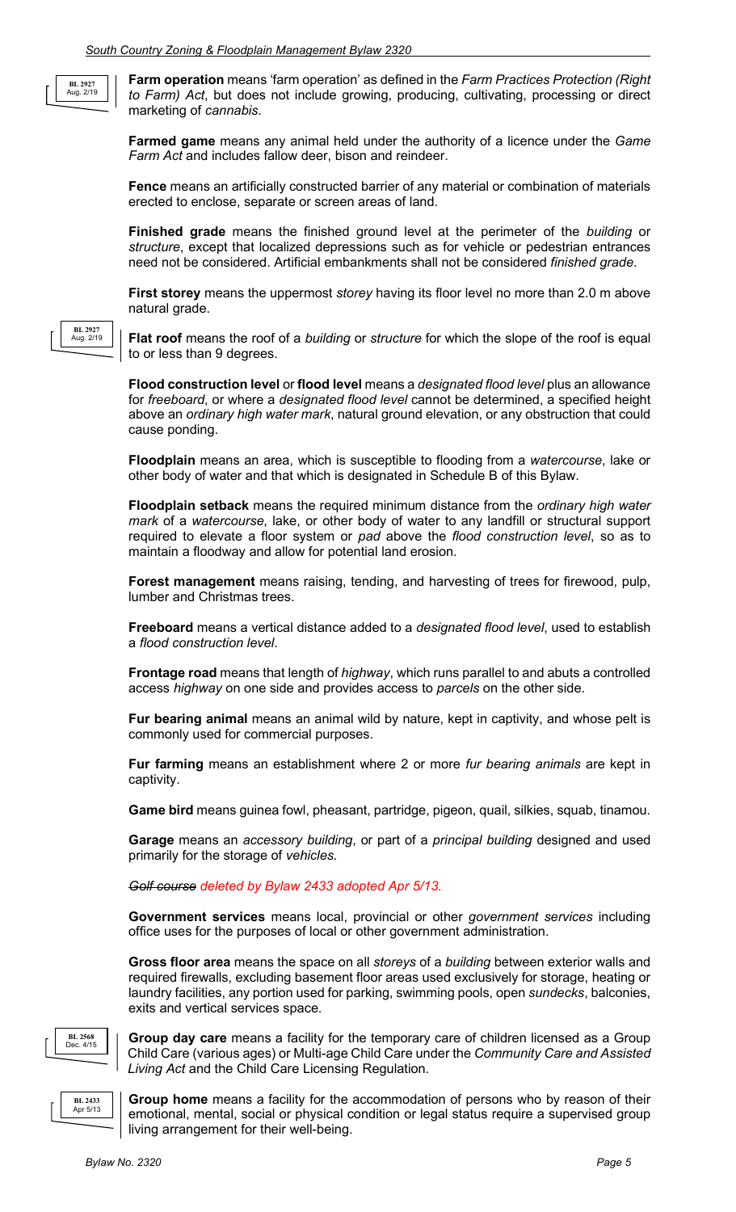BL 2927 Aug. 2/19

**Farm operation** means 'farm operation' as defined in the *Farm Practices Protection (Right to Farm) Act*, but does not include growing, producing, cultivating, processing or direct marketing of *cannabis*.

**Farmed game** means any animal held under the authority of a licence under the *Game Farm Act* and includes fallow deer, bison and reindeer.

**Fence** means an artificially constructed barrier of any material or combination of materials erected to enclose, separate or screen areas of land.

**Finished grade** means the finished ground level at the perimeter of the *building* or *structure*, except that localized depressions such as for vehicle or pedestrian entrances need not be considered. Artificial embankments shall not be considered *finished grade*.

**First storey** means the uppermost *storey* having its floor level no more than 2.0 m above natural grade.

BL 2927 Aug. 2/19

**Flat roof** means the roof of a *building* or *structure* for which the slope of the roof is equal to or less than 9 degrees.

**Flood construction level** or **flood level** means a *designated flood level* plus an allowance for *freeboard*, or where a *designated flood level* cannot be determined, a specified height above an *ordinary high water mark*, natural ground elevation, or any obstruction that could cause ponding.

**Floodplain** means an area, which is susceptible to flooding from a *watercourse*, lake or other body of water and that which is designated in Schedule B of this Bylaw.

**Floodplain setback** means the required minimum distance from the *ordinary high water mark* of a *watercourse*, lake, or other body of water to any landfill or structural support required to elevate a floor system or *pad* above the *flood construction level*, so as to maintain a floodway and allow for potential land erosion.

**Forest management** means raising, tending, and harvesting of trees for firewood, pulp, lumber and Christmas trees.

**Freeboard** means a vertical distance added to a *designated flood level*, used to establish a *flood construction level*.

**Frontage road** means that length of *highway*, which runs parallel to and abuts a controlled access *highway* on one side and provides access to *parcels* on the other side.

**Fur bearing animal** means an animal wild by nature, kept in captivity, and whose pelt is commonly used for commercial purposes.

**Fur farming** means an establishment where 2 or more *fur bearing animals* are kept in captivity.

**Game bird** means guinea fowl, pheasant, partridge, pigeon, quail, silkies, squab, tinamou.

**Garage** means an *accessory building*, or part of a *principal building* designed and used primarily for the storage of *vehicles*.

~~*Golf course*~~ *deleted by Bylaw 2433 adopted Apr 5/13.*

**Government services** means local, provincial or other *government services* including office uses for the purposes of local or other government administration.

**Gross floor area** means the space on all *storeys* of a *building* between exterior walls and required firewalls, excluding basement floor areas used exclusively for storage, heating or laundry facilities, any portion used for parking, swimming pools, open *sundecks*, balconies, exits and vertical services space.

BL 2568 Dec. 4/15

**Group day care** means a facility for the temporary care of children licensed as a Group Child Care (various ages) or Multi-age Child Care under the *Community Care and Assisted Living Act* and the Child Care Licensing Regulation.

BL 2433 Apr 5/13

**Group home** means a facility for the accommodation of persons who by reason of their emotional, mental, social or physical condition or legal status require a supervised group living arrangement for their well-being.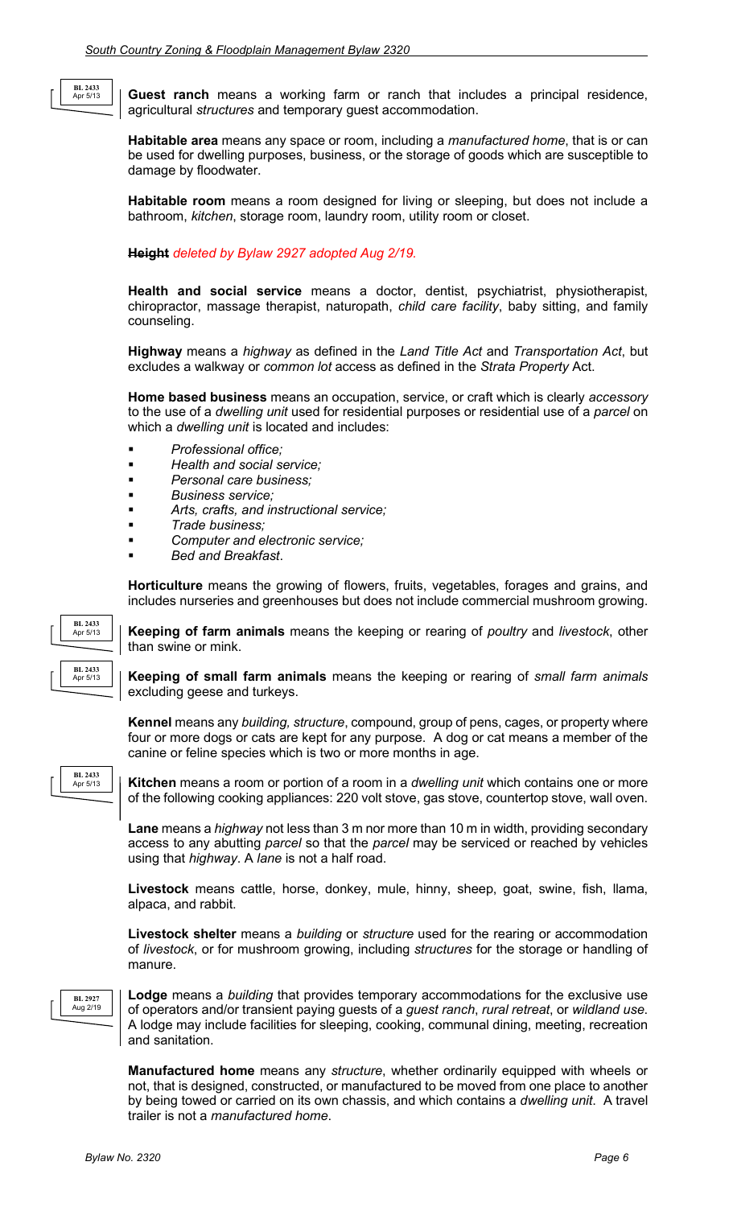BL 2433
Apr 5/13

**Guest ranch** means a working farm or ranch that includes a principal residence, agricultural *structures* and temporary guest accommodation.

**Habitable area** means any space or room, including a *manufactured home*, that is or can be used for dwelling purposes, business, or the storage of goods which are susceptible to damage by floodwater.

**Habitable room** means a room designed for living or sleeping, but does not include a bathroom, *kitchen*, storage room, laundry room, utility room or closet.

~~**Height**~~ *deleted by Bylaw 2927 adopted Aug 2/19.*

**Health and social service** means a doctor, dentist, psychiatrist, physiotherapist, chiropractor, massage therapist, naturopath, *child care facility*, baby sitting, and family counseling.

**Highway** means a *highway* as defined in the *Land Title Act* and *Transportation Act*, but excludes a walkway or *common lot* access as defined in the *Strata Property* Act.

**Home based business** means an occupation, service, or craft which is clearly *accessory* to the use of a *dwelling unit* used for residential purposes or residential use of a *parcel* on which a *dwelling unit* is located and includes:

- *Professional office;*
- *Health and social service;*
- *Personal care business;*
- *Business service;*
- *Arts, crafts, and instructional service;*
- *Trade business;*
- *Computer and electronic service;*
- *Bed and Breakfast*.

**Horticulture** means the growing of flowers, fruits, vegetables, forages and grains, and includes nurseries and greenhouses but does not include commercial mushroom growing.

BL 2433
Apr 5/13

**Keeping of farm animals** means the keeping or rearing of *poultry* and *livestock*, other than swine or mink.

BL 2433
Apr 5/13

**Keeping of small farm animals** means the keeping or rearing of *small farm animals* excluding geese and turkeys.

**Kennel** means any *building, structure*, compound, group of pens, cages, or property where four or more dogs or cats are kept for any purpose. A dog or cat means a member of the canine or feline species which is two or more months in age.

BL 2433
Apr 5/13

**Kitchen** means a room or portion of a room in a *dwelling unit* which contains one or more of the following cooking appliances: 220 volt stove, gas stove, countertop stove, wall oven.

**Lane** means a *highway* not less than 3 m nor more than 10 m in width, providing secondary access to any abutting *parcel* so that the *parcel* may be serviced or reached by vehicles using that *highway*. A *lane* is not a half road.

**Livestock** means cattle, horse, donkey, mule, hinny, sheep, goat, swine, fish, llama, alpaca, and rabbit.

**Livestock shelter** means a *building* or *structure* used for the rearing or accommodation of *livestock*, or for mushroom growing, including *structures* for the storage or handling of manure.

BL 2927
Aug 2/19

**Lodge** means a *building* that provides temporary accommodations for the exclusive use of operators and/or transient paying guests of a *guest ranch*, *rural retreat*, or *wildland use*. A lodge may include facilities for sleeping, cooking, communal dining, meeting, recreation and sanitation.

**Manufactured home** means any *structure*, whether ordinarily equipped with wheels or not, that is designed, constructed, or manufactured to be moved from one place to another by being towed or carried on its own chassis, and which contains a *dwelling unit*. A travel trailer is not a *manufactured home*.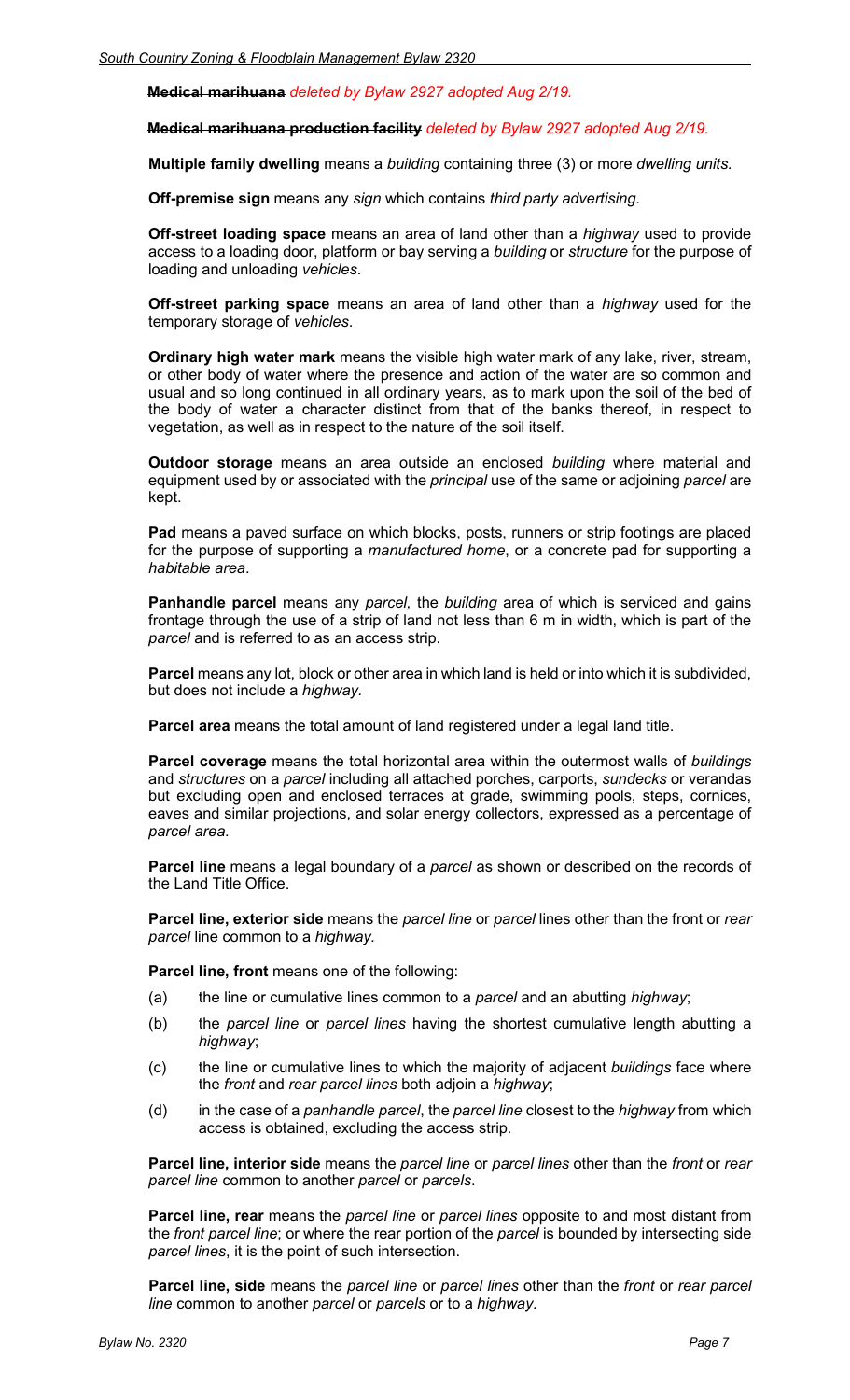~~**Medical marihuana**~~ *deleted by Bylaw 2927 adopted Aug 2/19.*

~~**Medical marihuana production facility**~~ *deleted by Bylaw 2927 adopted Aug 2/19.*

**Multiple family dwelling** means a *building* containing three (3) or more *dwelling units*.

**Off-premise sign** means any *sign* which contains *third party advertising*.

**Off-street loading space** means an area of land other than a *highway* used to provide access to a loading door, platform or bay serving a *building* or *structure* for the purpose of loading and unloading *vehicles*.

**Off-street parking space** means an area of land other than a *highway* used for the temporary storage of *vehicles*.

**Ordinary high water mark** means the visible high water mark of any lake, river, stream, or other body of water where the presence and action of the water are so common and usual and so long continued in all ordinary years, as to mark upon the soil of the bed of the body of water a character distinct from that of the banks thereof, in respect to vegetation, as well as in respect to the nature of the soil itself.

**Outdoor storage** means an area outside an enclosed *building* where material and equipment used by or associated with the *principal* use of the same or adjoining *parcel* are kept.

**Pad** means a paved surface on which blocks, posts, runners or strip footings are placed for the purpose of supporting a *manufactured home*, or a concrete pad for supporting a *habitable area*.

**Panhandle parcel** means any *parcel,* the *building* area of which is serviced and gains frontage through the use of a strip of land not less than 6 m in width, which is part of the *parcel* and is referred to as an access strip.

**Parcel** means any lot, block or other area in which land is held or into which it is subdivided, but does not include a *highway*.

**Parcel area** means the total amount of land registered under a legal land title.

**Parcel coverage** means the total horizontal area within the outermost walls of *buildings* and *structures* on a *parcel* including all attached porches, carports, *sundecks* or verandas but excluding open and enclosed terraces at grade, swimming pools, steps, cornices, eaves and similar projections, and solar energy collectors, expressed as a percentage of *parcel area*.

**Parcel line** means a legal boundary of a *parcel* as shown or described on the records of the Land Title Office.

**Parcel line, exterior side** means the *parcel line* or *parcel* lines other than the front or *rear parcel* line common to a *highway*.

**Parcel line, front** means one of the following:

(a) the line or cumulative lines common to a *parcel* and an abutting *highway*;

(b) the *parcel line* or *parcel lines* having the shortest cumulative length abutting a *highway*;

(c) the line or cumulative lines to which the majority of adjacent *buildings* face where the *front* and *rear parcel lines* both adjoin a *highway*;

(d) in the case of a *panhandle parcel*, the *parcel line* closest to the *highway* from which access is obtained, excluding the access strip.

**Parcel line, interior side** means the *parcel line* or *parcel lines* other than the *front* or *rear parcel line* common to another *parcel* or *parcels*.

**Parcel line, rear** means the *parcel line* or *parcel lines* opposite to and most distant from the *front parcel line*; or where the rear portion of the *parcel* is bounded by intersecting side *parcel lines*, it is the point of such intersection.

**Parcel line, side** means the *parcel line* or *parcel lines* other than the *front* or *rear parcel line* common to another *parcel* or *parcels* or to a *highway*.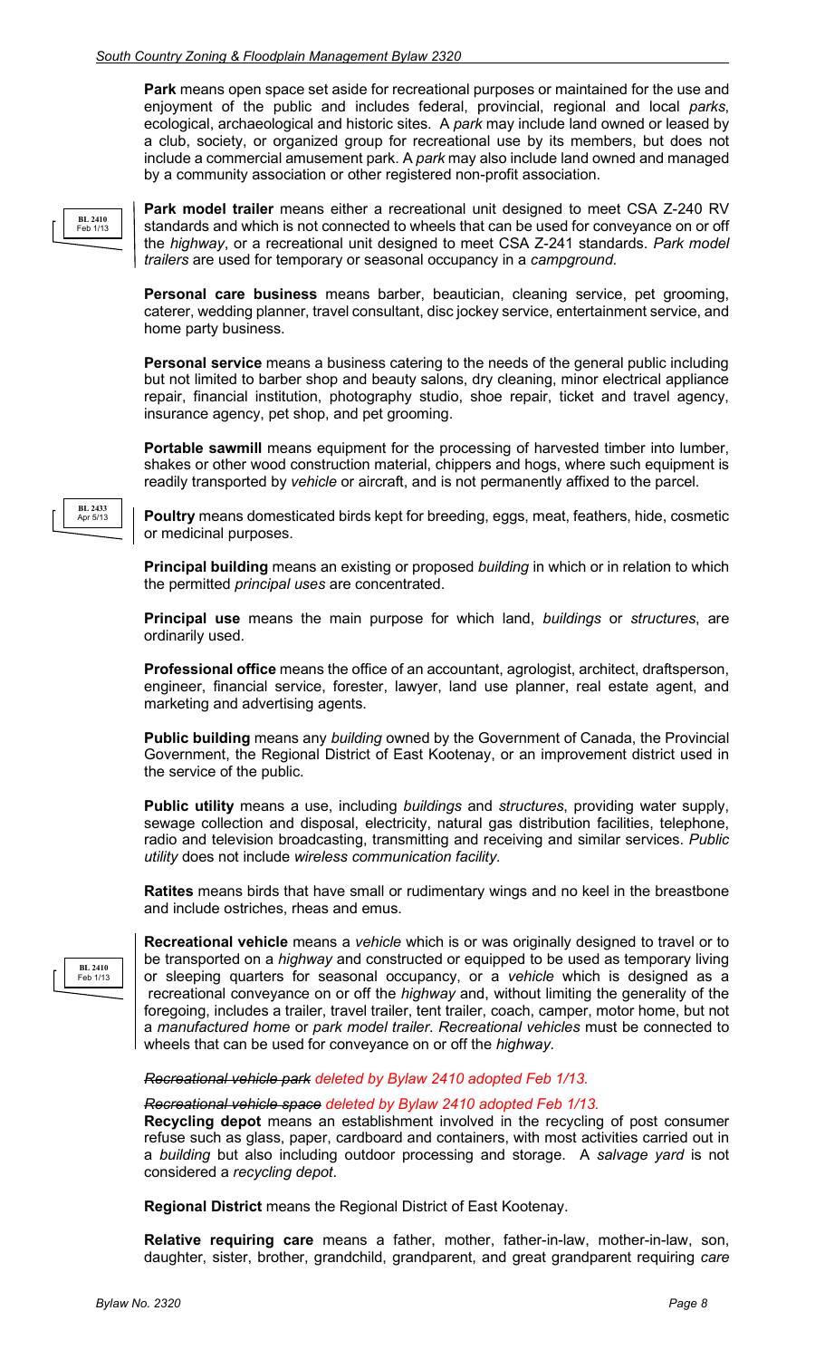**Park** means open space set aside for recreational purposes or maintained for the use and enjoyment of the public and includes federal, provincial, regional and local *parks*, ecological, archaeological and historic sites. A *park* may include land owned or leased by a club, society, or organized group for recreational use by its members, but does not include a commercial amusement park. A *park* may also include land owned and managed by a community association or other registered non-profit association.

BL 2410 Feb 1/13

**Park model trailer** means either a recreational unit designed to meet CSA Z-240 RV standards and which is not connected to wheels that can be used for conveyance on or off the *highway*, or a recreational unit designed to meet CSA Z-241 standards. *Park model trailers* are used for temporary or seasonal occupancy in a *campground*.

**Personal care business** means barber, beautician, cleaning service, pet grooming, caterer, wedding planner, travel consultant, disc jockey service, entertainment service, and home party business.

**Personal service** means a business catering to the needs of the general public including but not limited to barber shop and beauty salons, dry cleaning, minor electrical appliance repair, financial institution, photography studio, shoe repair, ticket and travel agency, insurance agency, pet shop, and pet grooming.

**Portable sawmill** means equipment for the processing of harvested timber into lumber, shakes or other wood construction material, chippers and hogs, where such equipment is readily transported by *vehicle* or aircraft, and is not permanently affixed to the parcel.

BL 2433 Apr 5/13

**Poultry** means domesticated birds kept for breeding, eggs, meat, feathers, hide, cosmetic or medicinal purposes.

**Principal building** means an existing or proposed *building* in which or in relation to which the permitted *principal uses* are concentrated.

**Principal use** means the main purpose for which land, *buildings* or *structures*, are ordinarily used.

**Professional office** means the office of an accountant, agrologist, architect, draftsperson, engineer, financial service, forester, lawyer, land use planner, real estate agent, and marketing and advertising agents.

**Public building** means any *building* owned by the Government of Canada, the Provincial Government, the Regional District of East Kootenay, or an improvement district used in the service of the public.

**Public utility** means a use, including *buildings* and *structures*, providing water supply, sewage collection and disposal, electricity, natural gas distribution facilities, telephone, radio and television broadcasting, transmitting and receiving and similar services. *Public utility* does not include *wireless communication facility*.

**Ratites** means birds that have small or rudimentary wings and no keel in the breastbone and include ostriches, rheas and emus.

BL 2410 Feb 1/13

**Recreational vehicle** means a *vehicle* which is or was originally designed to travel or to be transported on a *highway* and constructed or equipped to be used as temporary living or sleeping quarters for seasonal occupancy, or a *vehicle* which is designed as a recreational conveyance on or off the *highway* and, without limiting the generality of the foregoing, includes a trailer, travel trailer, tent trailer, coach, camper, motor home, but not a *manufactured home* or *park model trailer*. *Recreational vehicles* must be connected to wheels that can be used for conveyance on or off the *highway*.

~~*Recreational vehicle park*~~ *deleted by Bylaw 2410 adopted Feb 1/13.*

~~*Recreational vehicle space*~~ *deleted by Bylaw 2410 adopted Feb 1/13.*

**Recycling depot** means an establishment involved in the recycling of post consumer refuse such as glass, paper, cardboard and containers, with most activities carried out in a *building* but also including outdoor processing and storage. A *salvage yard* is not considered a *recycling depot*.

**Regional District** means the Regional District of East Kootenay.

**Relative requiring care** means a father, mother, father-in-law, mother-in-law, son, daughter, sister, brother, grandchild, grandparent, and great grandparent requiring *care*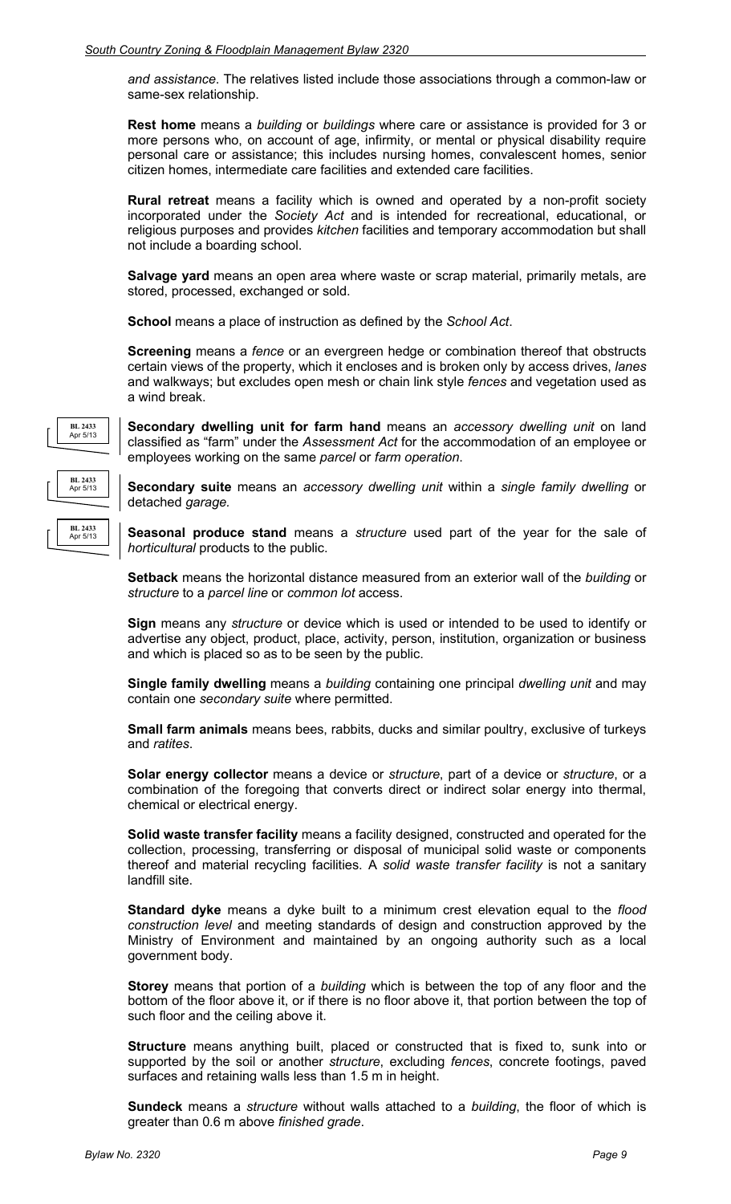*and assistance*. The relatives listed include those associations through a common-law or same-sex relationship.

**Rest home** means a *building* or *buildings* where care or assistance is provided for 3 or more persons who, on account of age, infirmity, or mental or physical disability require personal care or assistance; this includes nursing homes, convalescent homes, senior citizen homes, intermediate care facilities and extended care facilities.

**Rural retreat** means a facility which is owned and operated by a non-profit society incorporated under the *Society Act* and is intended for recreational, educational, or religious purposes and provides *kitchen* facilities and temporary accommodation but shall not include a boarding school.

**Salvage yard** means an open area where waste or scrap material, primarily metals, are stored, processed, exchanged or sold.

**School** means a place of instruction as defined by the *School Act*.

**Screening** means a *fence* or an evergreen hedge or combination thereof that obstructs certain views of the property, which it encloses and is broken only by access drives, *lanes* and walkways; but excludes open mesh or chain link style *fences* and vegetation used as a wind break.

BL 2433 Apr 5/13

**Secondary dwelling unit for farm hand** means an *accessory dwelling unit* on land classified as "farm" under the *Assessment Act* for the accommodation of an employee or employees working on the same *parcel* or *farm operation*.

BL 2433 Apr 5/13

**Secondary suite** means an *accessory dwelling unit* within a *single family dwelling* or detached *garage*.

BL 2433 Apr 5/13

**Seasonal produce stand** means a *structure* used part of the year for the sale of *horticultural* products to the public.

**Setback** means the horizontal distance measured from an exterior wall of the *building* or *structure* to a *parcel line* or *common lot* access.

**Sign** means any *structure* or device which is used or intended to be used to identify or advertise any object, product, place, activity, person, institution, organization or business and which is placed so as to be seen by the public.

**Single family dwelling** means a *building* containing one principal *dwelling unit* and may contain one *secondary suite* where permitted.

**Small farm animals** means bees, rabbits, ducks and similar poultry, exclusive of turkeys and *ratites*.

**Solar energy collector** means a device or *structure*, part of a device or *structure*, or a combination of the foregoing that converts direct or indirect solar energy into thermal, chemical or electrical energy.

**Solid waste transfer facility** means a facility designed, constructed and operated for the collection, processing, transferring or disposal of municipal solid waste or components thereof and material recycling facilities. A *solid waste transfer facility* is not a sanitary landfill site.

**Standard dyke** means a dyke built to a minimum crest elevation equal to the *flood construction level* and meeting standards of design and construction approved by the Ministry of Environment and maintained by an ongoing authority such as a local government body.

**Storey** means that portion of a *building* which is between the top of any floor and the bottom of the floor above it, or if there is no floor above it, that portion between the top of such floor and the ceiling above it.

**Structure** means anything built, placed or constructed that is fixed to, sunk into or supported by the soil or another *structure*, excluding *fences*, concrete footings, paved surfaces and retaining walls less than 1.5 m in height.

**Sundeck** means a *structure* without walls attached to a *building*, the floor of which is greater than 0.6 m above *finished grade*.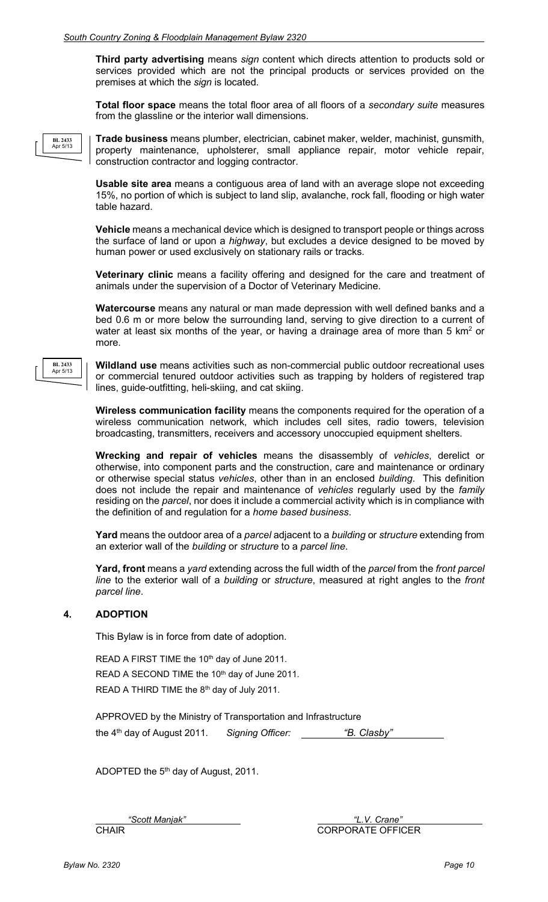**Third party advertising** means *sign* content which directs attention to products sold or services provided which are not the principal products or services provided on the premises at which the *sign* is located.

**Total floor space** means the total floor area of all floors of a *secondary suite* measures from the glassline or the interior wall dimensions.

BL 2433 Apr 5/13

**Trade business** means plumber, electrician, cabinet maker, welder, machinist, gunsmith, property maintenance, upholsterer, small appliance repair, motor vehicle repair, construction contractor and logging contractor.

**Usable site area** means a contiguous area of land with an average slope not exceeding 15%, no portion of which is subject to land slip, avalanche, rock fall, flooding or high water table hazard.

**Vehicle** means a mechanical device which is designed to transport people or things across the surface of land or upon a *highway*, but excludes a device designed to be moved by human power or used exclusively on stationary rails or tracks.

**Veterinary clinic** means a facility offering and designed for the care and treatment of animals under the supervision of a Doctor of Veterinary Medicine.

**Watercourse** means any natural or man made depression with well defined banks and a bed 0.6 m or more below the surrounding land, serving to give direction to a current of water at least six months of the year, or having a drainage area of more than 5 km$^2$ or more.

BL 2433 Apr 5/13

**Wildland use** means activities such as non-commercial public outdoor recreational uses or commercial tenured outdoor activities such as trapping by holders of registered trap lines, guide-outfitting, heli-skiing, and cat skiing.

**Wireless communication facility** means the components required for the operation of a wireless communication network, which includes cell sites, radio towers, television broadcasting, transmitters, receivers and accessory unoccupied equipment shelters.

**Wrecking and repair of vehicles** means the disassembly of *vehicles*, derelict or otherwise, into component parts and the construction, care and maintenance or ordinary or otherwise special status *vehicles*, other than in an enclosed *building*. This definition does not include the repair and maintenance of *vehicles* regularly used by the *family* residing on the *parcel*, nor does it include a commercial activity which is in compliance with the definition of and regulation for a *home based business*.

**Yard** means the outdoor area of a *parcel* adjacent to a *building* or *structure* extending from an exterior wall of the *building* or *structure* to a *parcel line*.

**Yard, front** means a *yard* extending across the full width of the *parcel* from the *front parcel line* to the exterior wall of a *building* or *structure*, measured at right angles to the *front parcel line*.

## 4. ADOPTION

This Bylaw is in force from date of adoption.

READ A FIRST TIME the 10th day of June 2011.

READ A SECOND TIME the 10th day of June 2011.

READ A THIRD TIME the 8th day of July 2011.

APPROVED by the Ministry of Transportation and Infrastructure

the 4th day of August 2011. *Signing Officer:* *"B. Clasby"*

ADOPTED the 5th day of August, 2011.

*"Scott Manjak"*
CHAIR

*"L.V. Crane"*
CORPORATE OFFICER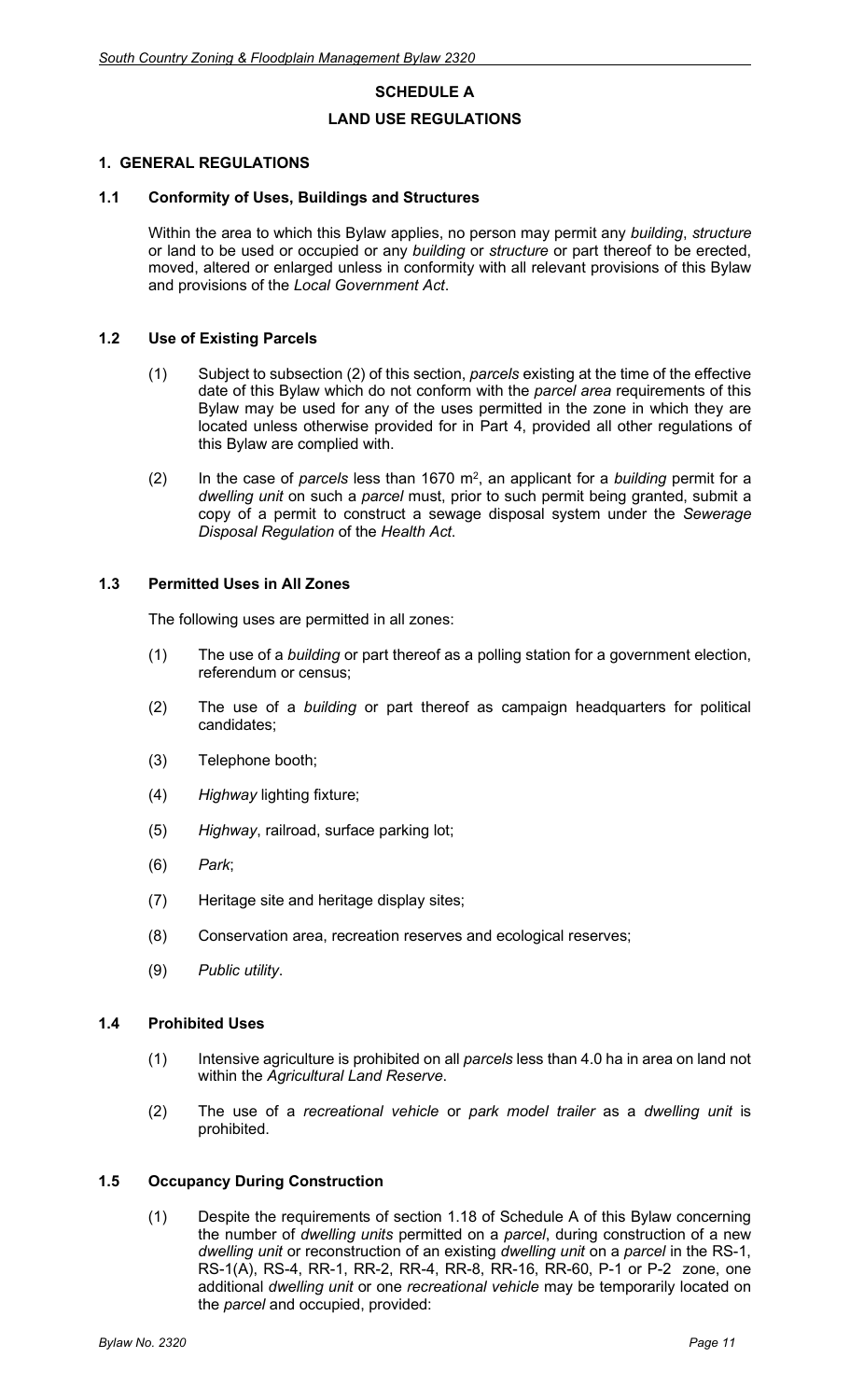# SCHEDULE A

## LAND USE REGULATIONS

### 1. GENERAL REGULATIONS

#### 1.1 Conformity of Uses, Buildings and Structures

Within the area to which this Bylaw applies, no person may permit any *building*, *structure* or land to be used or occupied or any *building* or *structure* or part thereof to be erected, moved, altered or enlarged unless in conformity with all relevant provisions of this Bylaw and provisions of the *Local Government Act*.

#### 1.2 Use of Existing Parcels

(1) Subject to subsection (2) of this section, *parcels* existing at the time of the effective date of this Bylaw which do not conform with the *parcel area* requirements of this Bylaw may be used for any of the uses permitted in the zone in which they are located unless otherwise provided for in Part 4, provided all other regulations of this Bylaw are complied with.

(2) In the case of *parcels* less than 1670 $m^2$, an applicant for a *building* permit for a *dwelling unit* on such a *parcel* must, prior to such permit being granted, submit a copy of a permit to construct a sewage disposal system under the *Sewerage Disposal Regulation* of the *Health Act*.

#### 1.3 Permitted Uses in All Zones

The following uses are permitted in all zones:

(1) The use of a *building* or part thereof as a polling station for a government election, referendum or census;

(2) The use of a *building* or part thereof as campaign headquarters for political candidates;

(3) Telephone booth;

(4) *Highway* lighting fixture;

(5) *Highway*, railroad, surface parking lot;

(6) *Park*;

(7) Heritage site and heritage display sites;

(8) Conservation area, recreation reserves and ecological reserves;

(9) *Public utility*.

#### 1.4 Prohibited Uses

(1) Intensive agriculture is prohibited on all *parcels* less than 4.0 ha in area on land not within the *Agricultural Land Reserve*.

(2) The use of a *recreational vehicle* or *park model trailer* as a *dwelling unit* is prohibited.

#### 1.5 Occupancy During Construction

(1) Despite the requirements of section 1.18 of Schedule A of this Bylaw concerning the number of *dwelling units* permitted on a *parcel*, during construction of a new *dwelling unit* or reconstruction of an existing *dwelling unit* on a *parcel* in the RS-1, RS-1(A), RS-4, RR-1, RR-2, RR-4, RR-8, RR-16, RR-60, P-1 or P-2 zone, one additional *dwelling unit* or one *recreational vehicle* may be temporarily located on the *parcel* and occupied, provided: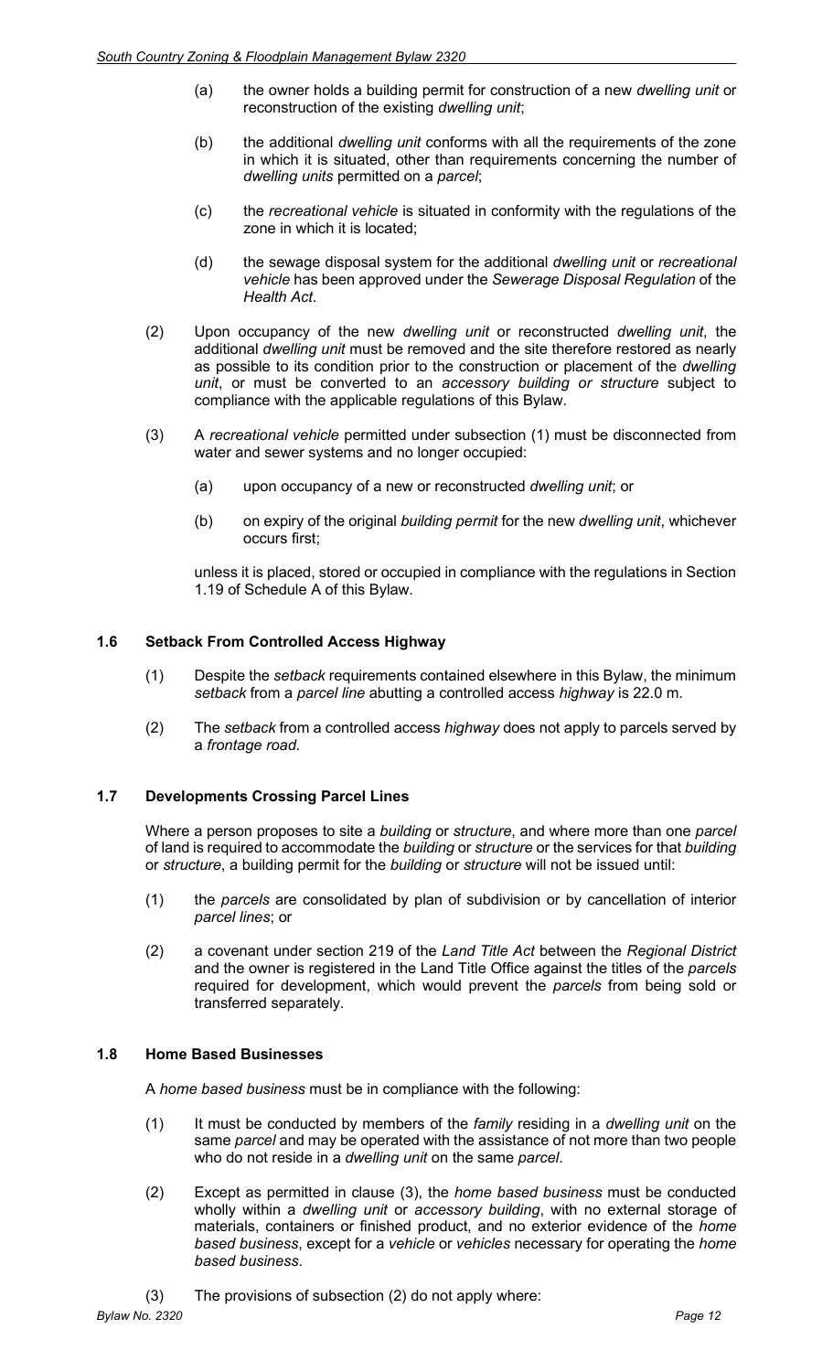(a) the owner holds a building permit for construction of a new *dwelling unit* or reconstruction of the existing *dwelling unit*;

(b) the additional *dwelling unit* conforms with all the requirements of the zone in which it is situated, other than requirements concerning the number of *dwelling units* permitted on a *parcel*;

(c) the *recreational vehicle* is situated in conformity with the regulations of the zone in which it is located;

(d) the sewage disposal system for the additional *dwelling unit* or *recreational vehicle* has been approved under the *Sewerage Disposal Regulation* of the *Health Act*.

(2) Upon occupancy of the new *dwelling unit* or reconstructed *dwelling unit*, the additional *dwelling unit* must be removed and the site therefore restored as nearly as possible to its condition prior to the construction or placement of the *dwelling unit*, or must be converted to an *accessory building or structure* subject to compliance with the applicable regulations of this Bylaw.

(3) A *recreational vehicle* permitted under subsection (1) must be disconnected from water and sewer systems and no longer occupied:

(a) upon occupancy of a new or reconstructed *dwelling unit*; or

(b) on expiry of the original *building permit* for the new *dwelling unit*, whichever occurs first;

unless it is placed, stored or occupied in compliance with the regulations in Section 1.19 of Schedule A of this Bylaw.

### 1.6 Setback From Controlled Access Highway

(1) Despite the *setback* requirements contained elsewhere in this Bylaw, the minimum *setback* from a *parcel line* abutting a controlled access *highway* is 22.0 m.

(2) The *setback* from a controlled access *highway* does not apply to parcels served by a *frontage road*.

### 1.7 Developments Crossing Parcel Lines

Where a person proposes to site a *building* or *structure*, and where more than one *parcel* of land is required to accommodate the *building* or *structure* or the services for that *building* or *structure*, a building permit for the *building* or *structure* will not be issued until:

(1) the *parcels* are consolidated by plan of subdivision or by cancellation of interior *parcel lines*; or

(2) a covenant under section 219 of the *Land Title Act* between the *Regional District* and the owner is registered in the Land Title Office against the titles of the *parcels* required for development, which would prevent the *parcels* from being sold or transferred separately.

### 1.8 Home Based Businesses

A *home based business* must be in compliance with the following:

(1) It must be conducted by members of the *family* residing in a *dwelling unit* on the same *parcel* and may be operated with the assistance of not more than two people who do not reside in a *dwelling unit* on the same *parcel*.

(2) Except as permitted in clause (3), the *home based business* must be conducted wholly within a *dwelling unit* or *accessory building*, with no external storage of materials, containers or finished product, and no exterior evidence of the *home based business*, except for a *vehicle* or *vehicles* necessary for operating the *home based business*.

(3) The provisions of subsection (2) do not apply where: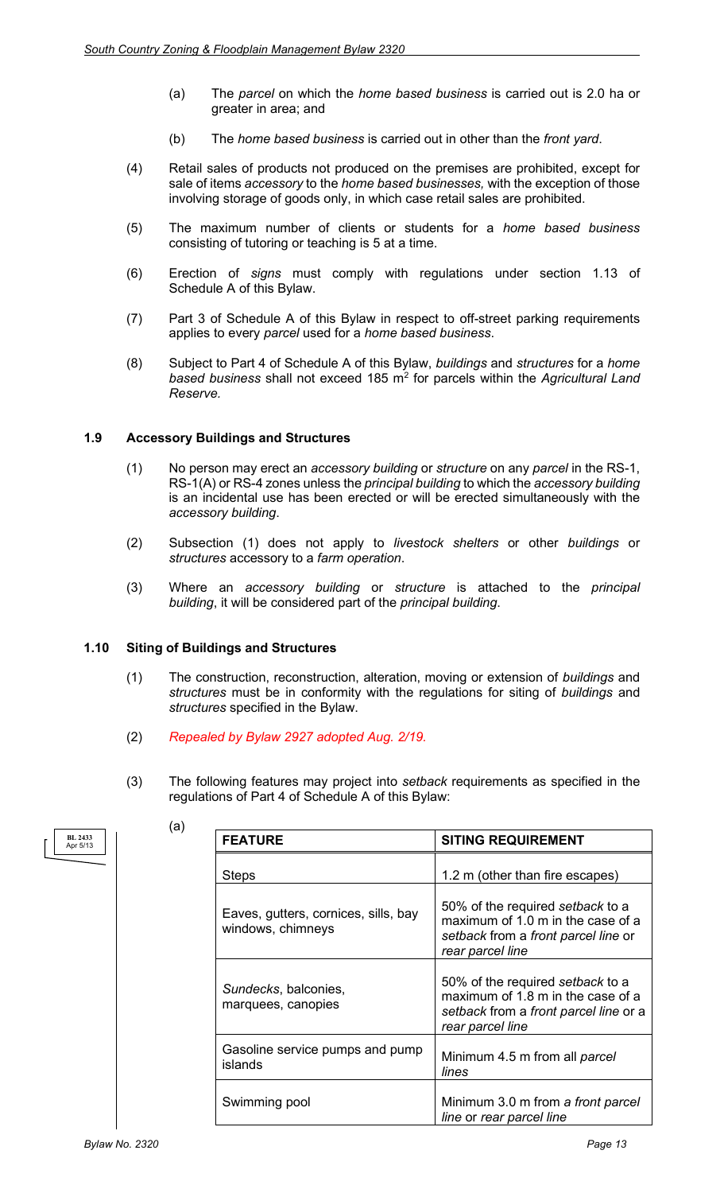(a) The *parcel* on which the *home based business* is carried out is 2.0 ha or greater in area; and

(b) The *home based business* is carried out in other than the *front yard*.

(4) Retail sales of products not produced on the premises are prohibited, except for sale of items *accessory* to the *home based businesses,* with the exception of those involving storage of goods only, in which case retail sales are prohibited.

(5) The maximum number of clients or students for a *home based business* consisting of tutoring or teaching is 5 at a time.

(6) Erection of *signs* must comply with regulations under section 1.13 of Schedule A of this Bylaw.

(7) Part 3 of Schedule A of this Bylaw in respect to off-street parking requirements applies to every *parcel* used for a *home based business*.

(8) Subject to Part 4 of Schedule A of this Bylaw, *buildings* and *structures* for a *home based business* shall not exceed 185 m$^2$ for parcels within the *Agricultural Land Reserve.*

## 1.9 Accessory Buildings and Structures

(1) No person may erect an *accessory building* or *structure* on any *parcel* in the RS-1, RS-1(A) or RS-4 zones unless the *principal building* to which the *accessory building* is an incidental use has been erected or will be erected simultaneously with the *accessory building*.

(2) Subsection (1) does not apply to *livestock shelters* or other *buildings* or *structures* accessory to a *farm operation*.

(3) Where an *accessory building* or *structure* is attached to the *principal building*, it will be considered part of the *principal building*.

## 1.10 Siting of Buildings and Structures

(1) The construction, reconstruction, alteration, moving or extension of *buildings* and *structures* must be in conformity with the regulations for siting of *buildings* and *structures* specified in the Bylaw.

(2) *Repealed by Bylaw 2927 adopted Aug. 2/19.*

(3) The following features may project into *setback* requirements as specified in the regulations of Part 4 of Schedule A of this Bylaw:

BL 2433 Apr 5/13

(a)

| FEATURE | SITING REQUIREMENT |
|---|---|
| Steps | 1.2 m (other than fire escapes) |
| Eaves, gutters, cornices, sills, bay windows, chimneys | 50% of the required *setback* to a maximum of 1.0 m in the case of a *setback* from a *front parcel line* or *rear parcel line* |
| *Sundecks*, balconies, marquees, canopies | 50% of the required *setback* to a maximum of 1.8 m in the case of a *setback* from a *front parcel line* or a *rear parcel line* |
| Gasoline service pumps and pump islands | Minimum 4.5 m from all *parcel lines* |
| Swimming pool | Minimum 3.0 m from *a front parcel line* or *rear parcel line* |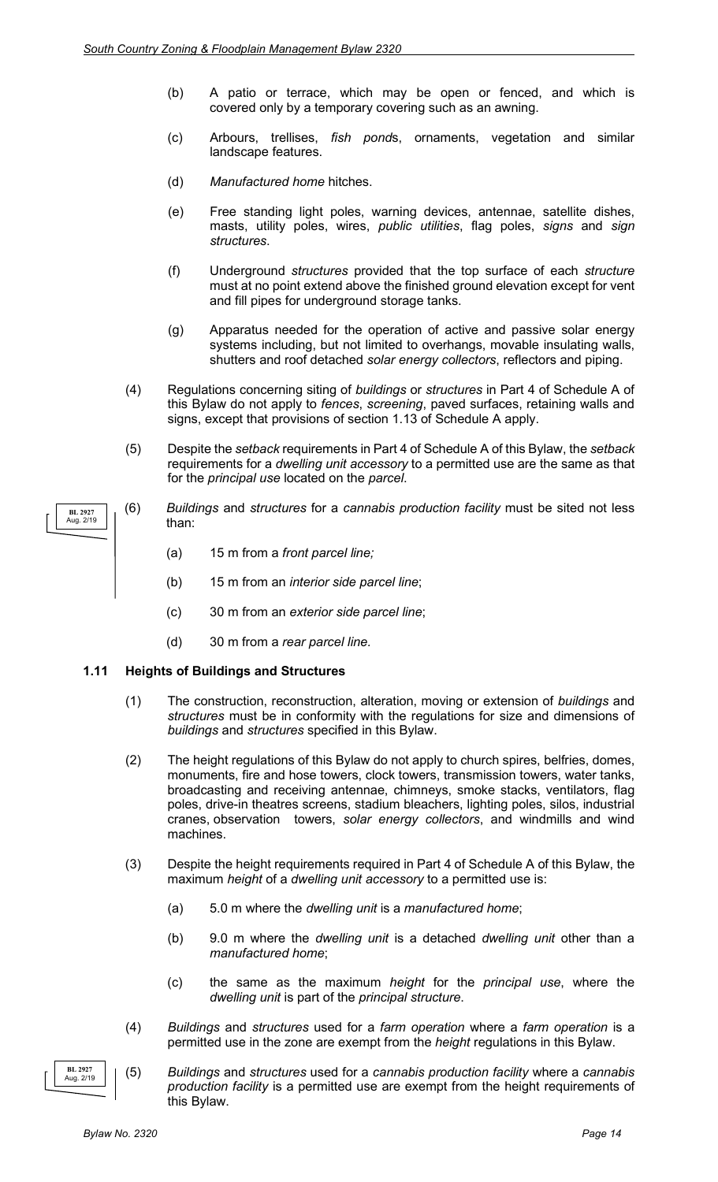(b) A patio or terrace, which may be open or fenced, and which is covered only by a temporary covering such as an awning.

(c) Arbours, trellises, *fish ponds*, ornaments, vegetation and similar landscape features.

(d) *Manufactured home* hitches.

(e) Free standing light poles, warning devices, antennae, satellite dishes, masts, utility poles, wires, *public utilities*, flag poles, *signs* and *sign structures*.

(f) Underground *structures* provided that the top surface of each *structure* must at no point extend above the finished ground elevation except for vent and fill pipes for underground storage tanks.

(g) Apparatus needed for the operation of active and passive solar energy systems including, but not limited to overhangs, movable insulating walls, shutters and roof detached *solar energy collectors*, reflectors and piping.

(4) Regulations concerning siting of *buildings* or *structures* in Part 4 of Schedule A of this Bylaw do not apply to *fences*, *screening*, paved surfaces, retaining walls and signs, except that provisions of section 1.13 of Schedule A apply.

(5) Despite the *setback* requirements in Part 4 of Schedule A of this Bylaw, the *setback* requirements for a *dwelling unit accessory* to a permitted use are the same as that for the *principal use* located on the *parcel*.

BL 2927 Aug. 2/19

(6) *Buildings* and *structures* for a *cannabis production facility* must be sited not less than:

(a) 15 m from a *front parcel line;*

(b) 15 m from an *interior side parcel line*;

(c) 30 m from an *exterior side parcel line*;

(d) 30 m from a *rear parcel line.*

### 1.11 Heights of Buildings and Structures

(1) The construction, reconstruction, alteration, moving or extension of *buildings* and *structures* must be in conformity with the regulations for size and dimensions of *buildings* and *structures* specified in this Bylaw.

(2) The height regulations of this Bylaw do not apply to church spires, belfries, domes, monuments, fire and hose towers, clock towers, transmission towers, water tanks, broadcasting and receiving antennae, chimneys, smoke stacks, ventilators, flag poles, drive-in theatres screens, stadium bleachers, lighting poles, silos, industrial cranes, observation towers, *solar energy collectors*, and windmills and wind machines.

(3) Despite the height requirements required in Part 4 of Schedule A of this Bylaw, the maximum *height* of a *dwelling unit accessory* to a permitted use is:

(a) 5.0 m where the *dwelling unit* is a *manufactured home*;

(b) 9.0 m where the *dwelling unit* is a detached *dwelling unit* other than a *manufactured home*;

(c) the same as the maximum *height* for the *principal use*, where the *dwelling unit* is part of the *principal structure*.

(4) *Buildings* and *structures* used for a *farm operation* where a *farm operation* is a permitted use in the zone are exempt from the *height* regulations in this Bylaw.

BL 2927 Aug. 2/19

(5) *Buildings* and *structures* used for a *cannabis production facility* where a *cannabis production facility* is a permitted use are exempt from the height requirements of this Bylaw.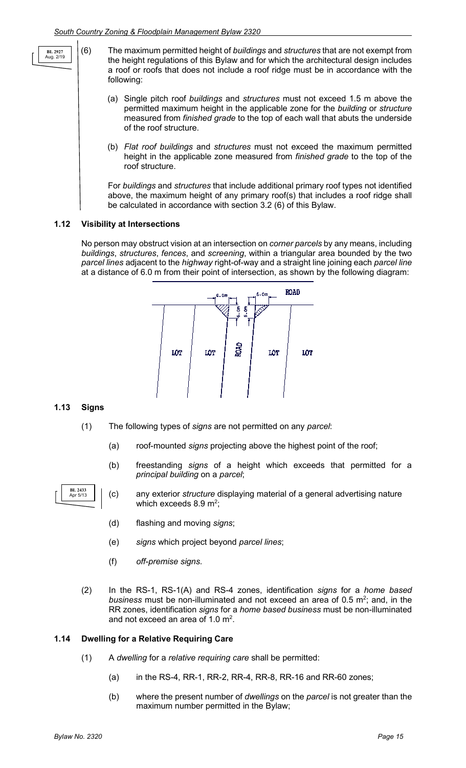BL 2927 Aug. 2/19

(6) The maximum permitted height of *buildings* and *structures* that are not exempt from the height regulations of this Bylaw and for which the architectural design includes a roof or roofs that does not include a roof ridge must be in accordance with the following:

(a) Single pitch roof *buildings* and *structures* must not exceed 1.5 m above the permitted maximum height in the applicable zone for the *building* or *structure* measured from *finished grade* to the top of each wall that abuts the underside of the roof structure.

(b) *Flat roof buildings* and *structures* must not exceed the maximum permitted height in the applicable zone measured from *finished grade* to the top of the roof structure.

For *buildings* and *structures* that include additional primary roof types not identified above, the maximum height of any primary roof(s) that includes a roof ridge shall be calculated in accordance with section 3.2 (6) of this Bylaw.

### 1.12 Visibility at Intersections

No person may obstruct vision at an intersection on *corner parcels* by any means, including *buildings*, *structures*, *fences*, and *screening*, within a triangular area bounded by the two *parcel lines* adjacent to the *highway* right-of-way and a straight line joining each *parcel line* at a distance of 6.0 m from their point of intersection, as shown by the following diagram:

### 1.13 Signs

(1) The following types of *signs* are not permitted on any *parcel*:

(a) roof-mounted *signs* projecting above the highest point of the roof;

(b) freestanding *signs* of a height which exceeds that permitted for a *principal building* on a *parcel*;

BL 2433 Apr 5/13

(c) any exterior *structure* displaying material of a general advertising nature which exceeds 8.9 m$^2$;

(d) flashing and moving *signs*;

(e) *signs* which project beyond *parcel lines*;

(f) *off-premise signs*.

(2) In the RS-1, RS-1(A) and RS-4 zones, identification *signs* for a *home based business* must be non-illuminated and not exceed an area of 0.5 m$^2$; and, in the RR zones, identification *signs* for a *home based business* must be non-illuminated and not exceed an area of 1.0 m$^2$.

### 1.14 Dwelling for a Relative Requiring Care

(1) A *dwelling* for a *relative requiring care* shall be permitted:

(a) in the RS-4, RR-1, RR-2, RR-4, RR-8, RR-16 and RR-60 zones;

(b) where the present number of *dwellings* on the *parcel* is not greater than the maximum number permitted in the Bylaw;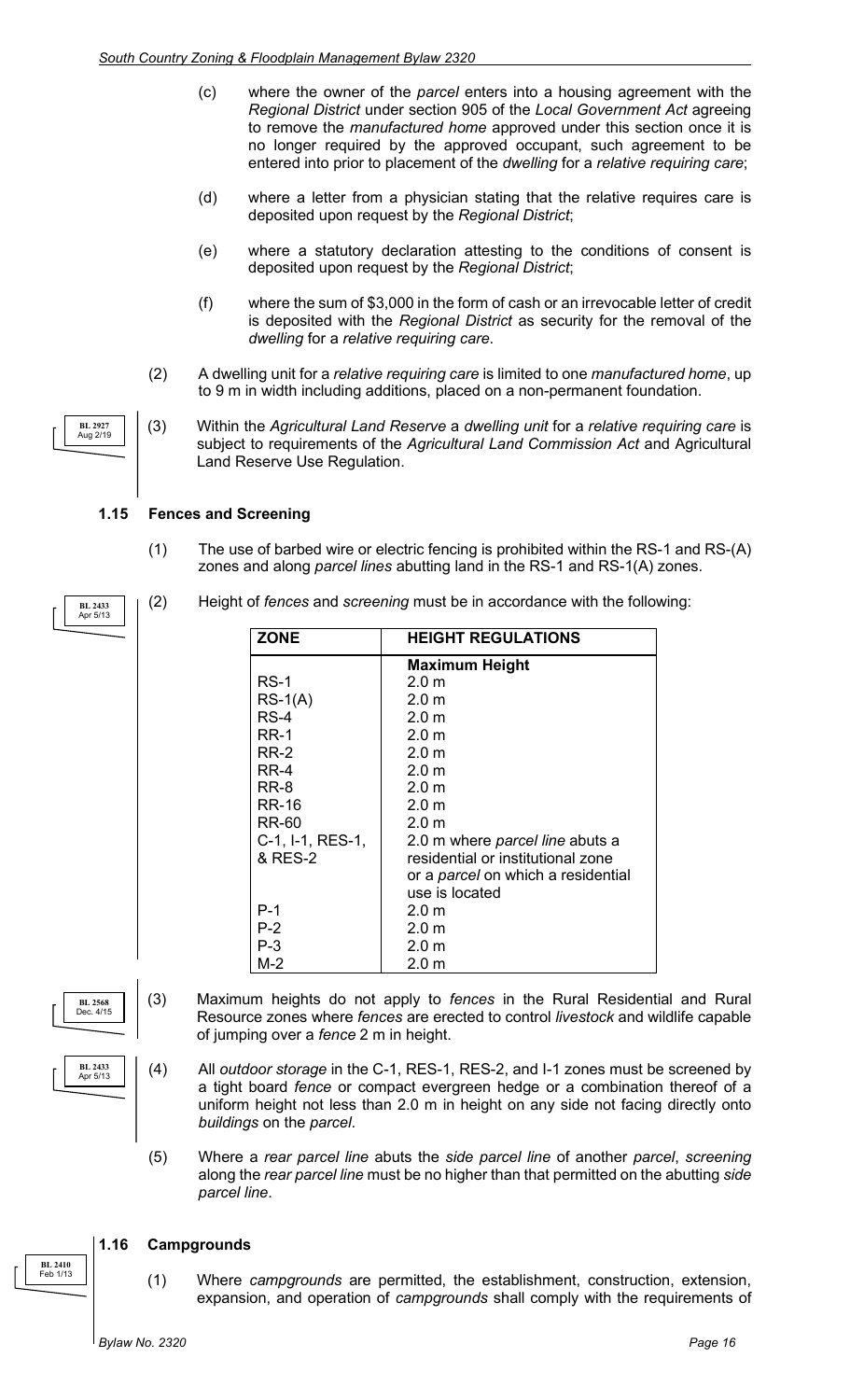(c) where the owner of the *parcel* enters into a housing agreement with the *Regional District* under section 905 of the *Local Government Act* agreeing to remove the *manufactured home* approved under this section once it is no longer required by the approved occupant, such agreement to be entered into prior to placement of the *dwelling* for a *relative requiring care*;

(d) where a letter from a physician stating that the relative requires care is deposited upon request by the *Regional District*;

(e) where a statutory declaration attesting to the conditions of consent is deposited upon request by the *Regional District*;

(f) where the sum of $3,000 in the form of cash or an irrevocable letter of credit is deposited with the *Regional District* as security for the removal of the *dwelling* for a *relative requiring care*.

(2) A dwelling unit for a *relative requiring care* is limited to one *manufactured home*, up to 9 m in width including additions, placed on a non-permanent foundation.

BL 2927 Aug 2/19

(3) Within the *Agricultural Land Reserve* a *dwelling unit* for a *relative requiring care* is subject to requirements of the *Agricultural Land Commission Act* and Agricultural Land Reserve Use Regulation.

### 1.15 Fences and Screening

(1) The use of barbed wire or electric fencing is prohibited within the RS-1 and RS-(A) zones and along *parcel lines* abutting land in the RS-1 and RS-1(A) zones.

BL 2433 Apr 5/13

(2) Height of *fences* and *screening* must be in accordance with the following:

| ZONE | HEIGHT REGULATIONS |
|---|---|
| | **Maximum Height** |
| RS-1 | 2.0 m |
| RS-1(A) | 2.0 m |
| RS-4 | 2.0 m |
| RR-1 | 2.0 m |
| RR-2 | 2.0 m |
| RR-4 | 2.0 m |
| RR-8 | 2.0 m |
| RR-16 | 2.0 m |
| RR-60 | 2.0 m |
| C-1, I-1, RES-1, & RES-2 | 2.0 m where *parcel line* abuts a residential or institutional zone or a *parcel* on which a residential use is located |
| P-1 | 2.0 m |
| P-2 | 2.0 m |
| P-3 | 2.0 m |
| M-2 | 2.0 m |

BL 2568 Dec. 4/15

(3) Maximum heights do not apply to *fences* in the Rural Residential and Rural Resource zones where *fences* are erected to control *livestock* and wildlife capable of jumping over a *fence* 2 m in height.

BL 2433 Apr 5/13

(4) All *outdoor storage* in the C-1, RES-1, RES-2, and I-1 zones must be screened by a tight board *fence* or compact evergreen hedge or a combination thereof of a uniform height not less than 2.0 m in height on any side not facing directly onto *buildings* on the *parcel*.

(5) Where a *rear parcel line* abuts the *side parcel line* of another *parcel*, *screening* along the *rear parcel line* must be no higher than that permitted on the abutting *side parcel line*.

BL 2410 Feb 1/13

### 1.16 Campgrounds

(1) Where *campgrounds* are permitted, the establishment, construction, extension, expansion, and operation of *campgrounds* shall comply with the requirements of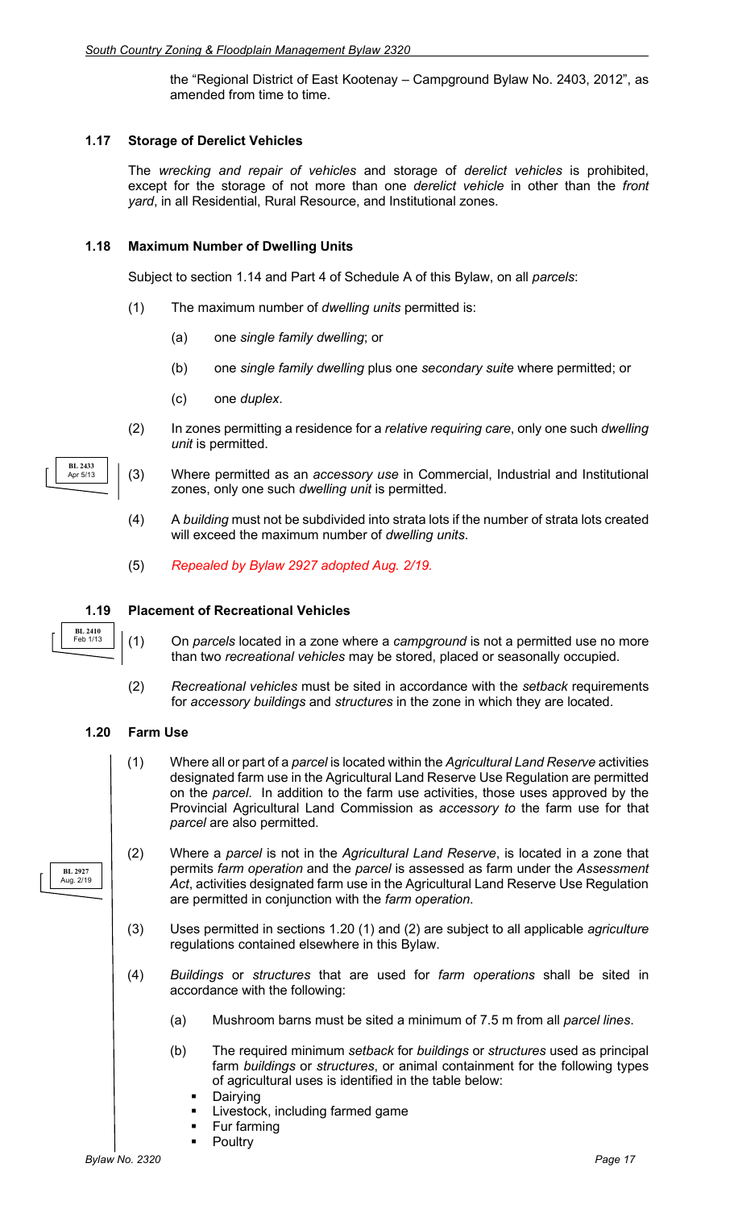the "Regional District of East Kootenay – Campground Bylaw No. 2403, 2012", as amended from time to time.

### 1.17 Storage of Derelict Vehicles

The *wrecking and repair of vehicles* and storage of *derelict vehicles* is prohibited, except for the storage of not more than one *derelict vehicle* in other than the *front yard*, in all Residential, Rural Resource, and Institutional zones.

### 1.18 Maximum Number of Dwelling Units

Subject to section 1.14 and Part 4 of Schedule A of this Bylaw, on all *parcels*:

(1) The maximum number of *dwelling units* permitted is:

(a) one *single family dwelling*; or

(b) one *single family dwelling* plus one *secondary suite* where permitted; or

(c) one *duplex*.

(2) In zones permitting a residence for a *relative requiring care*, only one such *dwelling unit* is permitted.

BL 2433 Apr 5/13

(3) Where permitted as an *accessory use* in Commercial, Industrial and Institutional zones, only one such *dwelling unit* is permitted.

(4) A *building* must not be subdivided into strata lots if the number of strata lots created will exceed the maximum number of *dwelling units*.

(5) *Repealed by Bylaw 2927 adopted Aug. 2/19.*

### 1.19 Placement of Recreational Vehicles

BL 2410 Feb 1/13

(1) On *parcels* located in a zone where a *campground* is not a permitted use no more than two *recreational vehicles* may be stored, placed or seasonally occupied.

(2) *Recreational vehicles* must be sited in accordance with the *setback* requirements for *accessory buildings* and *structures* in the zone in which they are located.

### 1.20 Farm Use

(1) Where all or part of a *parcel* is located within the *Agricultural Land Reserve* activities designated farm use in the Agricultural Land Reserve Use Regulation are permitted on the *parcel.* In addition to the farm use activities, those uses approved by the Provincial Agricultural Land Commission as *accessory to* the farm use for that *parcel* are also permitted.

BL 2927 Aug. 2/19

(2) Where a *parcel* is not in the *Agricultural Land Reserve*, is located in a zone that permits *farm operation* and the *parcel* is assessed as farm under the *Assessment Act*, activities designated farm use in the Agricultural Land Reserve Use Regulation are permitted in conjunction with the *farm operation*.

(3) Uses permitted in sections 1.20 (1) and (2) are subject to all applicable *agriculture* regulations contained elsewhere in this Bylaw.

(4) *Buildings* or *structures* that are used for *farm operations* shall be sited in accordance with the following:

(a) Mushroom barns must be sited a minimum of 7.5 m from all *parcel lines*.

(b) The required minimum *setback* for *buildings* or *structures* used as principal farm *buildings* or *structures*, or animal containment for the following types of agricultural uses is identified in the table below:

- Dairying
- Livestock, including farmed game
- Fur farming
- Poultry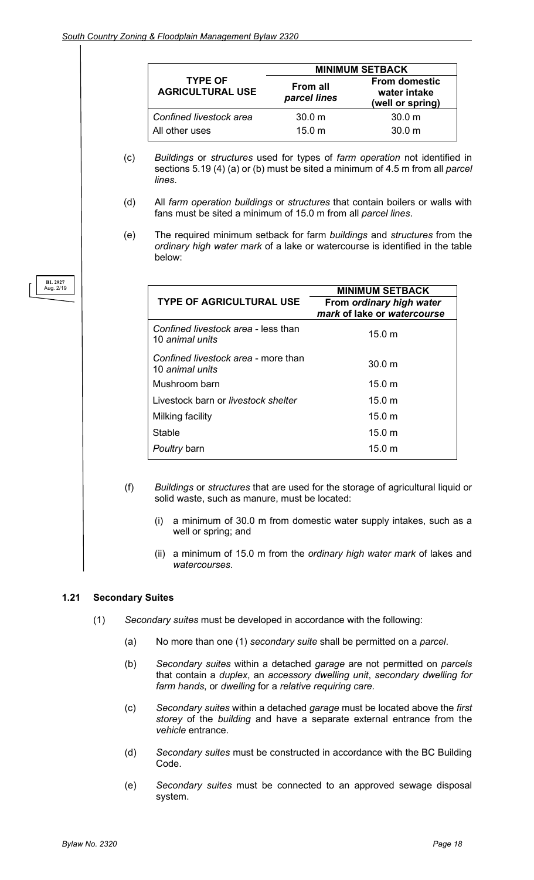| TYPE OF AGRICULTURAL USE | MINIMUM SETBACK | |
|---|---|---|
| | From all *parcel lines* | From domestic water intake (well or spring) |
| *Confined livestock area* | 30.0 m | 30.0 m |
| All other uses | 15.0 m | 30.0 m |

(c) *Buildings* or *structures* used for types of *farm operation* not identified in sections 5.19 (4) (a) or (b) must be sited a minimum of 4.5 m from all *parcel lines*.

(d) All *farm operation buildings* or *structures* that contain boilers or walls with fans must be sited a minimum of 15.0 m from all *parcel lines*.

(e) The required minimum setback for farm *buildings* and *structures* from the *ordinary high water mark* of a lake or watercourse is identified in the table below:

BL 2927 Aug. 2/19

| TYPE OF AGRICULTURAL USE | MINIMUM SETBACK From *ordinary high water mark* of lake or *watercourse* |
|---|---|
| *Confined livestock area* - less than 10 *animal units* | 15.0 m |
| *Confined livestock area* - more than 10 *animal units* | 30.0 m |
| Mushroom barn | 15.0 m |
| Livestock barn or *livestock shelter* | 15.0 m |
| Milking facility | 15.0 m |
| Stable | 15.0 m |
| *Poultry* barn | 15.0 m |

(f) *Buildings* or *structures* that are used for the storage of agricultural liquid or solid waste, such as manure, must be located:

(i) a minimum of 30.0 m from domestic water supply intakes, such as a well or spring; and

(ii) a minimum of 15.0 m from the *ordinary high water mark* of lakes and *watercourses*.

### 1.21 Secondary Suites

(1) *Secondary suites* must be developed in accordance with the following:

(a) No more than one (1) *secondary suite* shall be permitted on a *parcel*.

(b) *Secondary suites* within a detached *garage* are not permitted on *parcels* that contain a *duplex*, an *accessory dwelling unit*, *secondary dwelling for farm hands*, or *dwelling* for a *relative requiring care.*

(c) *Secondary suites* within a detached *garage* must be located above the *first storey* of the *building* and have a separate external entrance from the *vehicle* entrance.

(d) *Secondary suites* must be constructed in accordance with the BC Building Code.

(e) *Secondary suites* must be connected to an approved sewage disposal system.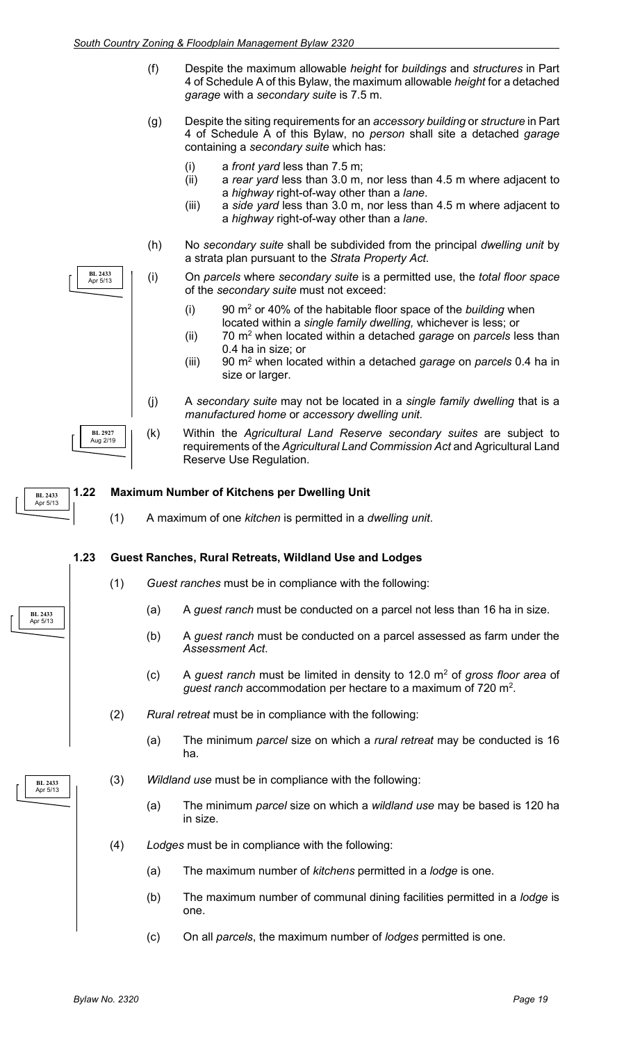(f) Despite the maximum allowable *height* for *buildings* and *structures* in Part 4 of Schedule A of this Bylaw, the maximum allowable *height* for a detached *garage* with a *secondary suite* is 7.5 m.

(g) Despite the siting requirements for an *accessory building* or *structure* in Part 4 of Schedule A of this Bylaw, no *person* shall site a detached *garage* containing a *secondary suite* which has:

- (i) a *front yard* less than 7.5 m;
- (ii) a *rear yard* less than 3.0 m, nor less than 4.5 m where adjacent to a *highway* right-of-way other than a *lane*.
- (iii) a *side yard* less than 3.0 m, nor less than 4.5 m where adjacent to a *highway* right-of-way other than a *lane*.

(h) No *secondary suite* shall be subdivided from the principal *dwelling unit* by a strata plan pursuant to the *Strata Property Act.*

BL 2433 Apr 5/13

(i) On *parcels* where *secondary suite* is a permitted use, the *total floor space* of the *secondary suite* must not exceed:

- (i) 90 m$^2$ or 40% of the habitable floor space of the *building* when located within a *single family dwelling,* whichever is less; or
- (ii) 70 m$^2$ when located within a detached *garage* on *parcels* less than 0.4 ha in size; or
- (iii) 90 m$^2$ when located within a detached *garage* on *parcels* 0.4 ha in size or larger.

(j) A *secondary suite* may not be located in a *single family dwelling* that is a *manufactured home* or *accessory dwelling unit.*

BL 2927 Aug 2/19

(k) Within the *Agricultural Land Reserve secondary suites* are subject to requirements of the *Agricultural Land Commission Act* and Agricultural Land Reserve Use Regulation.

BL 2433 Apr 5/13

## 1.22 Maximum Number of Kitchens per Dwelling Unit

(1) A maximum of one *kitchen* is permitted in a *dwelling unit*.

## 1.23 Guest Ranches, Rural Retreats, Wildland Use and Lodges

(1) *Guest ranches* must be in compliance with the following:

BL 2433 Apr 5/13

(a) A *guest ranch* must be conducted on a parcel not less than 16 ha in size.

(b) A *guest ranch* must be conducted on a parcel assessed as farm under the *Assessment Act*.

(c) A *guest ranch* must be limited in density to 12.0 m$^2$ of *gross floor area* of *guest ranch* accommodation per hectare to a maximum of 720 m$^2$.

(2) *Rural retreat* must be in compliance with the following:

(a) The minimum *parcel* size on which a *rural retreat* may be conducted is 16 ha.

BL 2433 Apr 5/13

(3) *Wildland use* must be in compliance with the following:

(a) The minimum *parcel* size on which a *wildland use* may be based is 120 ha in size.

(4) *Lodges* must be in compliance with the following:

(a) The maximum number of *kitchens* permitted in a *lodge* is one.

(b) The maximum number of communal dining facilities permitted in a *lodge* is one.

(c) On all *parcels*, the maximum number of *lodges* permitted is one.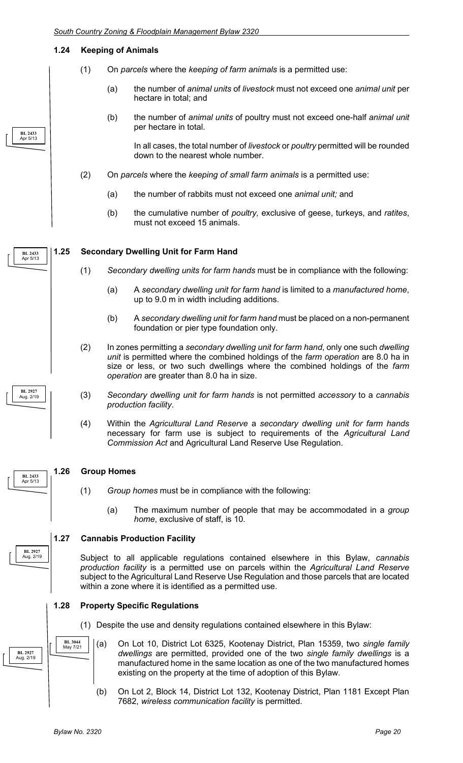### 1.24 Keeping of Animals

(1) On *parcels* where the *keeping of farm animals* is a permitted use:

(a) the number of *animal units* of *livestock* must not exceed one *animal unit* per hectare in total; and

(b) the number of *animal units* of poultry must not exceed one-half *animal unit* per hectare in total.

In all cases, the total number of *livestock* or *poultry* permitted will be rounded down to the nearest whole number.

(2) On *parcels* where the *keeping of small farm animals* is a permitted use:

(a) the number of rabbits must not exceed one *animal unit;* and

(b) the cumulative number of *poultry,* exclusive of geese, turkeys, and *ratites*, must not exceed 15 animals.

BL 2433 Apr 5/13

### 1.25 Secondary Dwelling Unit for Farm Hand

BL 2433 Apr 5/13

(1) *Secondary dwelling units for farm hands* must be in compliance with the following:

(a) A *secondary dwelling unit for farm hand* is limited to a *manufactured home*, up to 9.0 m in width including additions.

(b) A *secondary dwelling unit for farm hand* must be placed on a non-permanent foundation or pier type foundation only.

(2) In zones permitting a *secondary dwelling unit for farm hand*, only one such *dwelling unit* is permitted where the combined holdings of the *farm operation* are 8.0 ha in size or less, or two such dwellings where the combined holdings of the *farm operation* are greater than 8.0 ha in size.

BL 2927 Aug. 2/19

(3) *Secondary dwelling unit for farm hands* is not permitted *accessory* to a *cannabis production facility*.

(4) Within the *Agricultural Land Reserve* a *secondary dwelling unit for farm hands* necessary for farm use is subject to requirements of the *Agricultural Land Commission Act* and Agricultural Land Reserve Use Regulation.

### 1.26 Group Homes

BL 2433 Apr 5/13

(1) *Group homes* must be in compliance with the following:

(a) The maximum number of people that may be accommodated in a *group home*, exclusive of staff, is 10.

### 1.27 Cannabis Production Facility

BL 2927 Aug. 2/19

Subject to all applicable regulations contained elsewhere in this Bylaw, *cannabis production facility* is a permitted use on parcels within the *Agricultural Land Reserve* subject to the Agricultural Land Reserve Use Regulation and those parcels that are located within a zone where it is identified as a permitted use.

### 1.28 Property Specific Regulations

(1) Despite the use and density regulations contained elsewhere in this Bylaw:

BL 2927 Aug. 2/19

BL 3044 May 7/21

(a) On Lot 10, District Lot 6325, Kootenay District, Plan 15359, two *single family dwellings* are permitted, provided one of the two *single family dwellings* is a manufactured home in the same location as one of the two manufactured homes existing on the property at the time of adoption of this Bylaw.

(b) On Lot 2, Block 14, District Lot 132, Kootenay District, Plan 1181 Except Plan 7682, *wireless communication facility* is permitted.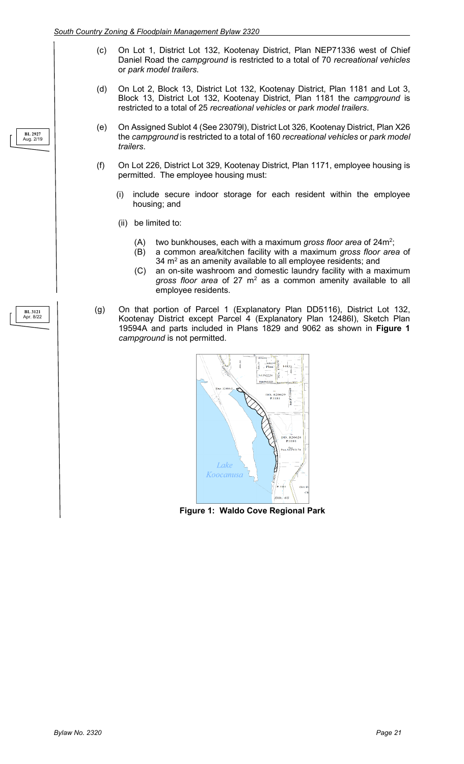(c) On Lot 1, District Lot 132, Kootenay District, Plan NEP71336 west of Chief Daniel Road the *campground* is restricted to a total of 70 *recreational vehicles* or *park model trailers*.

(d) On Lot 2, Block 13, District Lot 132, Kootenay District, Plan 1181 and Lot 3, Block 13, District Lot 132, Kootenay District, Plan 1181 the *campground* is restricted to a total of 25 *recreational vehicles* or *park model trailers*.

BL 2927 Aug. 2/19

(e) On Assigned Sublot 4 (See 23079I), District Lot 326, Kootenay District, Plan X26 the *campground* is restricted to a total of 160 *recreational vehicles* or *park model trailers*.

(f) On Lot 226, District Lot 329, Kootenay District, Plan 1171, employee housing is permitted. The employee housing must:

   (i) include secure indoor storage for each resident within the employee housing; and

   (ii) be limited to:

      (A) two bunkhouses, each with a maximum *gross floor area* of $24m^2$;
      (B) a common area/kitchen facility with a maximum *gross floor area* of $34\ m^2$ as an amenity available to all employee residents; and
      (C) an on-site washroom and domestic laundry facility with a maximum *gross floor area* of $27\ m^2$ as a common amenity available to all employee residents.

BL 3121 Apr. 8/22

(g) On that portion of Parcel 1 (Explanatory Plan DD5116), District Lot 132, Kootenay District except Parcel 4 (Explanatory Plan 12486I), Sketch Plan 19594A and parts included in Plans 1829 and 9062 as shown in **Figure 1** *campground* is not permitted.

**Figure 1: Waldo Cove Regional Park**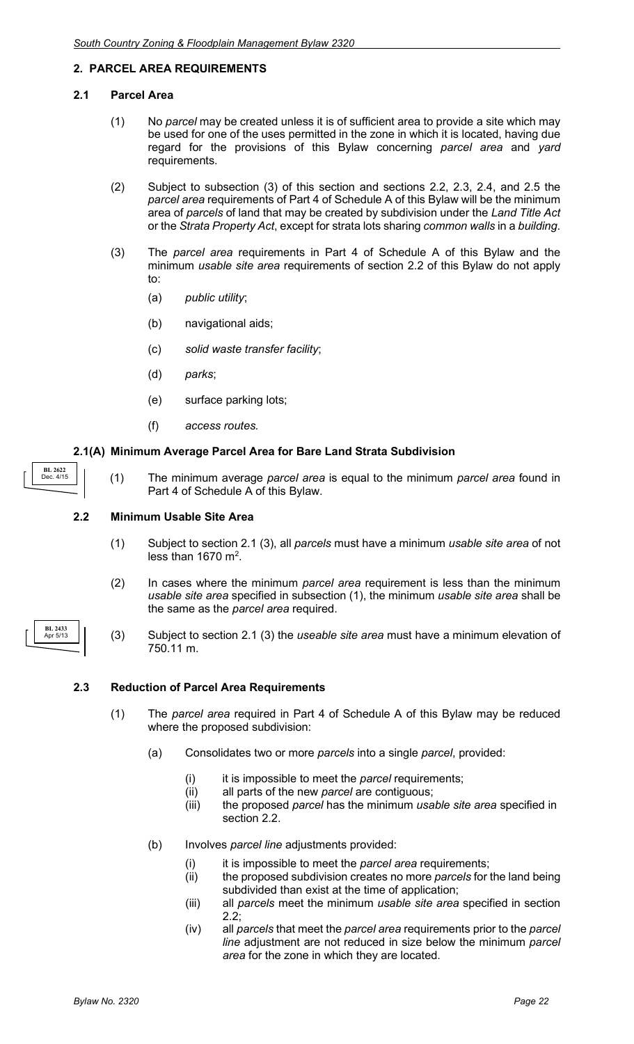## 2. PARCEL AREA REQUIREMENTS

### 2.1 Parcel Area

(1) No *parcel* may be created unless it is of sufficient area to provide a site which may be used for one of the uses permitted in the zone in which it is located, having due regard for the provisions of this Bylaw concerning *parcel area* and *yard* requirements.

(2) Subject to subsection (3) of this section and sections 2.2, 2.3, 2.4, and 2.5 the *parcel area* requirements of Part 4 of Schedule A of this Bylaw will be the minimum area of *parcels* of land that may be created by subdivision under the *Land Title Act* or the *Strata Property Act*, except for strata lots sharing *common walls* in a *building*.

(3) The *parcel area* requirements in Part 4 of Schedule A of this Bylaw and the minimum *usable site area* requirements of section 2.2 of this Bylaw do not apply to:

- (a) *public utility*;
- (b) navigational aids;
- (c) *solid waste transfer facility*;
- (d) *parks*;
- (e) surface parking lots;
- (f) *access routes.*

### 2.1(A) Minimum Average Parcel Area for Bare Land Strata Subdivision

BL 2622 Dec. 4/15

(1) The minimum average *parcel area* is equal to the minimum *parcel area* found in Part 4 of Schedule A of this Bylaw.

### 2.2 Minimum Usable Site Area

(1) Subject to section 2.1 (3), all *parcels* must have a minimum *usable site area* of not less than 1670 m$^2$.

(2) In cases where the minimum *parcel area* requirement is less than the minimum *usable site area* specified in subsection (1), the minimum *usable site area* shall be the same as the *parcel area* required.

BL 2433 Apr 5/13

(3) Subject to section 2.1 (3) the *useable site area* must have a minimum elevation of 750.11 m.

### 2.3 Reduction of Parcel Area Requirements

(1) The *parcel area* required in Part 4 of Schedule A of this Bylaw may be reduced where the proposed subdivision:

- (a) Consolidates two or more *parcels* into a single *parcel*, provided:
  - (i) it is impossible to meet the *parcel* requirements;
  - (ii) all parts of the new *parcel* are contiguous;
  - (iii) the proposed *parcel* has the minimum *usable site area* specified in section 2.2.
- (b) Involves *parcel line* adjustments provided:
  - (i) it is impossible to meet the *parcel area* requirements;
  - (ii) the proposed subdivision creates no more *parcels* for the land being subdivided than exist at the time of application;
  - (iii) all *parcels* meet the minimum *usable site area* specified in section 2.2;
  - (iv) all *parcels* that meet the *parcel area* requirements prior to the *parcel line* adjustment are not reduced in size below the minimum *parcel area* for the zone in which they are located.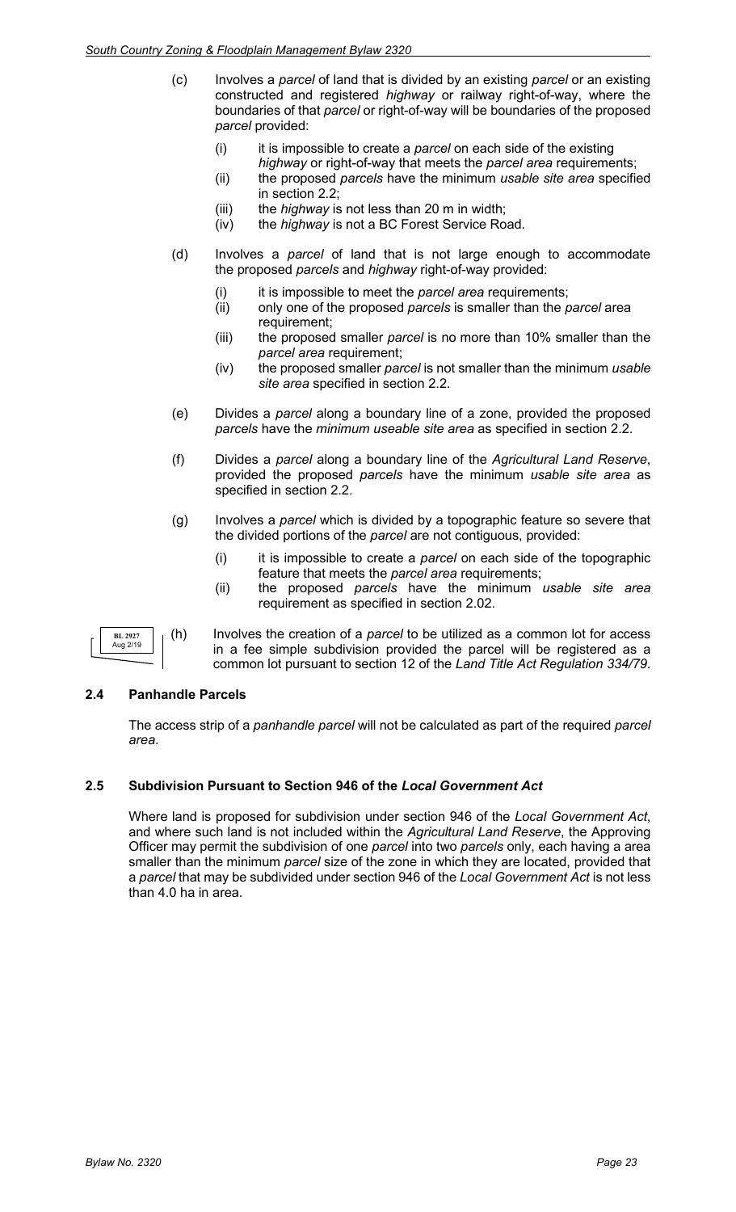(c) Involves a *parcel* of land that is divided by an existing *parcel* or an existing constructed and registered *highway* or railway right-of-way, where the boundaries of that *parcel* or right-of-way will be boundaries of the proposed *parcel* provided:

   (i) it is impossible to create a *parcel* on each side of the existing *highway* or right-of-way that meets the *parcel area* requirements;
   (ii) the proposed *parcels* have the minimum *usable site area* specified in section 2.2;
   (iii) the *highway* is not less than 20 m in width;
   (iv) the *highway* is not a BC Forest Service Road.

(d) Involves a *parcel* of land that is not large enough to accommodate the proposed *parcels* and *highway* right-of-way provided:

   (i) it is impossible to meet the *parcel area* requirements;
   (ii) only one of the proposed *parcels* is smaller than the *parcel* area requirement;
   (iii) the proposed smaller *parcel* is no more than 10% smaller than the *parcel area* requirement;
   (iv) the proposed smaller *parcel* is not smaller than the minimum *usable site area* specified in section 2.2.

(e) Divides a *parcel* along a boundary line of a zone, provided the proposed *parcels* have the *minimum useable site area* as specified in section 2.2.

(f) Divides a *parcel* along a boundary line of the *Agricultural Land Reserve*, provided the proposed *parcels* have the minimum *usable site area* as specified in section 2.2.

(g) Involves a *parcel* which is divided by a topographic feature so severe that the divided portions of the *parcel* are not contiguous, provided:

   (i) it is impossible to create a *parcel* on each side of the topographic feature that meets the *parcel area* requirements;
   (ii) the proposed *parcels* have the minimum *usable site area* requirement as specified in section 2.02.

BL 2927 Aug 2/19

(h) Involves the creation of a *parcel* to be utilized as a common lot for access in a fee simple subdivision provided the parcel will be registered as a common lot pursuant to section 12 of the *Land Title Act Regulation 334/79*.

### 2.4 Panhandle Parcels

The access strip of a *panhandle parcel* will not be calculated as part of the required *parcel area*.

### 2.5 Subdivision Pursuant to Section 946 of the *Local Government Act*

Where land is proposed for subdivision under section 946 of the *Local Government Act*, and where such land is not included within the *Agricultural Land Reserve*, the Approving Officer may permit the subdivision of one *parcel* into two *parcels* only, each having a area smaller than the minimum *parcel* size of the zone in which they are located, provided that a *parcel* that may be subdivided under section 946 of the *Local Government Act* is not less than 4.0 ha in area.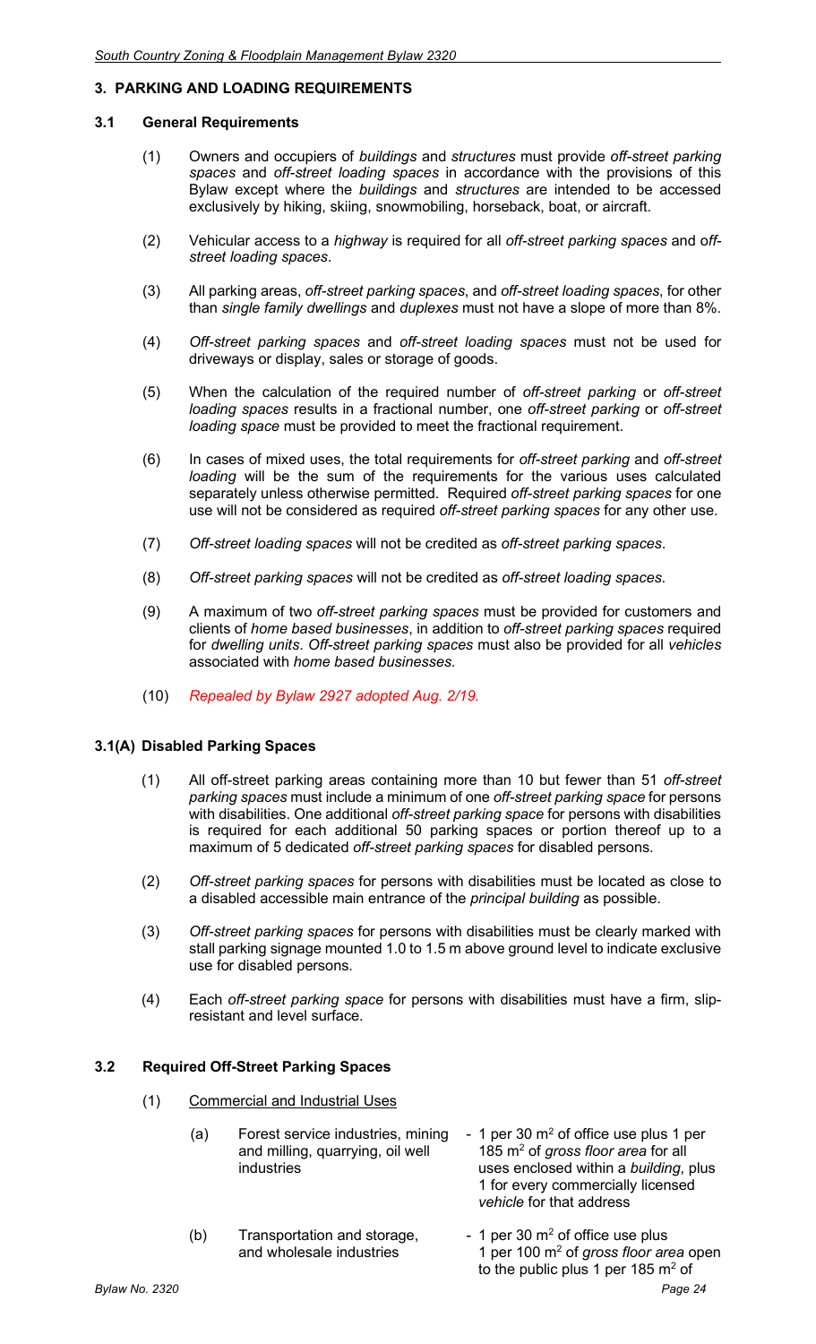## 3. PARKING AND LOADING REQUIREMENTS

### 3.1 General Requirements

(1) Owners and occupiers of *buildings* and *structures* must provide *off-street parking spaces* and *off-street loading spaces* in accordance with the provisions of this Bylaw except where the *buildings* and *structures* are intended to be accessed exclusively by hiking, skiing, snowmobiling, horseback, boat, or aircraft.

(2) Vehicular access to a *highway* is required for all *off-street parking spaces* and *off-street loading spaces*.

(3) All parking areas, *off-street parking spaces*, and *off-street loading spaces*, for other than *single family dwellings* and *duplexes* must not have a slope of more than 8%.

(4) *Off-street parking spaces* and *off-street loading spaces* must not be used for driveways or display, sales or storage of goods.

(5) When the calculation of the required number of *off-street parking* or *off-street loading spaces* results in a fractional number, one *off-street parking* or *off-street loading space* must be provided to meet the fractional requirement.

(6) In cases of mixed uses, the total requirements for *off-street parking* and *off-street loading* will be the sum of the requirements for the various uses calculated separately unless otherwise permitted. Required *off-street parking spaces* for one use will not be considered as required *off-street parking spaces* for any other use.

(7) *Off-street loading spaces* will not be credited as *off-street parking spaces*.

(8) *Off-street parking spaces* will not be credited as *off-street loading spaces*.

(9) A maximum of two *off-street parking spaces* must be provided for customers and clients of *home based businesses*, in addition to *off-street parking spaces* required for *dwelling units*. *Off-street parking spaces* must also be provided for all *vehicles* associated with *home based businesses*.

(10) *Repealed by Bylaw 2927 adopted Aug. 2/19.*

### 3.1(A) Disabled Parking Spaces

(1) All off-street parking areas containing more than 10 but fewer than 51 *off-street parking spaces* must include a minimum of one *off-street parking space* for persons with disabilities. One additional *off-street parking space* for persons with disabilities is required for each additional 50 parking spaces or portion thereof up to a maximum of 5 dedicated *off-street parking spaces* for disabled persons.

(2) *Off-street parking spaces* for persons with disabilities must be located as close to a disabled accessible main entrance of the *principal building* as possible.

(3) *Off-street parking spaces* for persons with disabilities must be clearly marked with stall parking signage mounted 1.0 to 1.5 m above ground level to indicate exclusive use for disabled persons.

(4) Each *off-street parking space* for persons with disabilities must have a firm, slip-resistant and level surface.

### 3.2 Required Off-Street Parking Spaces

(1) Commercial and Industrial Uses

| | Use | Requirement |
|---|---|---|
| (a) | Forest service industries, mining and milling, quarrying, oil well industries | - 1 per 30 m$^2$ of office use plus 1 per 185 m$^2$ of *gross floor area* for all uses enclosed within a *building*, plus 1 for every commercially licensed *vehicle* for that address |
| (b) | Transportation and storage, and wholesale industries | - 1 per 30 m$^2$ of office use plus 1 per 100 m$^2$ of *gross floor area* open to the public plus 1 per 185 m$^2$ of |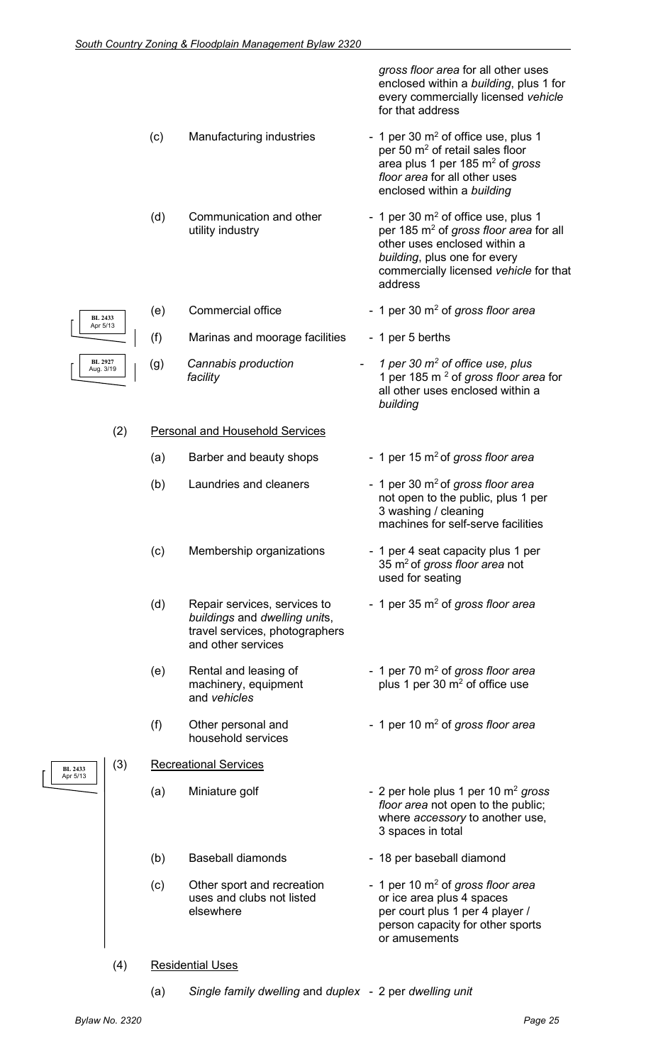*gross floor area* for all other uses enclosed within a *building*, plus 1 for every commercially licensed *vehicle* for that address

| | | |
|---|---|---|
| (c) | Manufacturing industries | - 1 per 30 m² of office use, plus 1 per 50 m² of retail sales floor area plus 1 per 185 m² of *gross floor area* for all other uses enclosed within a *building* |
| (d) | Communication and other utility industry | - 1 per 30 m² of office use, plus 1 per 185 m² of *gross floor area* for all other uses enclosed within a *building*, plus one for every commercially licensed *vehicle* for that address |
| (e) | Commercial office | - 1 per 30 m² of *gross floor area* |
| (f) | Marinas and moorage facilities | - 1 per 5 berths |
| (g) | *Cannabis production facility* | - *1 per 30 m² of office use, plus* 1 per 185 m ² of *gross floor area* for all other uses enclosed within a *building* |

BL 2433 Apr 5/13

BL 2927 Aug. 3/19

(2) Personal and Household Services

| | | |
|---|---|---|
| (a) | Barber and beauty shops | - 1 per 15 m² of *gross floor area* |
| (b) | Laundries and cleaners | - 1 per 30 m² of *gross floor area* not open to the public, plus 1 per 3 washing / cleaning machines for self-serve facilities |
| (c) | Membership organizations | - 1 per 4 seat capacity plus 1 per 35 m² of *gross floor area* not used for seating |
| (d) | Repair services, services to *buildings* and *dwelling unit*s, travel services, photographers and other services | - 1 per 35 m² of *gross floor area* |
| (e) | Rental and leasing of machinery, equipment and *vehicles* | - 1 per 70 m² of *gross floor area* plus 1 per 30 m² of office use |
| (f) | Other personal and household services | - 1 per 10 m² of *gross floor area* |

BL 2433 Apr 5/13

(3) Recreational Services

| | | |
|---|---|---|
| (a) | Miniature golf | - 2 per hole plus 1 per 10 m² *gross floor area* not open to the public; where *accessory* to another use, 3 spaces in total |
| (b) | Baseball diamonds | - 18 per baseball diamond |
| (c) | Other sport and recreation uses and clubs not listed elsewhere | - 1 per 10 m² of *gross floor area* or ice area plus 4 spaces per court plus 1 per 4 player / person capacity for other sports or amusements |

(4) Residential Uses

| | | |
|---|---|---|
| (a) | *Single family dwelling* and *duplex* | - 2 per *dwelling unit* |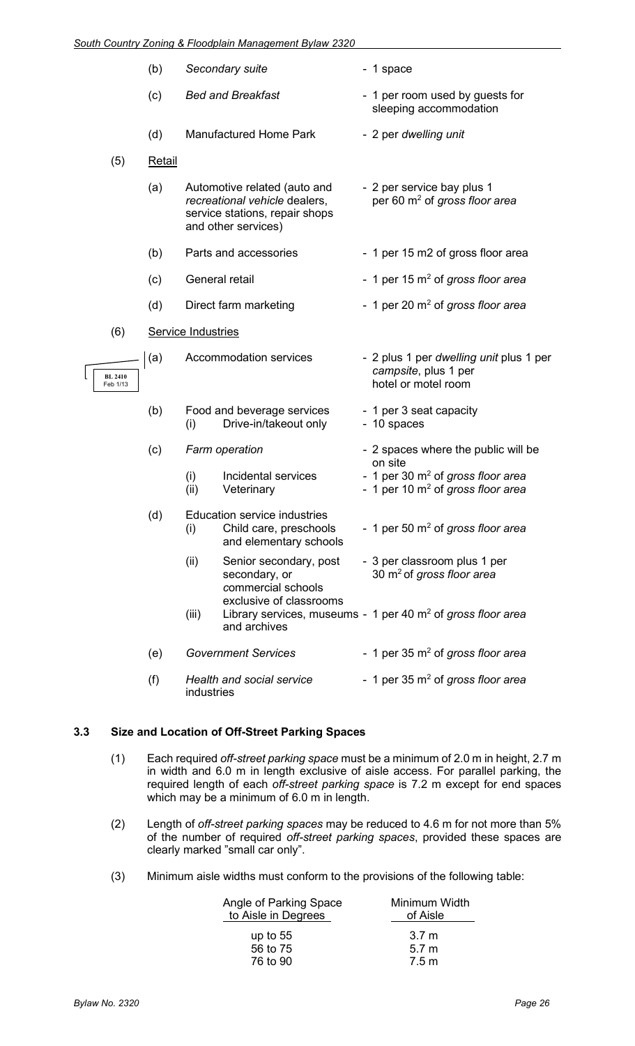(b) *Secondary suite* - 1 space

(c) *Bed and Breakfast* - 1 per room used by guests for sleeping accommodation

(d) Manufactured Home Park - 2 per *dwelling unit*

(5) Retail

(a) Automotive related (auto and *recreational vehicle* dealers, service stations, repair shops and other services) - 2 per service bay plus 1 per 60 m$^2$ of *gross floor area*

(b) Parts and accessories - 1 per 15 m2 of gross floor area

(c) General retail - 1 per 15 m$^2$ of *gross floor area*

(d) Direct farm marketing - 1 per 20 m$^2$ of *gross floor area*

(6) Service Industries

BL 2410 Feb 1/13

(a) Accommodation services - 2 plus 1 per *dwelling unit* plus 1 per *campsite*, plus 1 per hotel or motel room

(b) Food and beverage services - 1 per 3 seat capacity
 (i) Drive-in/takeout only - 10 spaces

(c) *Farm operation* - 2 spaces where the public will be on site
 (i) Incidental services - 1 per 30 m$^2$ of *gross floor area*
 (ii) Veterinary - 1 per 10 m$^2$ of *gross floor area*

(d) Education service industries
 (i) Child care, preschools and elementary schools - 1 per 50 m$^2$ of *gross floor area*
 (ii) Senior secondary, post secondary, or commercial schools exclusive of classrooms - 3 per classroom plus 1 per 30 m$^2$ of *gross floor area*
 (iii) Library services, museums and archives - 1 per 40 m$^2$ of *gross floor area*

(e) *Government Services* - 1 per 35 m$^2$ of *gross floor area*

(f) *Health and social service industries* - 1 per 35 m$^2$ of *gross floor area*

### 3.3 Size and Location of Off-Street Parking Spaces

(1) Each required *off-street parking space* must be a minimum of 2.0 m in height, 2.7 m in width and 6.0 m in length exclusive of aisle access. For parallel parking, the required length of each *off-street parking space* is 7.2 m except for end spaces which may be a minimum of 6.0 m in length.

(2) Length of *off-street parking spaces* may be reduced to 4.6 m for not more than 5% of the number of required *off-street parking spaces*, provided these spaces are clearly marked "small car only".

(3) Minimum aisle widths must conform to the provisions of the following table:

| Angle of Parking Space to Aisle in Degrees | Minimum Width of Aisle |
|---|---|
| up to 55 | 3.7 m |
| 56 to 75 | 5.7 m |
| 76 to 90 | 7.5 m |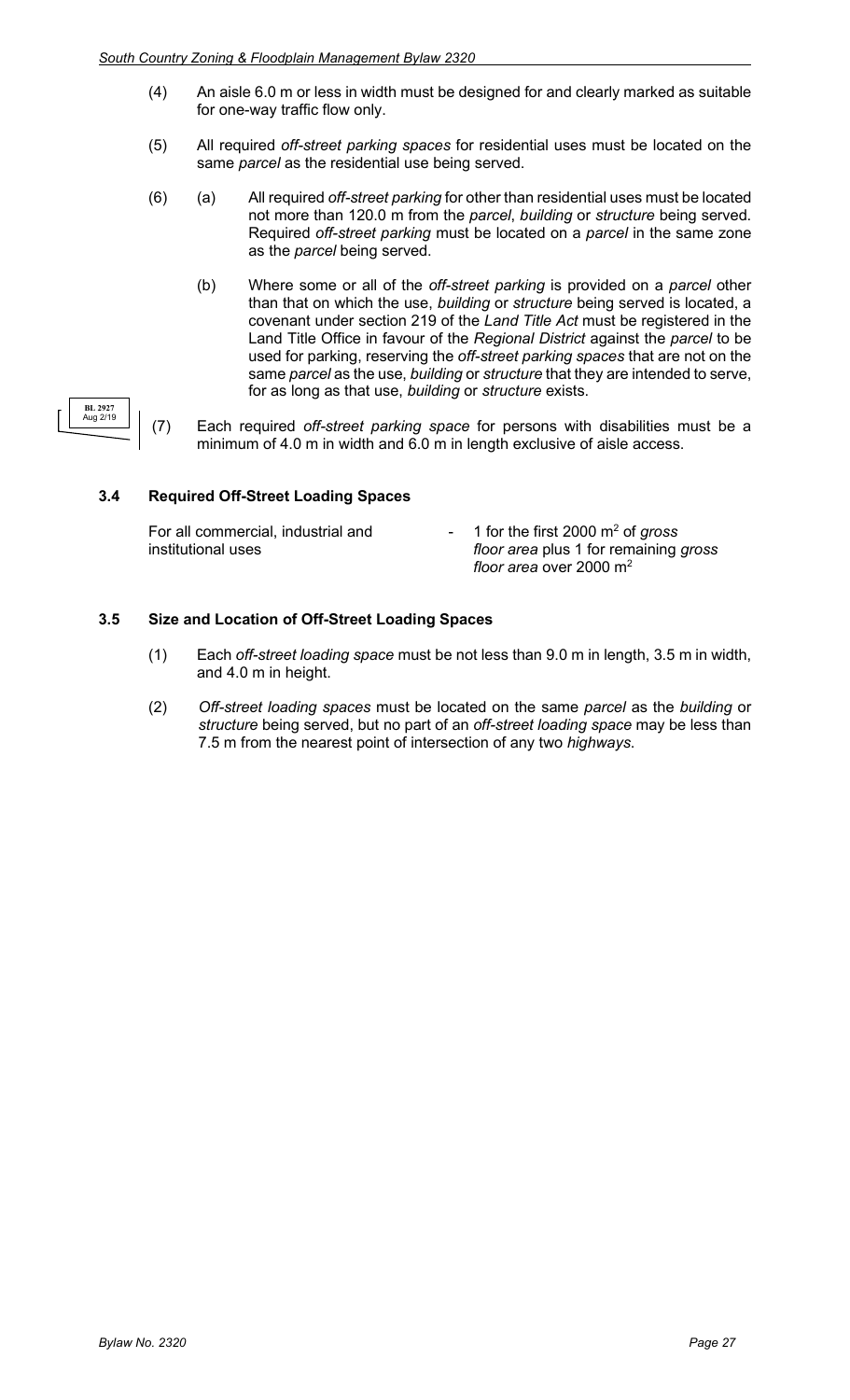(4) An aisle 6.0 m or less in width must be designed for and clearly marked as suitable for one-way traffic flow only.

(5) All required *off-street parking spaces* for residential uses must be located on the same *parcel* as the residential use being served.

(6) (a) All required *off-street parking* for other than residential uses must be located not more than 120.0 m from the *parcel*, *building* or *structure* being served. Required *off-street parking* must be located on a *parcel* in the same zone as the *parcel* being served.

(b) Where some or all of the *off-street parking* is provided on a *parcel* other than that on which the use, *building* or *structure* being served is located, a covenant under section 219 of the *Land Title Act* must be registered in the Land Title Office in favour of the *Regional District* against the *parcel* to be used for parking, reserving the *off-street parking spaces* that are not on the same *parcel* as the use, *building* or *structure* that they are intended to serve, for as long as that use, *building* or *structure* exists.

BL 2927 Aug 2/19

(7) Each required *off-street parking space* for persons with disabilities must be a minimum of 4.0 m in width and 6.0 m in length exclusive of aisle access.

### 3.4 Required Off-Street Loading Spaces

| | |
|---|---|
| For all commercial, industrial and institutional uses | - 1 for the first 2000 m$^2$ of *gross floor area* plus 1 for remaining *gross floor area* over 2000 m$^2$ |

### 3.5 Size and Location of Off-Street Loading Spaces

(1) Each *off-street loading space* must be not less than 9.0 m in length, 3.5 m in width, and 4.0 m in height.

(2) *Off-street loading spaces* must be located on the same *parcel* as the *building* or *structure* being served, but no part of an *off-street loading space* may be less than 7.5 m from the nearest point of intersection of any two *highways*.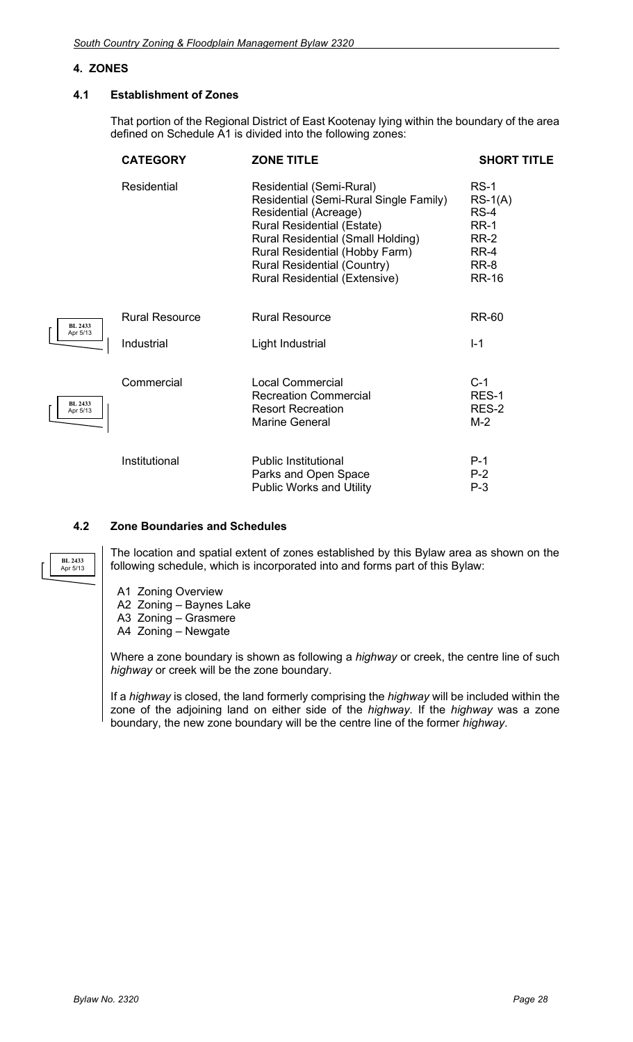## 4. ZONES

### 4.1 Establishment of Zones

That portion of the Regional District of East Kootenay lying within the boundary of the area defined on Schedule A1 is divided into the following zones:

| CATEGORY | ZONE TITLE | SHORT TITLE |
|---|---|---|
| Residential | Residential (Semi-Rural) | RS-1 |
| | Residential (Semi-Rural Single Family) | RS-1(A) |
| | Residential (Acreage) | RS-4 |
| | Rural Residential (Estate) | RR-1 |
| | Rural Residential (Small Holding) | RR-2 |
| | Rural Residential (Hobby Farm) | RR-4 |
| | Rural Residential (Country) | RR-8 |
| | Rural Residential (Extensive) | RR-16 |
| Rural Resource | Rural Resource | RR-60 |
| Industrial | Light Industrial | I-1 |
| Commercial | Local Commercial | C-1 |
| | Recreation Commercial | RES-1 |
| | Resort Recreation | RES-2 |
| | Marine General | M-2 |
| Institutional | Public Institutional | P-1 |
| | Parks and Open Space | P-2 |
| | Public Works and Utility | P-3 |

BL 2433 Apr 5/13

### 4.2 Zone Boundaries and Schedules

BL 2433 Apr 5/13

The location and spatial extent of zones established by this Bylaw area as shown on the following schedule, which is incorporated into and forms part of this Bylaw:

- A1 Zoning Overview
- A2 Zoning – Baynes Lake
- A3 Zoning – Grasmere
- A4 Zoning – Newgate

Where a zone boundary is shown as following a *highway* or creek, the centre line of such *highway* or creek will be the zone boundary.

If a *highway* is closed, the land formerly comprising the *highway* will be included within the zone of the adjoining land on either side of the *highway*. If the *highway* was a zone boundary, the new zone boundary will be the centre line of the former *highway*.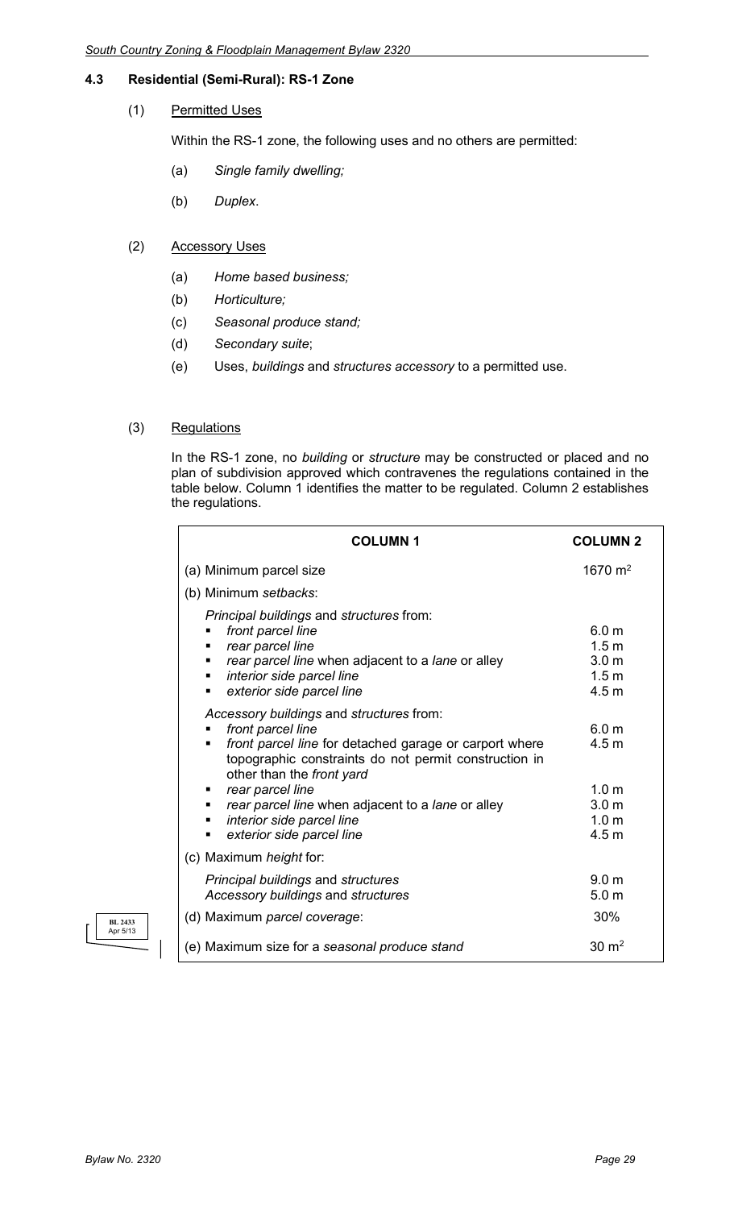### 4.3 Residential (Semi-Rural): RS-1 Zone

(1) Permitted Uses

Within the RS-1 zone, the following uses and no others are permitted:

(a) *Single family dwelling;*

(b) *Duplex*.

(2) Accessory Uses

(a) *Home based business;*

(b) *Horticulture;*

(c) *Seasonal produce stand;*

(d) *Secondary suite*;

(e) Uses, *buildings* and *structures accessory* to a permitted use.

(3) Regulations

In the RS-1 zone, no *building* or *structure* may be constructed or placed and no plan of subdivision approved which contravenes the regulations contained in the table below. Column 1 identifies the matter to be regulated. Column 2 establishes the regulations.

| COLUMN 1 | COLUMN 2 |
|---|---|
| (a) Minimum parcel size | 1670 $m^2$ |
| (b) Minimum *setbacks*: | |
| *Principal buildings* and *structures* from: | |
| ▪ *front parcel line* | 6.0 m |
| ▪ *rear parcel line* | 1.5 m |
| ▪ *rear parcel line* when adjacent to a *lane* or alley | 3.0 m |
| ▪ *interior side parcel line* | 1.5 m |
| ▪ *exterior side parcel line* | 4.5 m |
| *Accessory buildings* and *structures* from: | |
| ▪ *front parcel line* | 6.0 m |
| ▪ *front parcel line* for detached garage or carport where topographic constraints do not permit construction in other than the *front yard* | 4.5 m |
| ▪ *rear parcel line* | 1.0 m |
| ▪ *rear parcel line* when adjacent to a *lane* or alley | 3.0 m |
| ▪ *interior side parcel line* | 1.0 m |
| ▪ *exterior side parcel line* | 4.5 m |
| (c) Maximum *height* for: | |
| *Principal buildings* and *structures* | 9.0 m |
| *Accessory buildings* and *structures* | 5.0 m |
| (d) Maximum *parcel coverage*: | 30% |
| (e) Maximum size for a *seasonal produce stand* | 30 $m^2$ |

BL 2433 Apr 5/13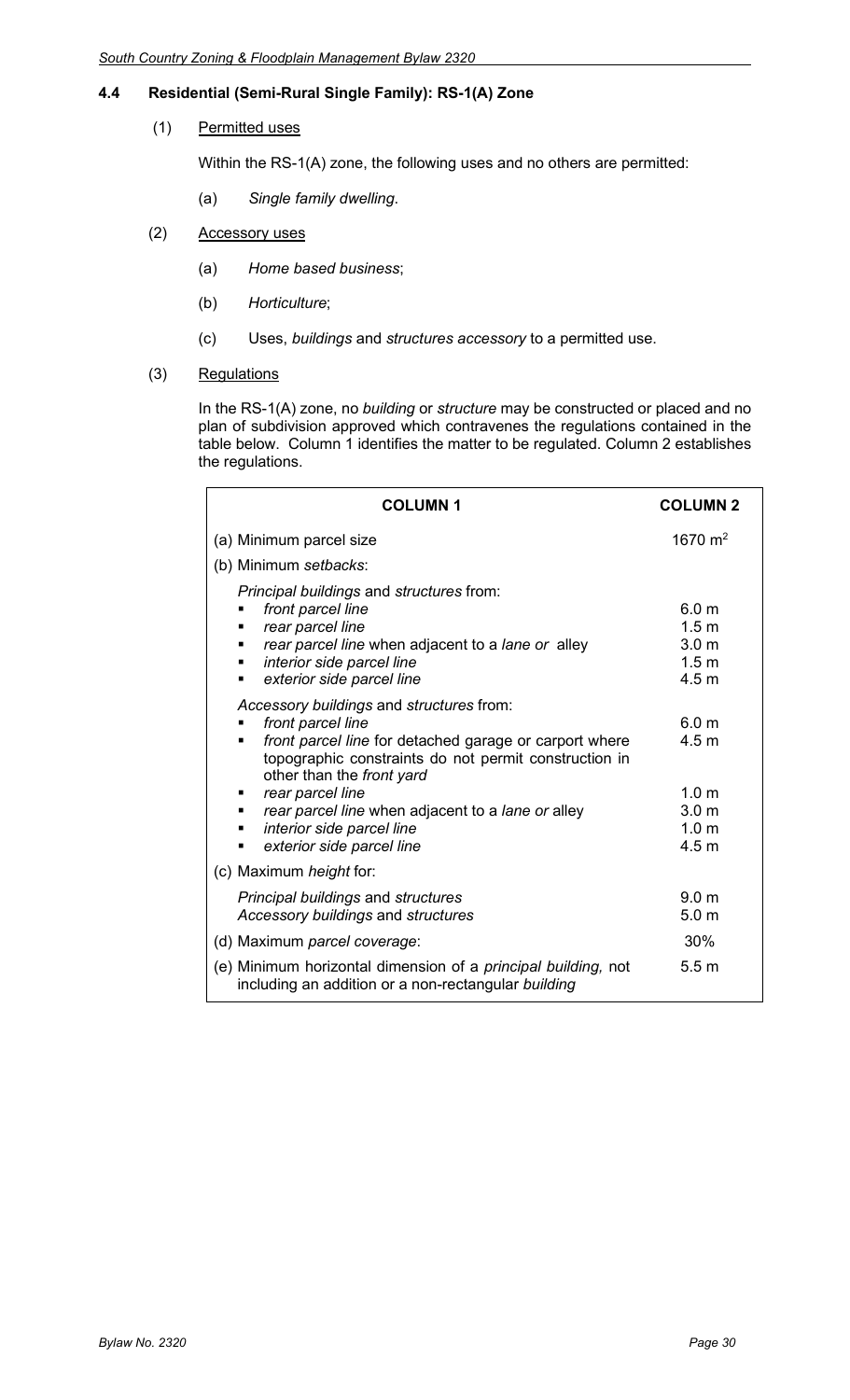## 4.4 Residential (Semi-Rural Single Family): RS-1(A) Zone

(1) Permitted uses

Within the RS-1(A) zone, the following uses and no others are permitted:

(a) *Single family dwelling*.

(2) Accessory uses

(a) *Home based business*;

(b) *Horticulture*;

(c) Uses, *buildings* and *structures accessory* to a permitted use.

(3) Regulations

In the RS-1(A) zone, no *building* or *structure* may be constructed or placed and no plan of subdivision approved which contravenes the regulations contained in the table below. Column 1 identifies the matter to be regulated. Column 2 establishes the regulations.

| COLUMN 1 | COLUMN 2 |
|---|---|
| (a) Minimum parcel size | 1670 $m^2$ |
| (b) Minimum *setbacks*: | |
| *Principal buildings* and *structures* from: | |
| ▪ *front parcel line* | 6.0 m |
| ▪ *rear parcel line* | 1.5 m |
| ▪ *rear parcel line* when adjacent to a *lane or* alley | 3.0 m |
| ▪ *interior side parcel line* | 1.5 m |
| ▪ *exterior side parcel line* | 4.5 m |
| *Accessory buildings* and *structures* from: | |
| ▪ *front parcel line* | 6.0 m |
| ▪ *front parcel line* for detached garage or carport where topographic constraints do not permit construction in other than the *front yard* | 4.5 m |
| ▪ *rear parcel line* | 1.0 m |
| ▪ *rear parcel line* when adjacent to a *lane or* alley | 3.0 m |
| ▪ *interior side parcel line* | 1.0 m |
| ▪ *exterior side parcel line* | 4.5 m |
| (c) Maximum *height* for: | |
| *Principal buildings* and *structures* | 9.0 m |
| *Accessory buildings* and *structures* | 5.0 m |
| (d) Maximum *parcel coverage*: | 30% |
| (e) Minimum horizontal dimension of a *principal building,* not including an addition or a non-rectangular *building* | 5.5 m |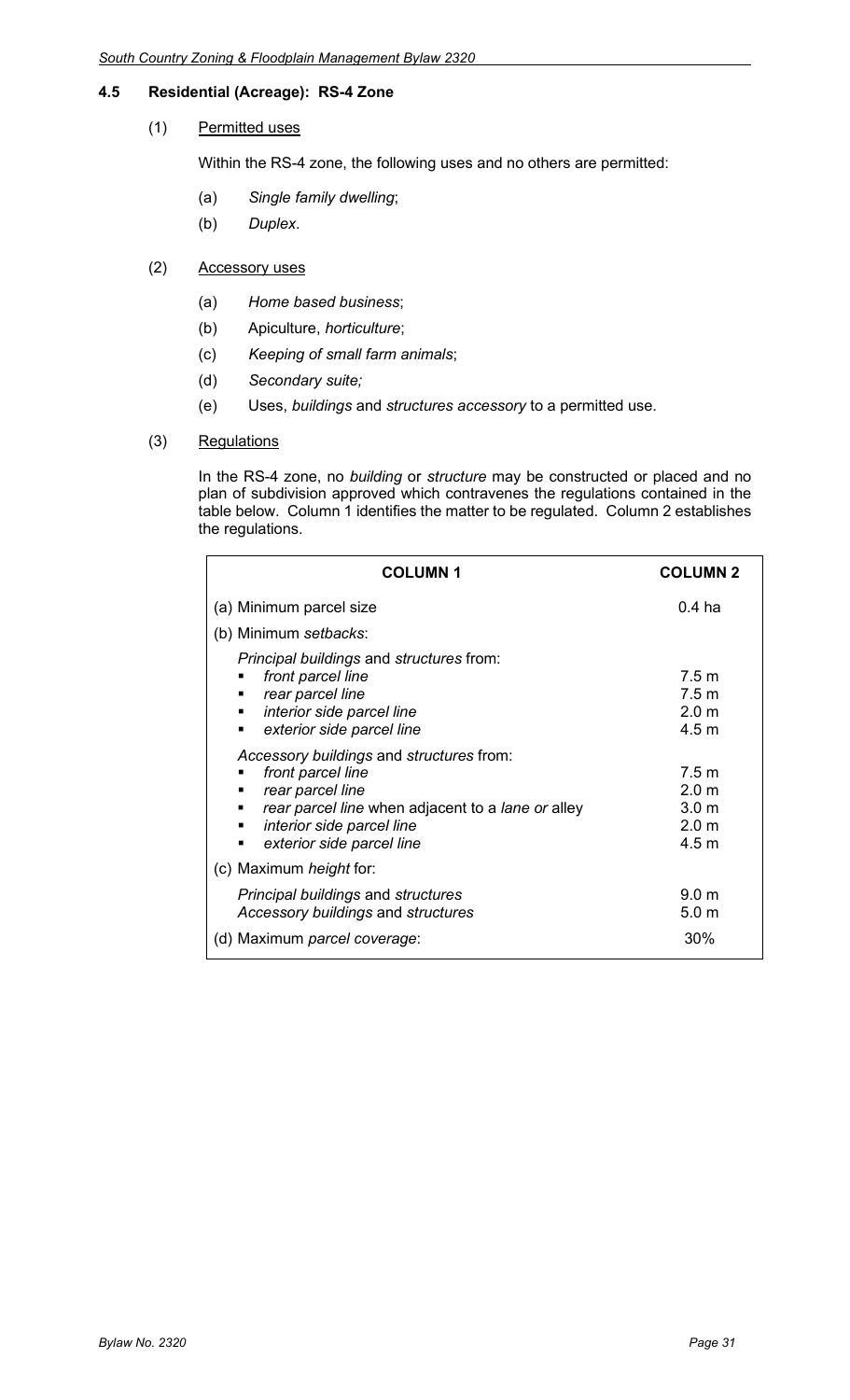## 4.5 Residential (Acreage): RS-4 Zone

(1) Permitted uses

Within the RS-4 zone, the following uses and no others are permitted:

(a) *Single family dwelling*;

(b) *Duplex*.

(2) Accessory uses

(a) *Home based business*;

(b) Apiculture, *horticulture*;

(c) *Keeping of small farm animals*;

(d) *Secondary suite;*

(e) Uses, *buildings* and *structures accessory* to a permitted use.

(3) Regulations

In the RS-4 zone, no *building* or *structure* may be constructed or placed and no plan of subdivision approved which contravenes the regulations contained in the table below. Column 1 identifies the matter to be regulated. Column 2 establishes the regulations.

| COLUMN 1 | COLUMN 2 |
|---|---|
| (a) Minimum parcel size | 0.4 ha |
| (b) Minimum *setbacks*: | |
| *Principal buildings* and *structures* from: | |
| ▪ *front parcel line* | 7.5 m |
| ▪ *rear parcel line* | 7.5 m |
| ▪ *interior side parcel line* | 2.0 m |
| ▪ *exterior side parcel line* | 4.5 m |
| *Accessory buildings* and *structures* from: | |
| ▪ *front parcel line* | 7.5 m |
| ▪ *rear parcel line* | 2.0 m |
| ▪ *rear parcel line* when adjacent to a *lane or* alley | 3.0 m |
| ▪ *interior side parcel line* | 2.0 m |
| ▪ *exterior side parcel line* | 4.5 m |
| (c) Maximum *height* for: | |
| *Principal buildings* and *structures* | 9.0 m |
| *Accessory buildings* and *structures* | 5.0 m |
| (d) Maximum *parcel coverage*: | 30% |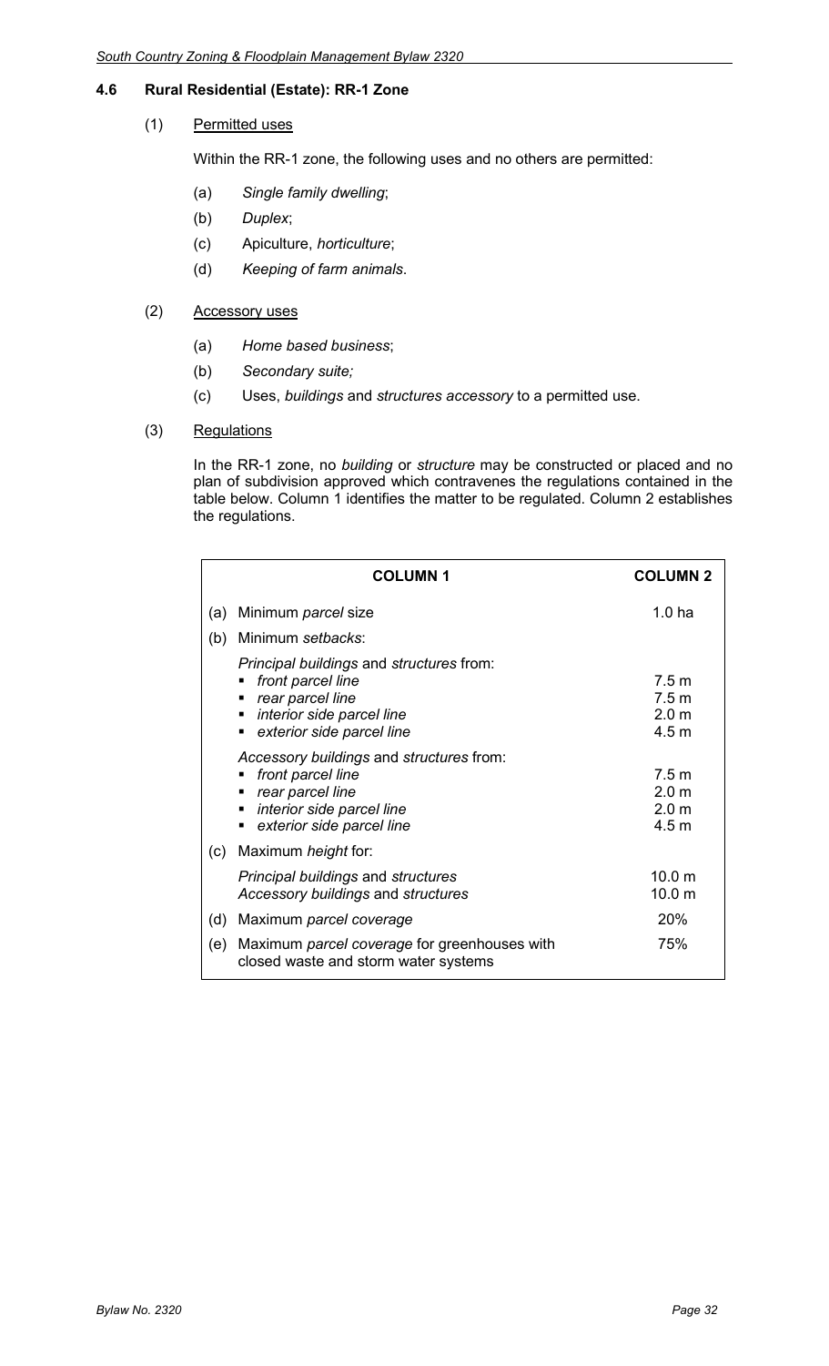## 4.6 Rural Residential (Estate): RR-1 Zone

(1) Permitted uses

Within the RR-1 zone, the following uses and no others are permitted:

(a) *Single family dwelling*;

(b) *Duplex*;

(c) Apiculture, *horticulture*;

(d) *Keeping of farm animals*.

(2) Accessory uses

(a) *Home based business*;

(b) *Secondary suite;*

(c) Uses, *buildings* and *structures accessory* to a permitted use.

(3) Regulations

In the RR-1 zone, no *building* or *structure* may be constructed or placed and no plan of subdivision approved which contravenes the regulations contained in the table below. Column 1 identifies the matter to be regulated. Column 2 establishes the regulations.

| | COLUMN 1 | COLUMN 2 |
|---|---|---|
| (a) | Minimum *parcel* size | 1.0 ha |
| (b) | Minimum *setbacks*: | |
| | *Principal buildings* and *structures* from: | |
| | ▪ *front parcel line* | 7.5 m |
| | ▪ *rear parcel line* | 7.5 m |
| | ▪ *interior side parcel line* | 2.0 m |
| | ▪ *exterior side parcel line* | 4.5 m |
| | *Accessory buildings* and *structures* from: | |
| | ▪ *front parcel line* | 7.5 m |
| | ▪ *rear parcel line* | 2.0 m |
| | ▪ *interior side parcel line* | 2.0 m |
| | ▪ *exterior side parcel line* | 4.5 m |
| (c) | Maximum *height* for: | |
| | *Principal buildings* and *structures* | 10.0 m |
| | *Accessory buildings* and *structures* | 10.0 m |
| (d) | Maximum *parcel coverage* | 20% |
| (e) | Maximum *parcel coverage* for greenhouses with closed waste and storm water systems | 75% |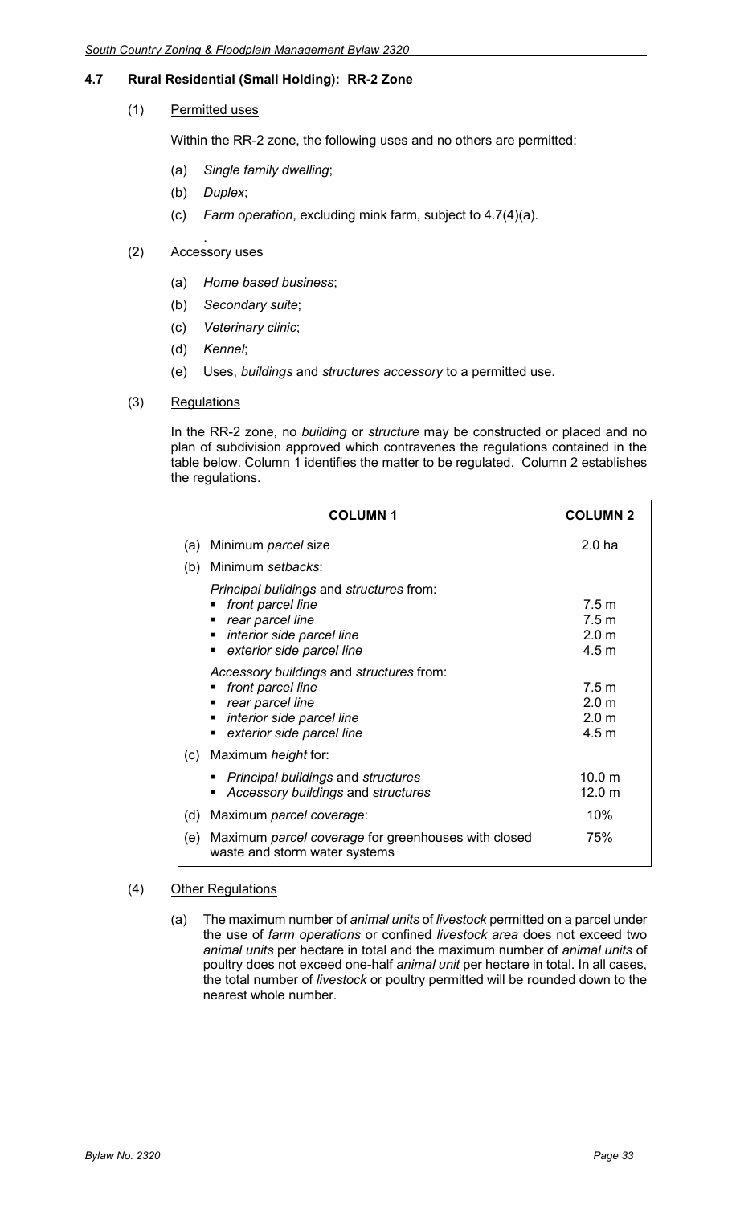## 4.7 Rural Residential (Small Holding): RR-2 Zone

(1) Permitted uses

Within the RR-2 zone, the following uses and no others are permitted:

(a) *Single family dwelling*;

(b) *Duplex*;

(c) *Farm operation*, excluding mink farm, subject to 4.7(4)(a).

(2) Accessory uses

(a) *Home based business*;

(b) *Secondary suite*;

(c) *Veterinary clinic*;

(d) *Kennel*;

(e) Uses, *buildings* and *structures accessory* to a permitted use.

(3) Regulations

In the RR-2 zone, no *building* or *structure* may be constructed or placed and no plan of subdivision approved which contravenes the regulations contained in the table below. Column 1 identifies the matter to be regulated. Column 2 establishes the regulations.

| | COLUMN 1 | COLUMN 2 |
|---|---|---|
| (a) | Minimum *parcel* size | 2.0 ha |
| (b) | Minimum *setbacks*: | |
| | *Principal buildings* and *structures* from: | |
| | ▪ *front parcel line* | 7.5 m |
| | ▪ *rear parcel line* | 7.5 m |
| | ▪ *interior side parcel line* | 2.0 m |
| | ▪ *exterior side parcel line* | 4.5 m |
| | *Accessory buildings* and *structures* from: | |
| | ▪ *front parcel line* | 7.5 m |
| | ▪ *rear parcel line* | 2.0 m |
| | ▪ *interior side parcel line* | 2.0 m |
| | ▪ *exterior side parcel line* | 4.5 m |
| (c) | Maximum *height* for: | |
| | ▪ *Principal buildings* and *structures* | 10.0 m |
| | ▪ *Accessory buildings* and *structures* | 12.0 m |
| (d) | Maximum *parcel coverage*: | 10% |
| (e) | Maximum *parcel coverage* for greenhouses with closed waste and storm water systems | 75% |

(4) Other Regulations

(a) The maximum number of *animal units* of *livestock* permitted on a parcel under the use of *farm operations* or confined *livestock area* does not exceed two *animal units* per hectare in total and the maximum number of *animal units* of poultry does not exceed one-half *animal unit* per hectare in total. In all cases, the total number of *livestock* or poultry permitted will be rounded down to the nearest whole number.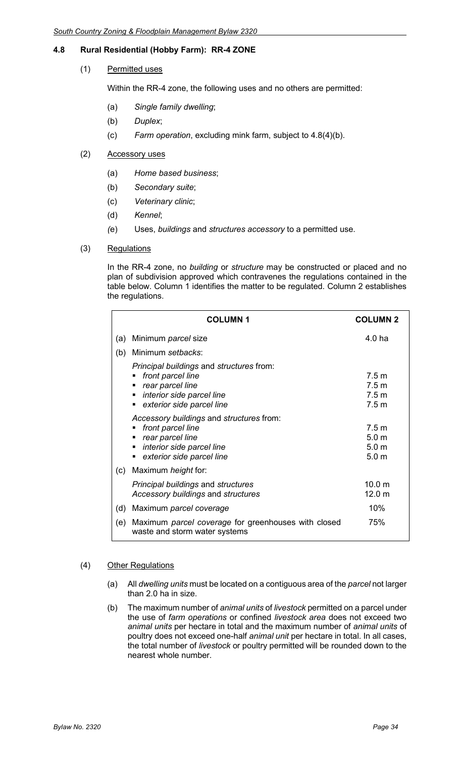## 4.8 Rural Residential (Hobby Farm): RR-4 ZONE

(1) Permitted uses

Within the RR-4 zone, the following uses and no others are permitted:

(a) *Single family dwelling*;

(b) *Duplex*;

(c) *Farm operation*, excluding mink farm, subject to 4.8(4)(b).

(2) Accessory uses

(a) *Home based business*;

(b) *Secondary suite*;

(c) *Veterinary clinic*;

(d) *Kennel*;

(e) Uses, *buildings* and *structures accessory* to a permitted use.

(3) Regulations

In the RR-4 zone, no *building* or *structure* may be constructed or placed and no plan of subdivision approved which contravenes the regulations contained in the table below. Column 1 identifies the matter to be regulated. Column 2 establishes the regulations.

| | COLUMN 1 | COLUMN 2 |
|---|---|---|
| (a) | Minimum *parcel* size | 4.0 ha |
| (b) | Minimum *setbacks*: | |
| | *Principal buildings* and *structures* from: | |
| | ▪ *front parcel line* | 7.5 m |
| | ▪ *rear parcel line* | 7.5 m |
| | ▪ *interior side parcel line* | 7.5 m |
| | ▪ *exterior side parcel line* | 7.5 m |
| | *Accessory buildings* and *structures* from: | |
| | ▪ *front parcel line* | 7.5 m |
| | ▪ *rear parcel line* | 5.0 m |
| | ▪ *interior side parcel line* | 5.0 m |
| | ▪ *exterior side parcel line* | 5.0 m |
| (c) | Maximum *height* for: | |
| | *Principal buildings* and *structures* | 10.0 m |
| | *Accessory buildings* and *structures* | 12.0 m |
| (d) | Maximum *parcel coverage* | 10% |
| (e) | Maximum *parcel coverage* for greenhouses with closed waste and storm water systems | 75% |

(4) Other Regulations

(a) All *dwelling units* must be located on a contiguous area of the *parcel* not larger than 2.0 ha in size.

(b) The maximum number of *animal units* of *livestock* permitted on a parcel under the use of *farm operations* or confined *livestock area* does not exceed two *animal units* per hectare in total and the maximum number of *animal units* of poultry does not exceed one-half *animal unit* per hectare in total. In all cases, the total number of *livestock* or poultry permitted will be rounded down to the nearest whole number.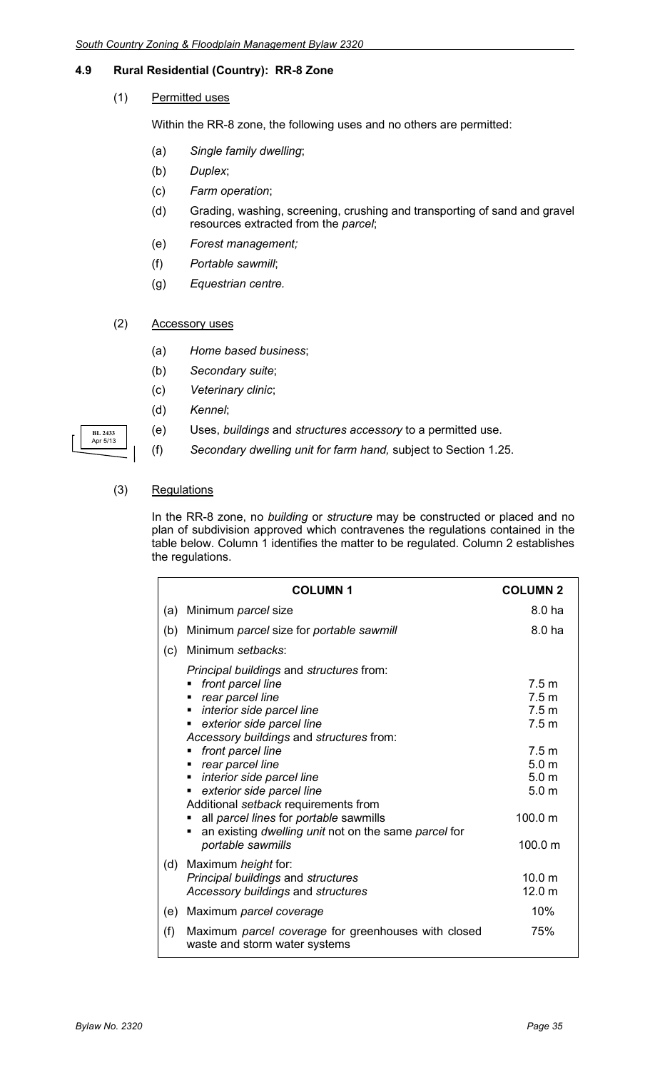## 4.9 Rural Residential (Country): RR-8 Zone

(1) Permitted uses

Within the RR-8 zone, the following uses and no others are permitted:

(a) *Single family dwelling*;

(b) *Duplex*;

(c) *Farm operation*;

(d) Grading, washing, screening, crushing and transporting of sand and gravel resources extracted from the *parcel*;

(e) *Forest management;*

(f) *Portable sawmill*;

(g) *Equestrian centre.*

(2) Accessory uses

(a) *Home based business*;

(b) *Secondary suite*;

(c) *Veterinary clinic*;

(d) *Kennel*;

(e) Uses, *buildings* and *structures accessory* to a permitted use.

(f) *Secondary dwelling unit for farm hand,* subject to Section 1.25.

BL 2433 Apr 5/13

(3) Regulations

In the RR-8 zone, no *building* or *structure* may be constructed or placed and no plan of subdivision approved which contravenes the regulations contained in the table below. Column 1 identifies the matter to be regulated. Column 2 establishes the regulations.

| | COLUMN 1 | COLUMN 2 |
|---|---|---|
| (a) | Minimum *parcel* size | 8.0 ha |
| (b) | Minimum *parcel* size for *portable sawmill* | 8.0 ha |
| (c) | Minimum *setbacks*: | |
| | *Principal buildings* and *structures* from: | |
| | ▪ *front parcel line* | 7.5 m |
| | ▪ *rear parcel line* | 7.5 m |
| | ▪ *interior side parcel line* | 7.5 m |
| | ▪ *exterior side parcel line* | 7.5 m |
| | *Accessory buildings* and *structures* from: | |
| | ▪ *front parcel line* | 7.5 m |
| | ▪ *rear parcel line* | 5.0 m |
| | ▪ *interior side parcel line* | 5.0 m |
| | ▪ *exterior side parcel line* | 5.0 m |
| | Additional *setback* requirements from | |
| | ▪ all *parcel lines* for *portable* sawmills | 100.0 m |
| | ▪ an existing *dwelling unit* not on the same *parcel* for *portable sawmills* | 100.0 m |
| (d) | Maximum *height* for: | |
| | *Principal buildings* and *structures* | 10.0 m |
| | *Accessory buildings* and *structures* | 12.0 m |
| (e) | Maximum *parcel coverage* | 10% |
| (f) | Maximum *parcel coverage* for greenhouses with closed waste and storm water systems | 75% |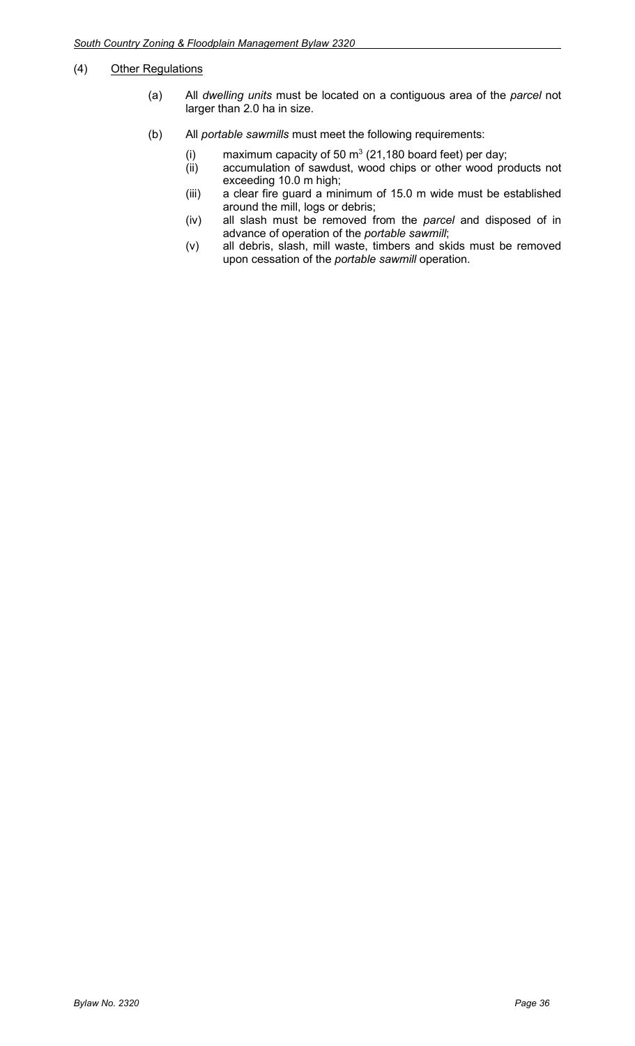(4) Other Regulations

(a) All *dwelling units* must be located on a contiguous area of the *parcel* not larger than 2.0 ha in size.

(b) All *portable sawmills* must meet the following requirements:

(i) maximum capacity of 50 $m^3$ (21,180 board feet) per day;

(ii) accumulation of sawdust, wood chips or other wood products not exceeding 10.0 m high;

(iii) a clear fire guard a minimum of 15.0 m wide must be established around the mill, logs or debris;

(iv) all slash must be removed from the *parcel* and disposed of in advance of operation of the *portable sawmill*;

(v) all debris, slash, mill waste, timbers and skids must be removed upon cessation of the *portable sawmill* operation.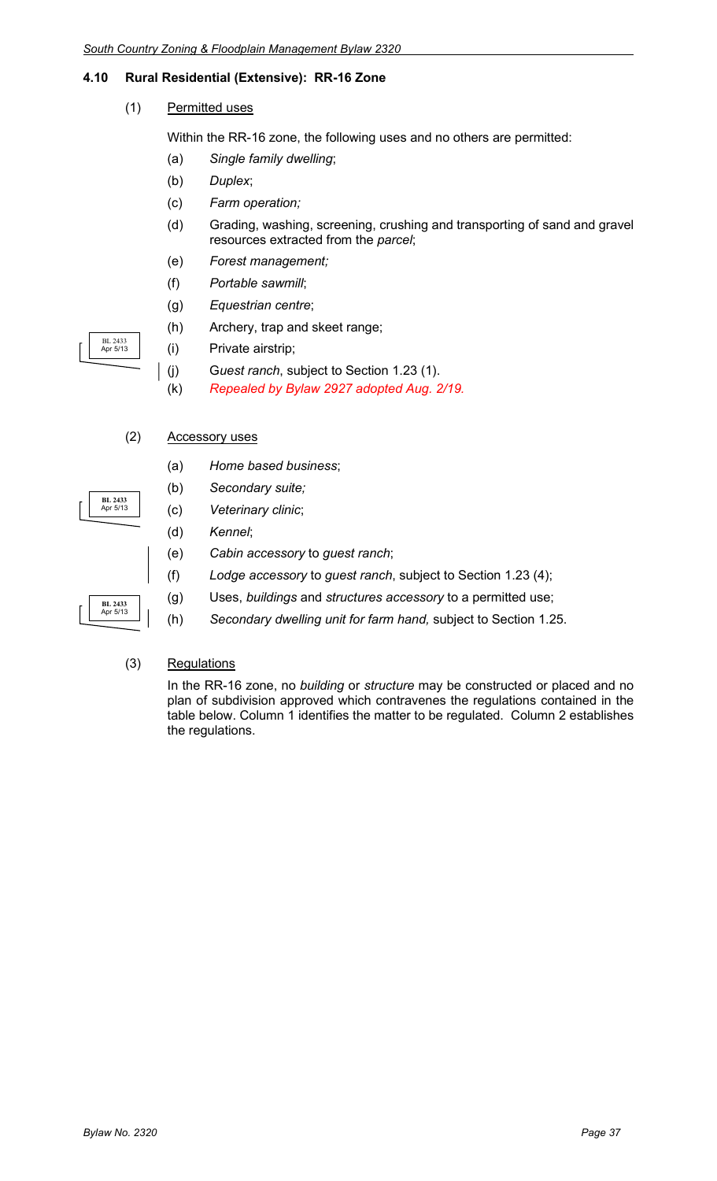## 4.10 Rural Residential (Extensive): RR-16 Zone

(1) Permitted uses

Within the RR-16 zone, the following uses and no others are permitted:

(a) *Single family dwelling*;

(b) *Duplex*;

(c) *Farm operation;*

(d) Grading, washing, screening, crushing and transporting of sand and gravel resources extracted from the *parcel*;

(e) *Forest management;*

(f) *Portable sawmill*;

(g) *Equestrian centre*;

(h) Archery, trap and skeet range;

(i) Private airstrip;

(j) G*uest ranch*, subject to Section 1.23 (1).

(k) *Repealed by Bylaw 2927 adopted Aug. 2/19.*

BL 2433 Apr 5/13

(2) Accessory uses

(a) *Home based business*;

(b) *Secondary suite;*

(c) *Veterinary clinic*;

(d) *Kennel*;

(e) *Cabin accessory* to *guest ranch*;

(f) *Lodge accessory* to *guest ranch*, subject to Section 1.23 (4);

(g) Uses, *buildings* and *structures accessory* to a permitted use;

(h) *Secondary dwelling unit for farm hand,* subject to Section 1.25.

BL 2433 Apr 5/13

BL 2433 Apr 5/13

(3) Regulations

In the RR-16 zone, no *building* or *structure* may be constructed or placed and no plan of subdivision approved which contravenes the regulations contained in the table below. Column 1 identifies the matter to be regulated. Column 2 establishes the regulations.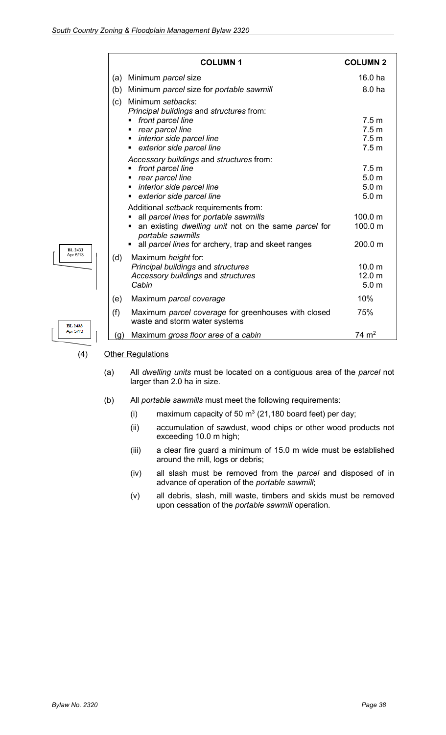| | COLUMN 1 | COLUMN 2 |
|---|---|---|
| (a) | Minimum *parcel* size | 16.0 ha |
| (b) | Minimum *parcel* size for *portable sawmill* | 8.0 ha |
| (c) | Minimum *setbacks*: | |
| | *Principal buildings* and *structures* from: | |
| | ▪ *front parcel line* | 7.5 m |
| | ▪ *rear parcel line* | 7.5 m |
| | ▪ *interior side parcel line* | 7.5 m |
| | ▪ *exterior side parcel line* | 7.5 m |
| | *Accessory buildings* and *structures* from: | |
| | ▪ *front parcel line* | 7.5 m |
| | ▪ *rear parcel line* | 5.0 m |
| | ▪ *interior side parcel line* | 5.0 m |
| | ▪ *exterior side parcel line* | 5.0 m |
| | Additional *setback* requirements from: | |
| | ▪ all *parcel lines* for *portable sawmills* | 100.0 m |
| | ▪ an existing *dwelling unit* not on the same *parcel* for *portable sawmills* | 100.0 m |
| | ▪ all *parcel lines* for archery, trap and skeet ranges | 200.0 m |
| (d) | Maximum *height* for: | |
| | *Principal buildings* and *structures* | 10.0 m |
| | *Accessory buildings* and *structures* | 12.0 m |
| | *Cabin* | 5.0 m |
| (e) | Maximum *parcel coverage* | 10% |
| (f) | Maximum *parcel coverage* for greenhouses with closed waste and storm water systems | 75% |
| (g) | Maximum *gross floor area* of a *cabin* | 74 $m^2$ |

BL 2433 Apr 5/13

(4) Other Regulations

(a) All *dwelling units* must be located on a contiguous area of the *parcel* not larger than 2.0 ha in size.

(b) All *portable sawmills* must meet the following requirements:

(i) maximum capacity of 50 $m^3$ (21,180 board feet) per day;

(ii) accumulation of sawdust, wood chips or other wood products not exceeding 10.0 m high;

(iii) a clear fire guard a minimum of 15.0 m wide must be established around the mill, logs or debris;

(iv) all slash must be removed from the *parcel* and disposed of in advance of operation of the *portable sawmill*;

(v) all debris, slash, mill waste, timbers and skids must be removed upon cessation of the *portable sawmill* operation.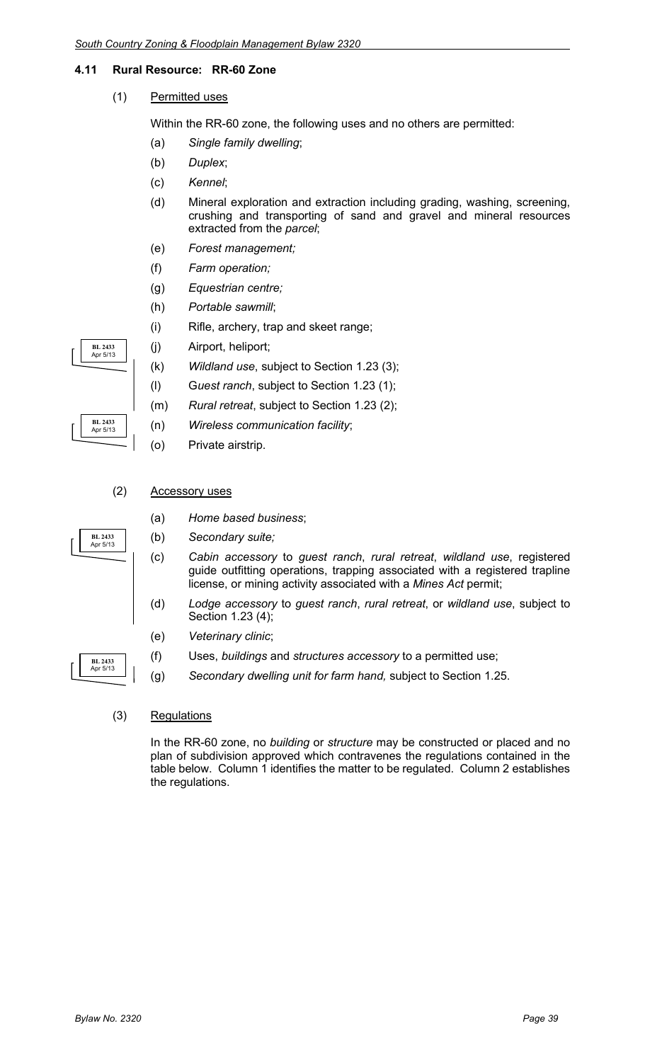## 4.11 Rural Resource: RR-60 Zone

(1) Permitted uses

Within the RR-60 zone, the following uses and no others are permitted:

(a) *Single family dwelling*;

(b) *Duplex*;

(c) *Kennel*;

(d) Mineral exploration and extraction including grading, washing, screening, crushing and transporting of sand and gravel and mineral resources extracted from the *parcel*;

(e) *Forest management;*

(f) *Farm operation;*

(g) *Equestrian centre;*

(h) *Portable sawmill*;

(i) Rifle, archery, trap and skeet range;

(j) Airport, heliport;

BL 2433 Apr 5/13

(k) *Wildland use*, subject to Section 1.23 (3);

(l) G*uest ranch*, subject to Section 1.23 (1);

(m) *Rural retreat*, subject to Section 1.23 (2);

BL 2433 Apr 5/13

(n) *Wireless communication facility*;

(o) Private airstrip.

(2) Accessory uses

(a) *Home based business*;

(b) *Secondary suite;*

BL 2433 Apr 5/13

(c) *Cabin accessory* to *guest ranch*, *rural retreat*, *wildland use*, registered guide outfitting operations, trapping associated with a registered trapline license, or mining activity associated with a *Mines Act* permit;

(d) *Lodge accessory* to *guest ranch*, *rural retreat*, or *wildland use*, subject to Section 1.23 (4);

(e) *Veterinary clinic*;

(f) Uses, *buildings* and *structures accessory* to a permitted use;

BL 2433 Apr 5/13

(g) *Secondary dwelling unit for farm hand,* subject to Section 1.25.

(3) Regulations

In the RR-60 zone, no *building* or *structure* may be constructed or placed and no plan of subdivision approved which contravenes the regulations contained in the table below. Column 1 identifies the matter to be regulated. Column 2 establishes the regulations.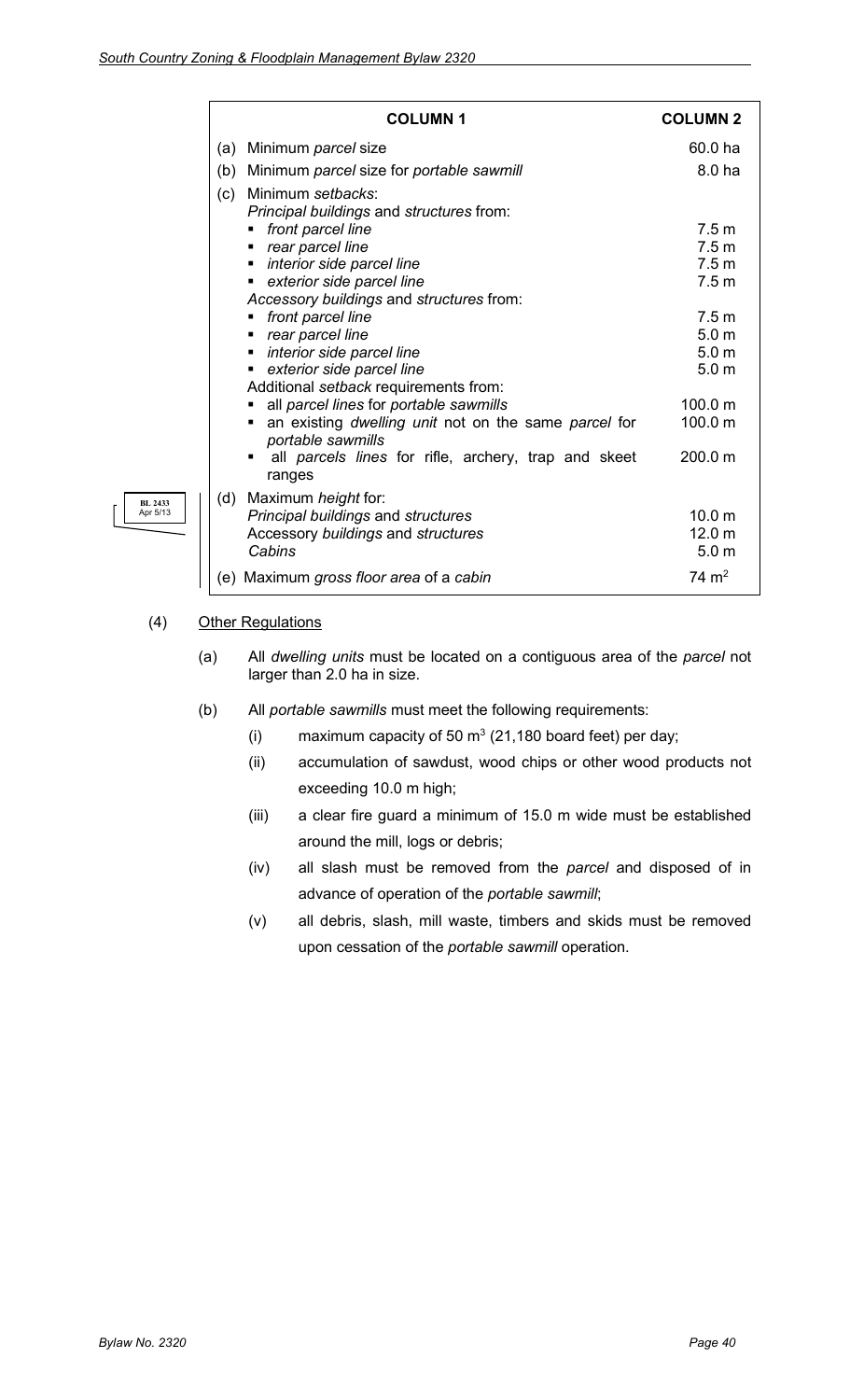| COLUMN 1 | COLUMN 2 |
|---|---|
| (a) Minimum *parcel* size | 60.0 ha |
| (b) Minimum *parcel* size for *portable sawmill* | 8.0 ha |
| (c) Minimum *setbacks*: | |
| *Principal buildings* and *structures* from: | |
| ▪ *front parcel line* | 7.5 m |
| ▪ *rear parcel line* | 7.5 m |
| ▪ *interior side parcel line* | 7.5 m |
| ▪ *exterior side parcel line* | 7.5 m |
| *Accessory buildings* and *structures* from: | |
| ▪ *front parcel line* | 7.5 m |
| ▪ *rear parcel line* | 5.0 m |
| ▪ *interior side parcel line* | 5.0 m |
| ▪ *exterior side parcel line* | 5.0 m |
| Additional *setback* requirements from: | |
| ▪ all *parcel lines* for *portable sawmills* | 100.0 m |
| ▪ an existing *dwelling unit* not on the same *parcel* for *portable sawmills* | 100.0 m |
| ▪ all *parcels lines* for rifle, archery, trap and skeet ranges | 200.0 m |
| (d) Maximum *height* for: | |
| *Principal buildings* and *structures* | 10.0 m |
| Accessory *buildings* and *structures* | 12.0 m |
| *Cabins* | 5.0 m |
| (e) Maximum *gross floor area* of a *cabin* | 74 $m^2$ |

BL 2433 Apr 5/13

(4) Other Regulations

(a) All *dwelling units* must be located on a contiguous area of the *parcel* not larger than 2.0 ha in size.

(b) All *portable sawmills* must meet the following requirements:

(i) maximum capacity of 50 $m^3$ (21,180 board feet) per day;

(ii) accumulation of sawdust, wood chips or other wood products not exceeding 10.0 m high;

(iii) a clear fire guard a minimum of 15.0 m wide must be established around the mill, logs or debris;

(iv) all slash must be removed from the *parcel* and disposed of in advance of operation of the *portable sawmill*;

(v) all debris, slash, mill waste, timbers and skids must be removed upon cessation of the *portable sawmill* operation.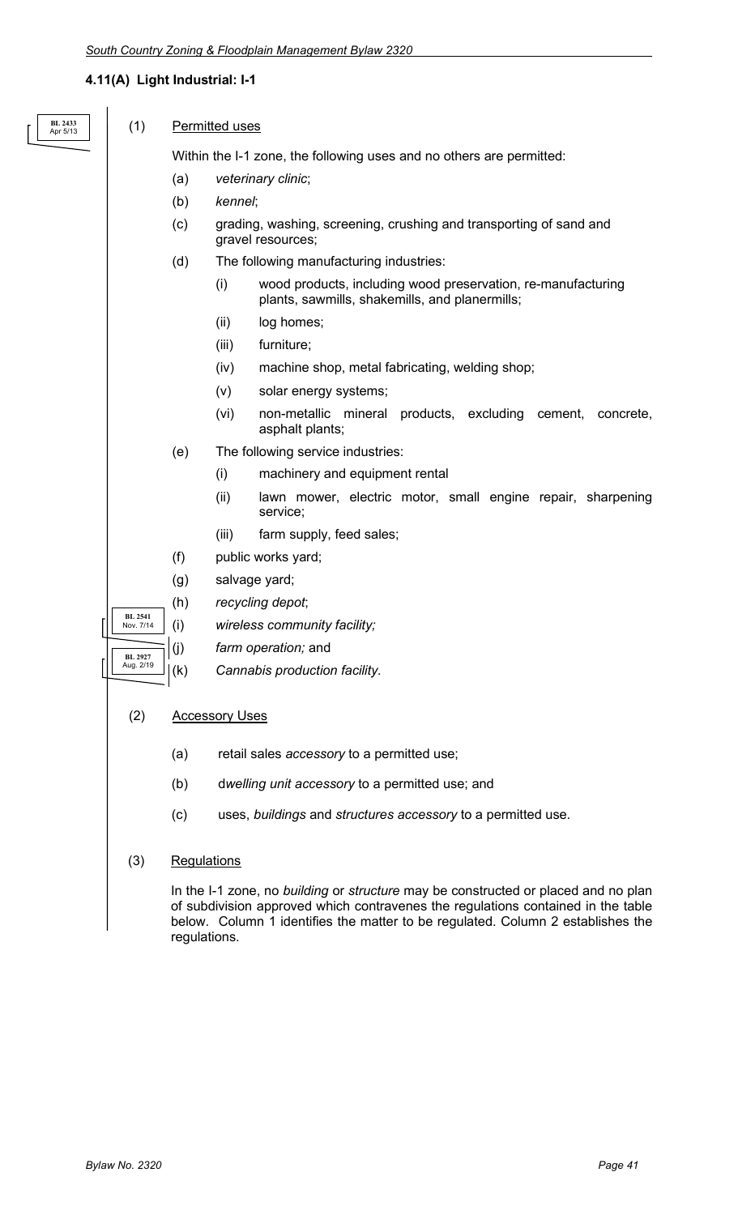## 4.11(A) Light Industrial: I-1

BL 2433 Apr 5/13

(1) Permitted uses

Within the I-1 zone, the following uses and no others are permitted:

(a) *veterinary clinic*;

(b) *kennel*;

(c) grading, washing, screening, crushing and transporting of sand and gravel resources;

(d) The following manufacturing industries:

(i) wood products, including wood preservation, re-manufacturing plants, sawmills, shakemills, and planermills;

(ii) log homes;

(iii) furniture;

(iv) machine shop, metal fabricating, welding shop;

(v) solar energy systems;

(vi) non-metallic mineral products, excluding cement, concrete, asphalt plants;

(e) The following service industries:

(i) machinery and equipment rental

(ii) lawn mower, electric motor, small engine repair, sharpening service;

(iii) farm supply, feed sales;

(f) public works yard;

(g) salvage yard;

(h) *recycling depot*;

BL 2541 Nov. 7/14

(i) *wireless community facility;*

(j) *farm operation;* and

BL 2927 Aug. 2/19

(k) *Cannabis production facility.*

(2) Accessory Uses

(a) retail sales *accessory* to a permitted use;

(b) d*welling unit accessory* to a permitted use; and

(c) uses, *buildings* and *structures accessory* to a permitted use.

(3) Regulations

In the I-1 zone, no *building* or *structure* may be constructed or placed and no plan of subdivision approved which contravenes the regulations contained in the table below. Column 1 identifies the matter to be regulated. Column 2 establishes the regulations.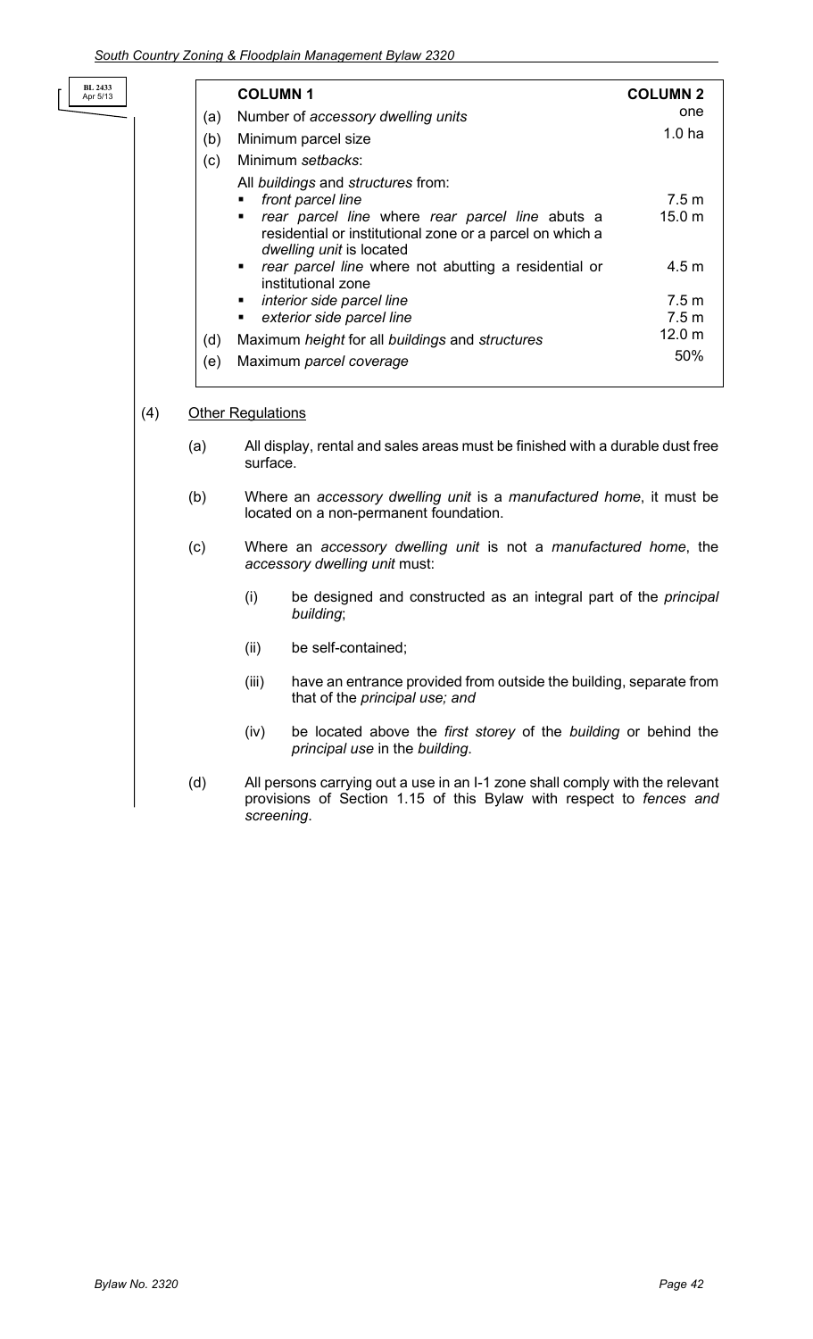BL 2433
Apr 5/13

| | COLUMN 1 | COLUMN 2 |
|---|---|---|
| (a) | Number of *accessory dwelling units* | one |
| (b) | Minimum parcel size | 1.0 ha |
| (c) | Minimum *setbacks*: | |
| | All *buildings* and *structures* from: | |
| | ▪ *front parcel line* | 7.5 m |
| | ▪ *rear parcel line* where *rear parcel line* abuts a residential or institutional zone or a parcel on which a *dwelling unit* is located | 15.0 m |
| | ▪ *rear parcel line* where not abutting a residential or institutional zone | 4.5 m |
| | ▪ *interior side parcel line* | 7.5 m |
| | ▪ *exterior side parcel line* | 7.5 m |
| (d) | Maximum *height* for all *buildings* and *structures* | 12.0 m |
| (e) | Maximum *parcel coverage* | 50% |

(4) Other Regulations

(a) All display, rental and sales areas must be finished with a durable dust free surface.

(b) Where an *accessory dwelling unit* is a *manufactured home*, it must be located on a non-permanent foundation.

(c) Where an *accessory dwelling unit* is not a *manufactured home*, the *accessory dwelling unit* must:

(i) be designed and constructed as an integral part of the *principal building*;

(ii) be self-contained;

(iii) have an entrance provided from outside the building, separate from that of the *principal use; and*

(iv) be located above the *first storey* of the *building* or behind the *principal use* in the *building*.

(d) All persons carrying out a use in an I-1 zone shall comply with the relevant provisions of Section 1.15 of this Bylaw with respect to *fences and screening*.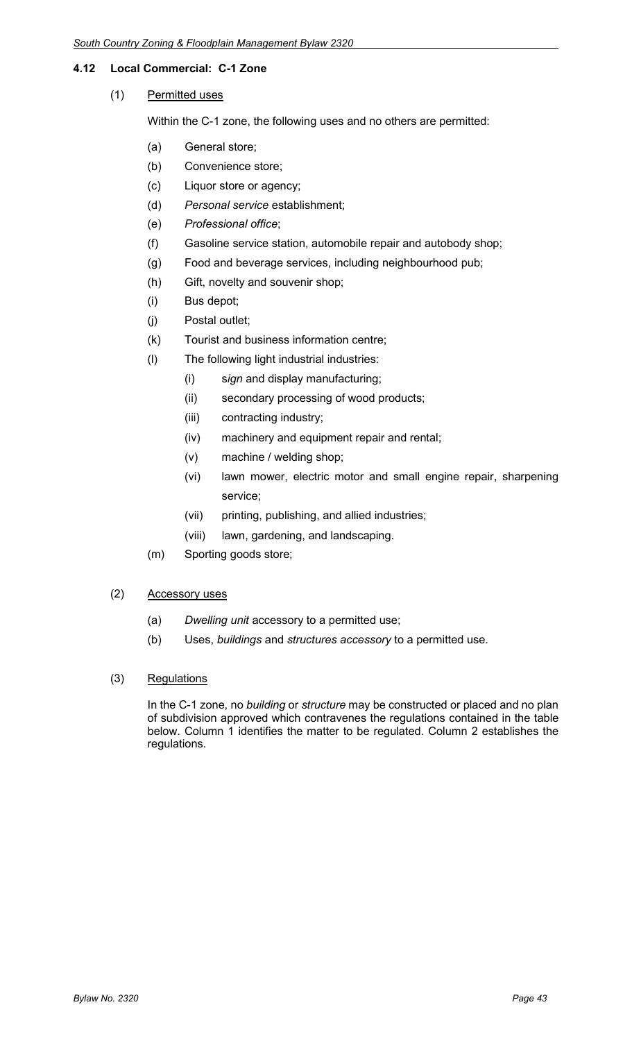## 4.12 Local Commercial: C-1 Zone

(1) Permitted uses

Within the C-1 zone, the following uses and no others are permitted:

(a) General store;

(b) Convenience store;

(c) Liquor store or agency;

(d) *Personal service* establishment;

(e) *Professional office*;

(f) Gasoline service station, automobile repair and autobody shop;

(g) Food and beverage services, including neighbourhood pub;

(h) Gift, novelty and souvenir shop;

(i) Bus depot;

(j) Postal outlet;

(k) Tourist and business information centre;

(l) The following light industrial industries:

  (i) s*ign* and display manufacturing;

  (ii) secondary processing of wood products;

  (iii) contracting industry;

  (iv) machinery and equipment repair and rental;

  (v) machine / welding shop;

  (vi) lawn mower, electric motor and small engine repair, sharpening service;

  (vii) printing, publishing, and allied industries;

  (viii) lawn, gardening, and landscaping.

(m) Sporting goods store;

(2) Accessory uses

(a) *Dwelling unit* accessory to a permitted use;

(b) Uses, *buildings* and *structures accessory* to a permitted use.

(3) Regulations

In the C-1 zone, no *building* or *structure* may be constructed or placed and no plan of subdivision approved which contravenes the regulations contained in the table below. Column 1 identifies the matter to be regulated. Column 2 establishes the regulations.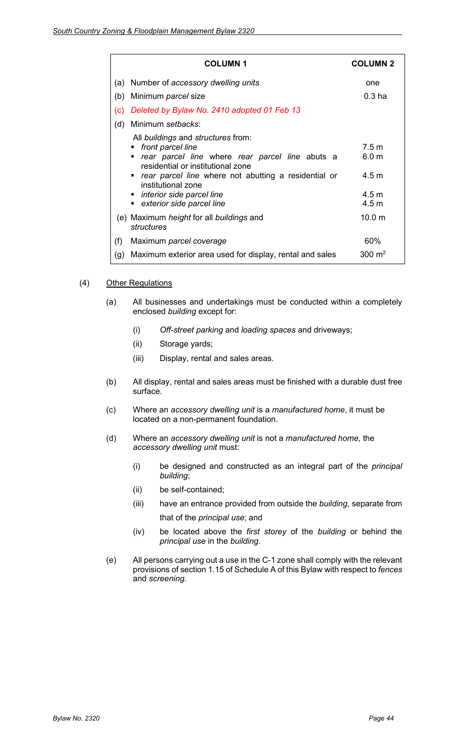| COLUMN 1 | COLUMN 2 |
|---|---|
| (a) Number of *accessory dwelling units* | one |
| (b) Minimum *parcel* size | 0.3 ha |
| (c) *Deleted by Bylaw No. 2410 adopted 01 Feb 13* | |
| (d) Minimum *setbacks*: | |
| All *buildings* and *structures* from: | |
| ▪ *front parcel line* | 7.5 m |
| ▪ *rear parcel line* where *rear parcel line* abuts a residential or institutional zone | 6.0 m |
| ▪ *rear parcel line* where not abutting a residential or institutional zone | 4.5 m |
| ▪ *interior side parcel line* | 4.5 m |
| ▪ *exterior side parcel line* | 4.5 m |
| (e) Maximum *height* for all *buildings* and *structures* | 10.0 m |
| (f) Maximum *parcel coverage* | 60% |
| (g) Maximum exterior area used for display, rental and sales | 300 $m^2$ |

(4) Other Regulations

(a) All businesses and undertakings must be conducted within a completely enclosed *building* except for:

(i) *Off-street parking* and *loading spaces* and driveways;

(ii) Storage yards;

(iii) Display, rental and sales areas.

(b) All display, rental and sales areas must be finished with a durable dust free surface.

(c) Where an *accessory dwelling unit* is a *manufactured home*, it must be located on a non-permanent foundation.

(d) Where an *accessory dwelling unit* is not a *manufactured home*, the *accessory dwelling unit* must:

(i) be designed and constructed as an integral part of the *principal building*;

(ii) be self-contained;

(iii) have an entrance provided from outside the *building*, separate from that of the *principal use*; and

(iv) be located above the *first storey* of the *building* or behind the *principal use* in the *building*.

(e) All persons carrying out a use in the C-1 zone shall comply with the relevant provisions of section 1.15 of Schedule A of this Bylaw with respect to *fences* and *screening*.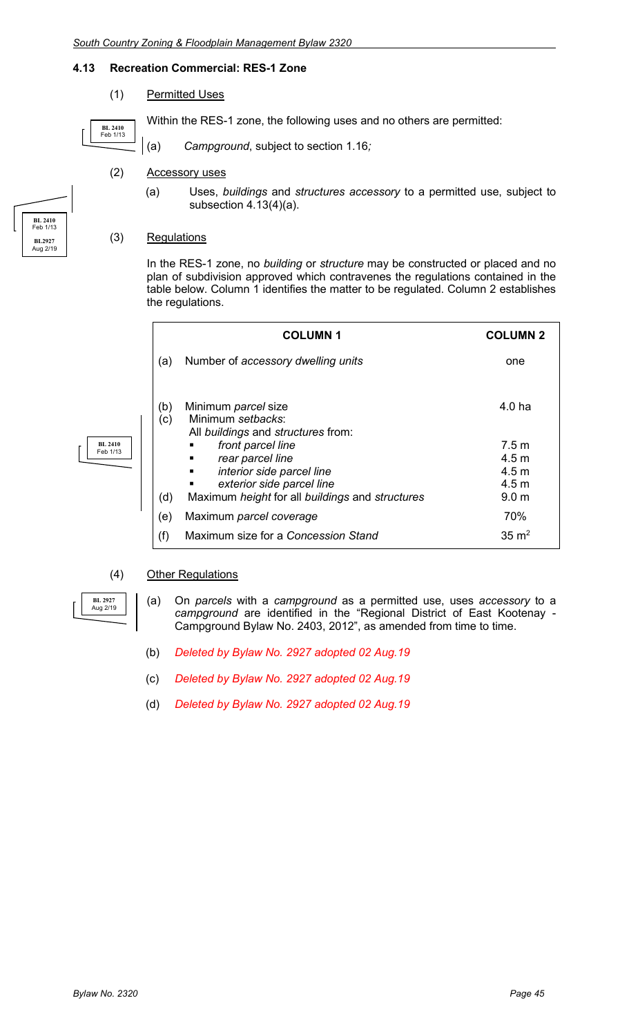## 4.13 Recreation Commercial: RES-1 Zone

(1) Permitted Uses

Within the RES-1 zone, the following uses and no others are permitted:

(a) *Campground*, subject to section 1.16;

(2) Accessory uses

(a) Uses, *buildings* and *structures accessory* to a permitted use, subject to subsection 4.13(4)(a).

(3) Regulations

In the RES-1 zone, no *building* or *structure* may be constructed or placed and no plan of subdivision approved which contravenes the regulations contained in the table below. Column 1 identifies the matter to be regulated. Column 2 establishes the regulations.

| | COLUMN 1 | COLUMN 2 |
|---|---|---|
| (a) | Number of *accessory dwelling units* | one |
| (b) | Minimum *parcel* size | 4.0 ha |
| (c) | Minimum *setbacks*: All *buildings* and *structures* from: | |
| | ▪ *front parcel line* | 7.5 m |
| | ▪ *rear parcel line* | 4.5 m |
| | ▪ *interior side parcel line* | 4.5 m |
| | ▪ *exterior side parcel line* | 4.5 m |
| (d) | Maximum *height* for all *buildings* and *structures* | 9.0 m |
| (e) | Maximum *parcel coverage* | 70% |
| (f) | Maximum size for a *Concession Stand* | 35 m² |

(4) Other Regulations

(a) On *parcels* with a *campground* as a permitted use, uses *accessory* to a *campground* are identified in the "Regional District of East Kootenay - Campground Bylaw No. 2403, 2012", as amended from time to time.

(b) *Deleted by Bylaw No. 2927 adopted 02 Aug.19*

(c) *Deleted by Bylaw No. 2927 adopted 02 Aug.19*

(d) *Deleted by Bylaw No. 2927 adopted 02 Aug.19*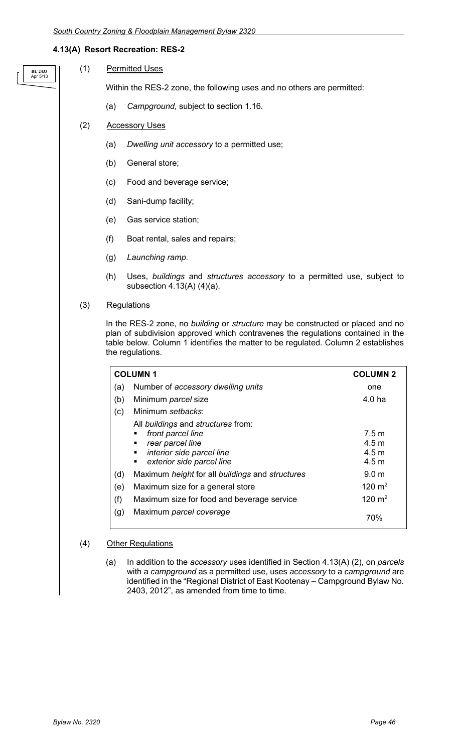## 4.13(A) Resort Recreation: RES-2

BL 2433 Apr 5/13

(1) Permitted Uses

Within the RES-2 zone, the following uses and no others are permitted:

(a) *Campground*, subject to section 1.16.

(2) Accessory Uses

(a) *Dwelling unit accessory* to a permitted use;

(b) General store;

(c) Food and beverage service;

(d) Sani-dump facility;

(e) Gas service station;

(f) Boat rental, sales and repairs;

(g) *Launching ramp*.

(h) Uses, *buildings* and *structures accessory* to a permitted use, subject to subsection 4.13(A) (4)(a).

(3) Regulations

In the RES-2 zone, no *building* or *structure* may be constructed or placed and no plan of subdivision approved which contravenes the regulations contained in the table below. Column 1 identifies the matter to be regulated. Column 2 establishes the regulations.

| COLUMN 1 | | COLUMN 2 |
|---|---|---|
| (a) | Number of *accessory dwelling units* | one |
| (b) | Minimum *parcel* size | 4.0 ha |
| (c) | Minimum *setbacks*: | |
| | All *buildings* and *structures* from: | |
| | ▪ *front parcel line* | 7.5 m |
| | ▪ *rear parcel line* | 4.5 m |
| | ▪ *interior side parcel line* | 4.5 m |
| | ▪ *exterior side parcel line* | 4.5 m |
| (d) | Maximum *height* for all *buildings* and *structures* | 9.0 m |
| (e) | Maximum size for a general store | 120 m$^2$ |
| (f) | Maximum size for food and beverage service | 120 m$^2$ |
| (g) | Maximum *parcel coverage* | 70% |

(4) Other Regulations

(a) In addition to the *accessory* uses identified in Section 4.13(A) (2), on *parcels* with a *campground* as a permitted use, uses *accessory* to a *campground* are identified in the "Regional District of East Kootenay – Campground Bylaw No. 2403, 2012", as amended from time to time.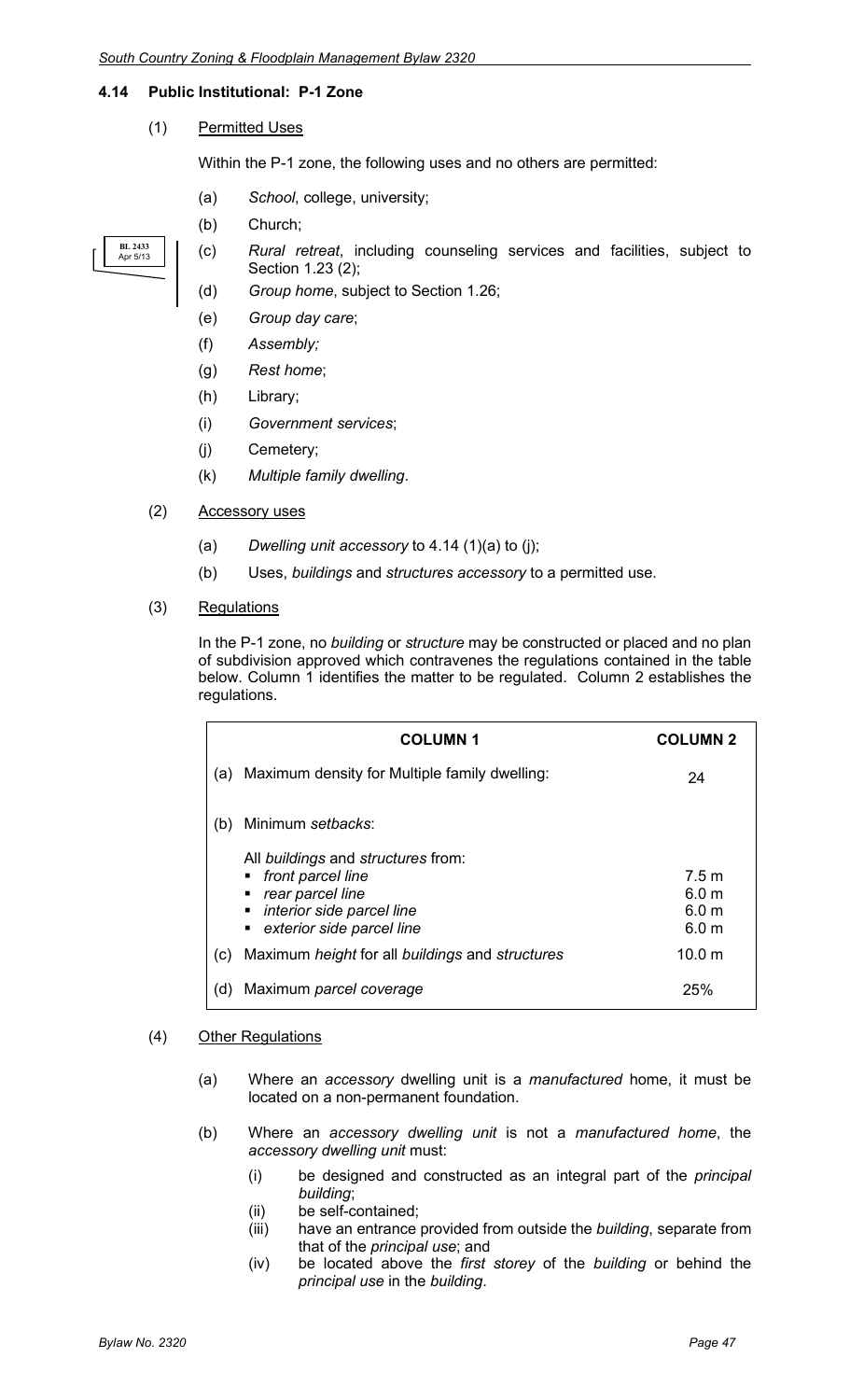### 4.14 Public Institutional: P-1 Zone

(1) Permitted Uses

Within the P-1 zone, the following uses and no others are permitted:

(a) *School*, college, university;

(b) Church;

BL 2433 Apr 5/13

(c) *Rural retreat*, including counseling services and facilities, subject to Section 1.23 (2);

(d) *Group home*, subject to Section 1.26;

(e) *Group day care*;

(f) *Assembly;*

(g) *Rest home*;

(h) Library;

(i) *Government services*;

(j) Cemetery;

(k) *Multiple family dwelling*.

(2) Accessory uses

(a) *Dwelling unit accessory* to 4.14 (1)(a) to (j);

(b) Uses, *buildings* and *structures accessory* to a permitted use.

(3) Regulations

In the P-1 zone, no *building* or *structure* may be constructed or placed and no plan of subdivision approved which contravenes the regulations contained in the table below. Column 1 identifies the matter to be regulated. Column 2 establishes the regulations.

| COLUMN 1 | COLUMN 2 |
|---|---|
| (a) Maximum density for Multiple family dwelling: | 24 |
| (b) Minimum *setbacks*: | |
| All *buildings* and *structures* from: | |
| ▪ *front parcel line* | 7.5 m |
| ▪ *rear parcel line* | 6.0 m |
| ▪ *interior side parcel line* | 6.0 m |
| ▪ *exterior side parcel line* | 6.0 m |
| (c) Maximum *height* for all *buildings* and *structures* | 10.0 m |
| (d) Maximum *parcel coverage* | 25% |

(4) Other Regulations

(a) Where an *accessory* dwelling unit is a *manufactured* home, it must be located on a non-permanent foundation.

(b) Where an *accessory dwelling unit* is not a *manufactured home*, the *accessory dwelling unit* must:

(i) be designed and constructed as an integral part of the *principal building*;

(ii) be self-contained;

(iii) have an entrance provided from outside the *building*, separate from that of the *principal use*; and

(iv) be located above the *first storey* of the *building* or behind the *principal use* in the *building*.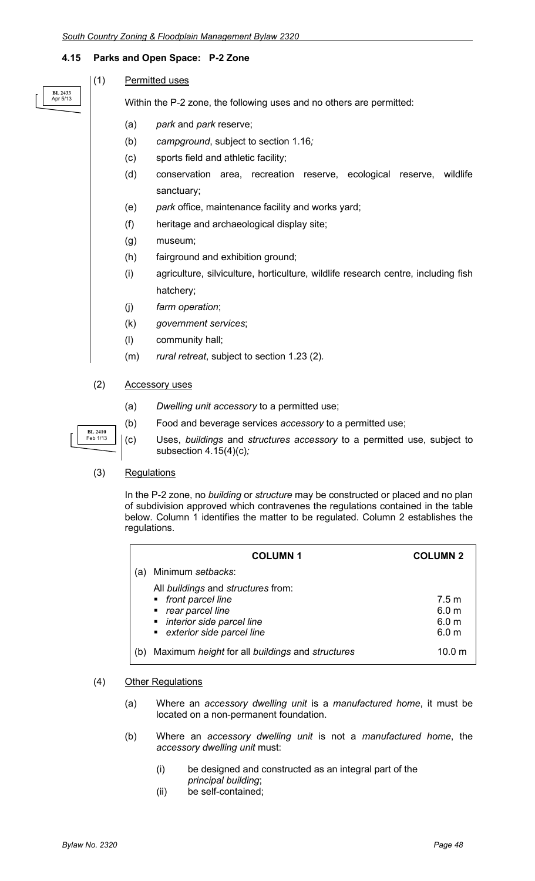## 4.15 Parks and Open Space: P-2 Zone

BL 2433
Apr 5/13

(1) Permitted uses

Within the P-2 zone, the following uses and no others are permitted:

(a) *park* and *park* reserve;

(b) *campground*, subject to section 1.16*;*

(c) sports field and athletic facility;

(d) conservation area, recreation reserve, ecological reserve, wildlife sanctuary;

(e) *park* office, maintenance facility and works yard;

(f) heritage and archaeological display site;

(g) museum;

(h) fairground and exhibition ground;

(i) agriculture, silviculture, horticulture, wildlife research centre, including fish hatchery;

(j) *farm operation*;

(k) *government services*;

(l) community hall;

(m) *rural retreat*, subject to section 1.23 (2).

(2) Accessory uses

(a) *Dwelling unit accessory* to a permitted use;

(b) Food and beverage services *accessory* to a permitted use;

BL 2410
Feb 1/13

(c) Uses, *buildings* and *structures accessory* to a permitted use, subject to subsection 4.15(4)(c)*;*

(3) Regulations

In the P-2 zone, no *building* or *structure* may be constructed or placed and no plan of subdivision approved which contravenes the regulations contained in the table below. Column 1 identifies the matter to be regulated. Column 2 establishes the regulations.

| | COLUMN 1 | COLUMN 2 |
|---|---|---|
| (a) | Minimum *setbacks*: | |
| | All *buildings* and *structures* from: | |
| | ▪ *front parcel line* | 7.5 m |
| | ▪ *rear parcel line* | 6.0 m |
| | ▪ *interior side parcel line* | 6.0 m |
| | ▪ *exterior side parcel line* | 6.0 m |
| (b) | Maximum *height* for all *buildings* and *structures* | 10.0 m |

(4) Other Regulations

(a) Where an *accessory dwelling unit* is a *manufactured home*, it must be located on a non-permanent foundation.

(b) Where an *accessory dwelling unit* is not a *manufactured home*, the *accessory dwelling unit* must:

(i) be designed and constructed as an integral part of the *principal building*;

(ii) be self-contained;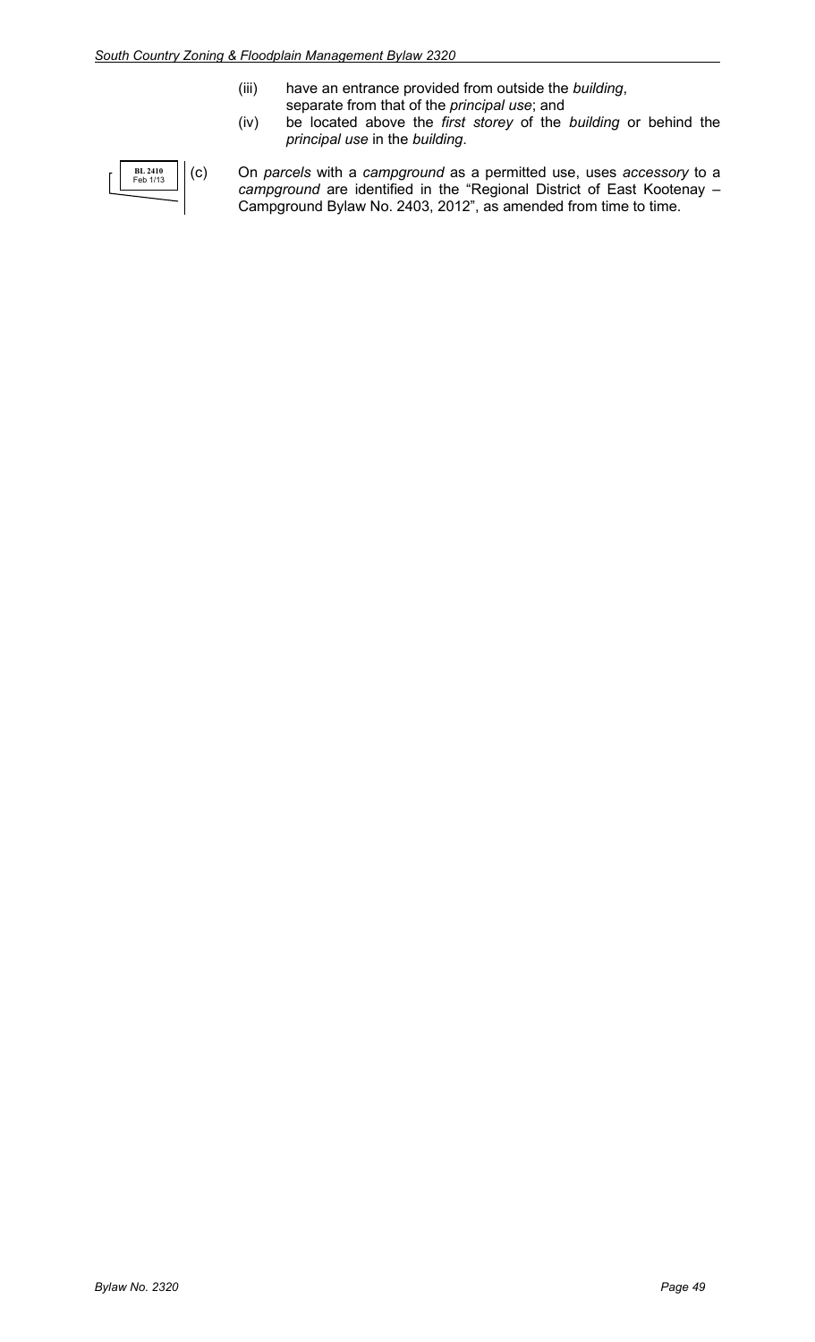(iii) have an entrance provided from outside the *building*, separate from that of the *principal use*; and

(iv) be located above the *first storey* of the *building* or behind the *principal use* in the *building*.

BL 2410 Feb 1/13

(c) On *parcels* with a *campground* as a permitted use, uses *accessory* to a *campground* are identified in the "Regional District of East Kootenay – Campground Bylaw No. 2403, 2012", as amended from time to time.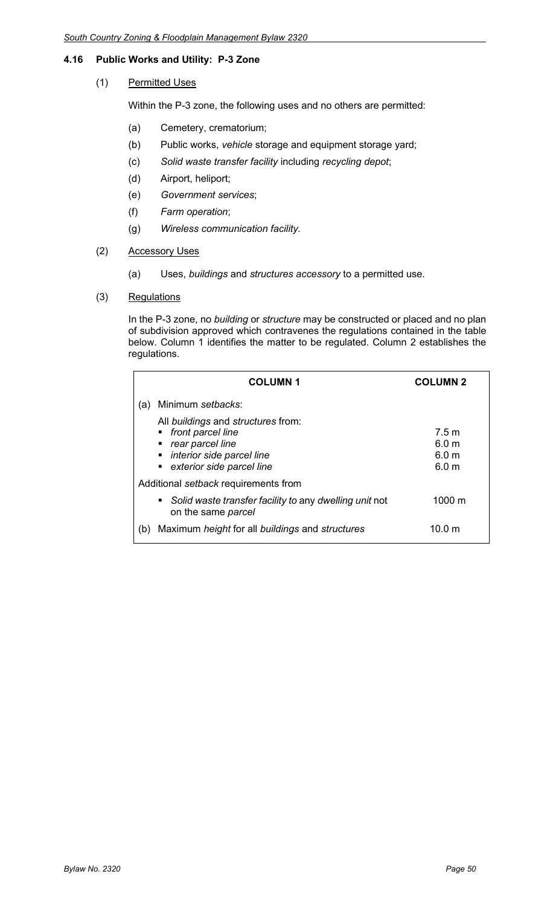## 4.16 Public Works and Utility: P-3 Zone

(1) Permitted Uses

Within the P-3 zone, the following uses and no others are permitted:

(a) Cemetery, crematorium;

(b) Public works, *vehicle* storage and equipment storage yard;

(c) *Solid waste transfer facility* including *recycling depot*;

(d) Airport, heliport;

(e) *Government services*;

(f) *Farm operation*;

(g) *Wireless communication facility.*

(2) Accessory Uses

(a) Uses, *buildings* and *structures accessory* to a permitted use.

(3) Regulations

In the P-3 zone, no *building* or *structure* may be constructed or placed and no plan of subdivision approved which contravenes the regulations contained in the table below. Column 1 identifies the matter to be regulated. Column 2 establishes the regulations.

| COLUMN 1 | COLUMN 2 |
|---|---|
| (a) Minimum *setbacks*: | |
| All *buildings* and *structures* from: | |
| ▪ *front parcel line* | 7.5 m |
| ▪ *rear parcel line* | 6.0 m |
| ▪ *interior side parcel line* | 6.0 m |
| ▪ *exterior side parcel line* | 6.0 m |
| Additional *setback* requirements from | |
| ▪ *Solid waste transfer facility to* any *dwelling unit* not on the same *parcel* | 1000 m |
| (b) Maximum *height* for all *buildings* and *structures* | 10.0 m |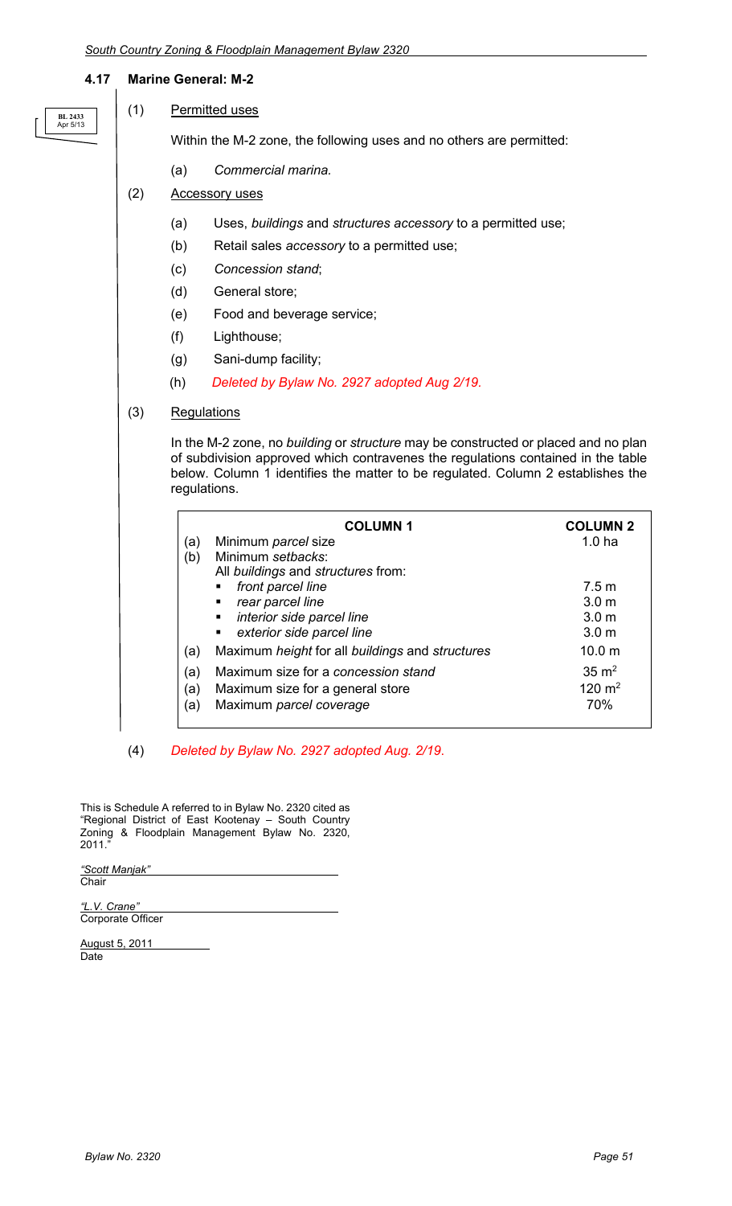### 4.17 Marine General: M-2

BL 2433
Apr 5/13

(1) Permitted uses

Within the M-2 zone, the following uses and no others are permitted:

(a) *Commercial marina.*

(2) Accessory uses

(a) Uses, *buildings* and *structures accessory* to a permitted use;

(b) Retail sales *accessory* to a permitted use;

(c) *Concession stand*;

(d) General store;

(e) Food and beverage service;

(f) Lighthouse;

(g) Sani-dump facility;

(h) *Deleted by Bylaw No. 2927 adopted Aug 2/19.*

(3) Regulations

In the M-2 zone, no *building* or *structure* may be constructed or placed and no plan of subdivision approved which contravenes the regulations contained in the table below. Column 1 identifies the matter to be regulated. Column 2 establishes the regulations.

| | COLUMN 1 | COLUMN 2 |
|---|---|---|
| (a) | Minimum *parcel* size | 1.0 ha |
| (b) | Minimum *setbacks*: | |
| | All *buildings* and *structures* from: | |
| | ▪ *front parcel line* | 7.5 m |
| | ▪ *rear parcel line* | 3.0 m |
| | ▪ *interior side parcel line* | 3.0 m |
| | ▪ *exterior side parcel line* | 3.0 m |
| (a) | Maximum *height* for all *buildings* and *structures* | 10.0 m |
| (a) | Maximum size for a *concession stand* | 35 $m^2$ |
| (a) | Maximum size for a general store | 120 $m^2$ |
| (a) | Maximum *parcel coverage* | 70% |

(4) *Deleted by Bylaw No. 2927 adopted Aug. 2/19.*

This is Schedule A referred to in Bylaw No. 2320 cited as "Regional District of East Kootenay – South Country Zoning & Floodplain Management Bylaw No. 2320, 2011."

*"Scott Manjak"*
Chair

*"L.V. Crane"*
Corporate Officer

August 5, 2011
Date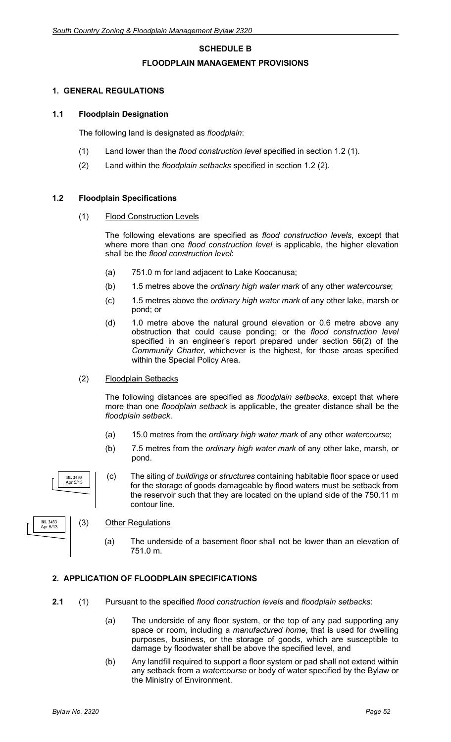# SCHEDULE B

## FLOODPLAIN MANAGEMENT PROVISIONS

### 1. GENERAL REGULATIONS

#### 1.1 Floodplain Designation

The following land is designated as *floodplain*:

(1) Land lower than the *flood construction level* specified in section 1.2 (1).

(2) Land within the *floodplain setbacks* specified in section 1.2 (2).

#### 1.2 Floodplain Specifications

(1) Flood Construction Levels

The following elevations are specified as *flood construction levels*, except that where more than one *flood construction level* is applicable, the higher elevation shall be the *flood construction level*:

(a) 751.0 m for land adjacent to Lake Koocanusa;

(b) 1.5 metres above the *ordinary high water mark* of any other *watercourse*;

(c) 1.5 metres above the *ordinary high water mark* of any other lake, marsh or pond; or

(d) 1.0 metre above the natural ground elevation or 0.6 metre above any obstruction that could cause ponding; or the *flood construction level* specified in an engineer's report prepared under section 56(2) of the *Community Charter*, whichever is the highest, for those areas specified within the Special Policy Area.

(2) Floodplain Setbacks

The following distances are specified as *floodplain setbacks*, except that where more than one *floodplain setback* is applicable, the greater distance shall be the *floodplain setback*.

(a) 15.0 metres from the *ordinary high water mark* of any other *watercourse*;

(b) 7.5 metres from the *ordinary high water mark* of any other lake, marsh, or pond.

BL 2433 Apr 5/13

(c) The siting of *buildings* or *structures* containing habitable floor space or used for the storage of goods damageable by flood waters must be setback from the reservoir such that they are located on the upland side of the 750.11 m contour line.

BL 2433 Apr 5/13

(3) Other Regulations

(a) The underside of a basement floor shall not be lower than an elevation of 751.0 m.

### 2. APPLICATION OF FLOODPLAIN SPECIFICATIONS

**2.1** (1) Pursuant to the specified *flood construction levels* and *floodplain setbacks*:

(a) The underside of any floor system, or the top of any pad supporting any space or room, including a *manufactured home*, that is used for dwelling purposes, business, or the storage of goods, which are susceptible to damage by floodwater shall be above the specified level, and

(b) Any landfill required to support a floor system or pad shall not extend within any setback from a *watercourse* or body of water specified by the Bylaw or the Ministry of Environment.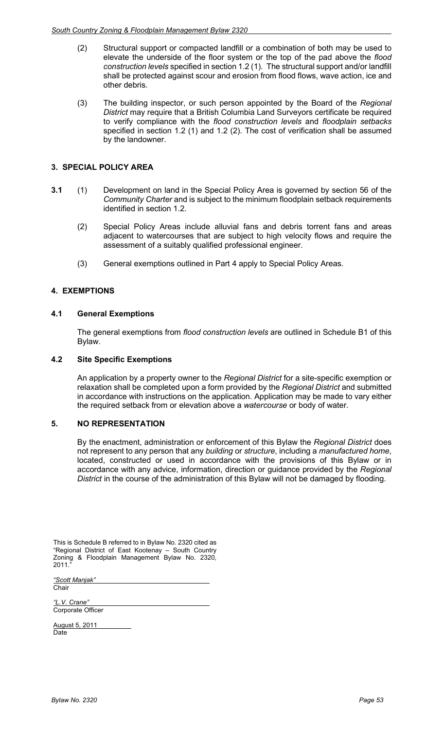(2) Structural support or compacted landfill or a combination of both may be used to elevate the underside of the floor system or the top of the pad above the *flood construction levels* specified in section 1.2 (1). The structural support and/or landfill shall be protected against scour and erosion from flood flows, wave action, ice and other debris.

(3) The building inspector, or such person appointed by the Board of the *Regional District* may require that a British Columbia Land Surveyors certificate be required to verify compliance with the *flood construction levels* and *floodplain setbacks* specified in section 1.2 (1) and 1.2 (2). The cost of verification shall be assumed by the landowner.

## 3. SPECIAL POLICY AREA

**3.1** (1) Development on land in the Special Policy Area is governed by section 56 of the *Community Charter* and is subject to the minimum floodplain setback requirements identified in section 1.2.

(2) Special Policy Areas include alluvial fans and debris torrent fans and areas adjacent to watercourses that are subject to high velocity flows and require the assessment of a suitably qualified professional engineer.

(3) General exemptions outlined in Part 4 apply to Special Policy Areas.

## 4. EXEMPTIONS

### 4.1 General Exemptions

The general exemptions from *flood construction levels* are outlined in Schedule B1 of this Bylaw.

### 4.2 Site Specific Exemptions

An application by a property owner to the *Regional District* for a site-specific exemption or relaxation shall be completed upon a form provided by the *Regional District* and submitted in accordance with instructions on the application. Application may be made to vary either the required setback from or elevation above a *watercourse* or body of water.

## 5. NO REPRESENTATION

By the enactment, administration or enforcement of this Bylaw the *Regional District* does not represent to any person that any *building* or *structure*, including a *manufactured home*, located, constructed or used in accordance with the provisions of this Bylaw or in accordance with any advice, information, direction or guidance provided by the *Regional District* in the course of the administration of this Bylaw will not be damaged by flooding.

This is Schedule B referred to in Bylaw No. 2320 cited as "Regional District of East Kootenay – South Country Zoning & Floodplain Management Bylaw No. 2320, 2011."

*"Scott Manjak"*
Chair

*"L.V. Crane"*
Corporate Officer

August 5, 2011
Date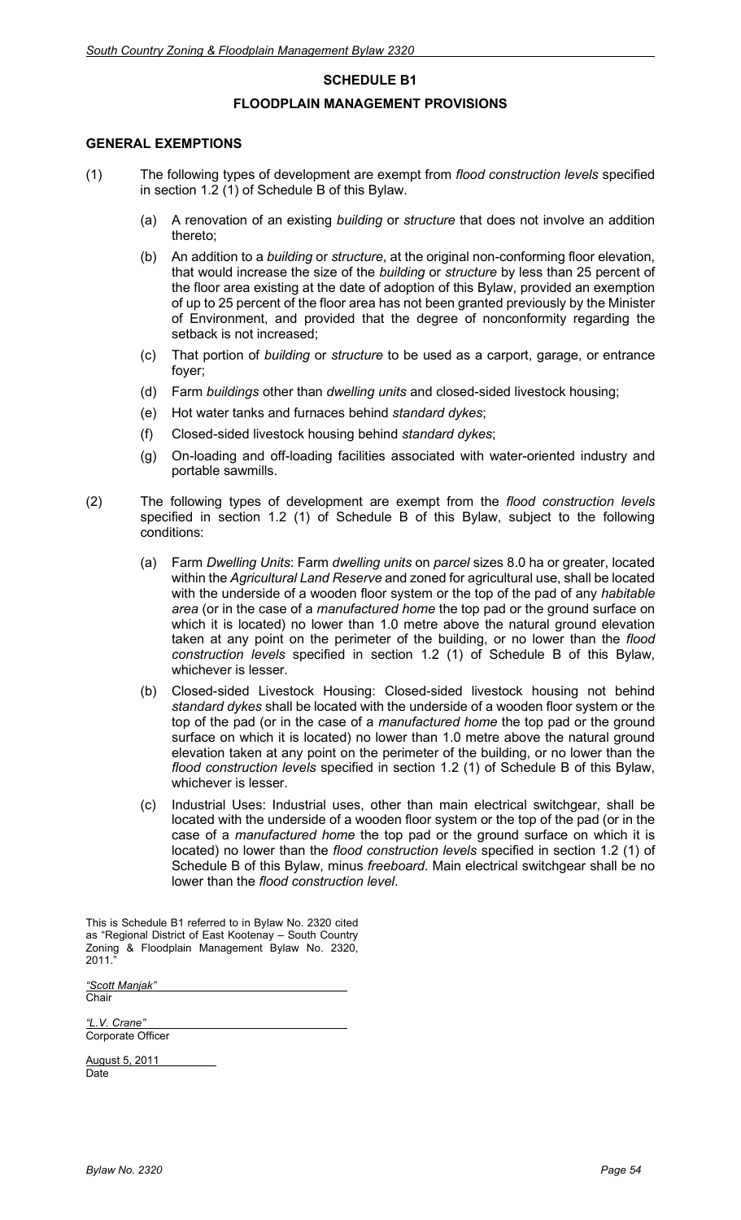## SCHEDULE B1

## FLOODPLAIN MANAGEMENT PROVISIONS

### GENERAL EXEMPTIONS

(1) The following types of development are exempt from *flood construction levels* specified in section 1.2 (1) of Schedule B of this Bylaw.

   (a) A renovation of an existing *building* or *structure* that does not involve an addition thereto;

   (b) An addition to a *building* or *structure*, at the original non-conforming floor elevation, that would increase the size of the *building* or *structure* by less than 25 percent of the floor area existing at the date of adoption of this Bylaw, provided an exemption of up to 25 percent of the floor area has not been granted previously by the Minister of Environment, and provided that the degree of nonconformity regarding the setback is not increased;

   (c) That portion of *building* or *structure* to be used as a carport, garage, or entrance foyer;

   (d) Farm *buildings* other than *dwelling units* and closed-sided livestock housing;

   (e) Hot water tanks and furnaces behind *standard dykes*;

   (f) Closed-sided livestock housing behind *standard dykes*;

   (g) On-loading and off-loading facilities associated with water-oriented industry and portable sawmills.

(2) The following types of development are exempt from the *flood construction levels* specified in section 1.2 (1) of Schedule B of this Bylaw, subject to the following conditions:

   (a) Farm *Dwelling Units*: Farm *dwelling units* on *parcel* sizes 8.0 ha or greater, located within the *Agricultural Land Reserve* and zoned for agricultural use, shall be located with the underside of a wooden floor system or the top of the pad of any *habitable area* (or in the case of a *manufactured home* the top pad or the ground surface on which it is located) no lower than 1.0 metre above the natural ground elevation taken at any point on the perimeter of the building, or no lower than the *flood construction levels* specified in section 1.2 (1) of Schedule B of this Bylaw, whichever is lesser.

   (b) Closed-sided Livestock Housing: Closed-sided livestock housing not behind *standard dykes* shall be located with the underside of a wooden floor system or the top of the pad (or in the case of a *manufactured home* the top pad or the ground surface on which it is located) no lower than 1.0 metre above the natural ground elevation taken at any point on the perimeter of the building, or no lower than the *flood construction levels* specified in section 1.2 (1) of Schedule B of this Bylaw, whichever is lesser.

   (c) Industrial Uses: Industrial uses, other than main electrical switchgear, shall be located with the underside of a wooden floor system or the top of the pad (or in the case of a *manufactured home* the top pad or the ground surface on which it is located) no lower than the *flood construction levels* specified in section 1.2 (1) of Schedule B of this Bylaw, minus *freeboard*. Main electrical switchgear shall be no lower than the *flood construction level*.

This is Schedule B1 referred to in Bylaw No. 2320 cited as "Regional District of East Kootenay – South Country Zoning & Floodplain Management Bylaw No. 2320, 2011."

*"Scott Manjak"*
Chair

*"L.V. Crane"*
Corporate Officer

August 5, 2011
Date